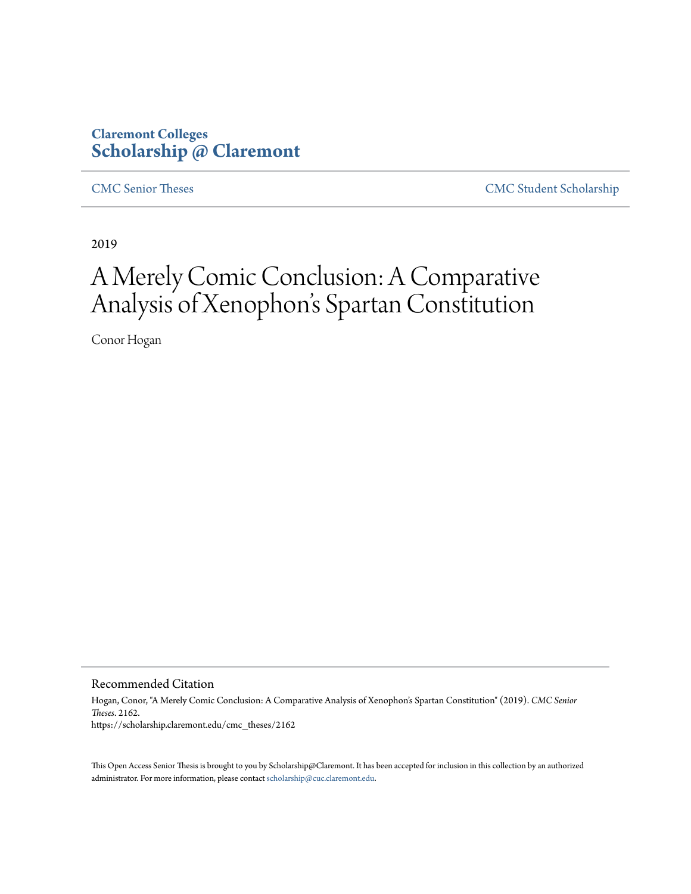Claremont Colleges
**Scholarship @ Claremont**

CMC Senior Theses | CMC Student Scholarship

2019

# A Merely Comic Conclusion: A Comparative Analysis of Xenophon's Spartan Constitution

Conor Hogan

## Recommended Citation

Hogan, Conor, "A Merely Comic Conclusion: A Comparative Analysis of Xenophon's Spartan Constitution" (2019). *CMC Senior Theses*. 2162.
https://scholarship.claremont.edu/cmc_theses/2162

This Open Access Senior Thesis is brought to you by Scholarship@Claremont. It has been accepted for inclusion in this collection by an authorized administrator. For more information, please contact scholarship@cuc.claremont.edu.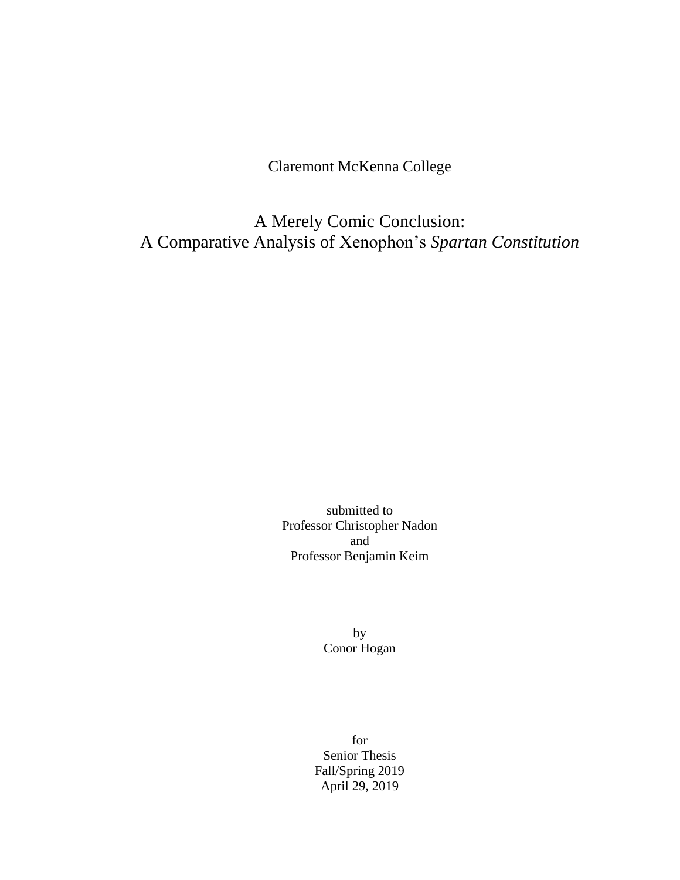Claremont McKenna College

# A Merely Comic Conclusion:
# A Comparative Analysis of Xenophon's *Spartan Constitution*

submitted to
Professor Christopher Nadon
and
Professor Benjamin Keim

by
Conor Hogan

for
Senior Thesis
Fall/Spring 2019
April 29, 2019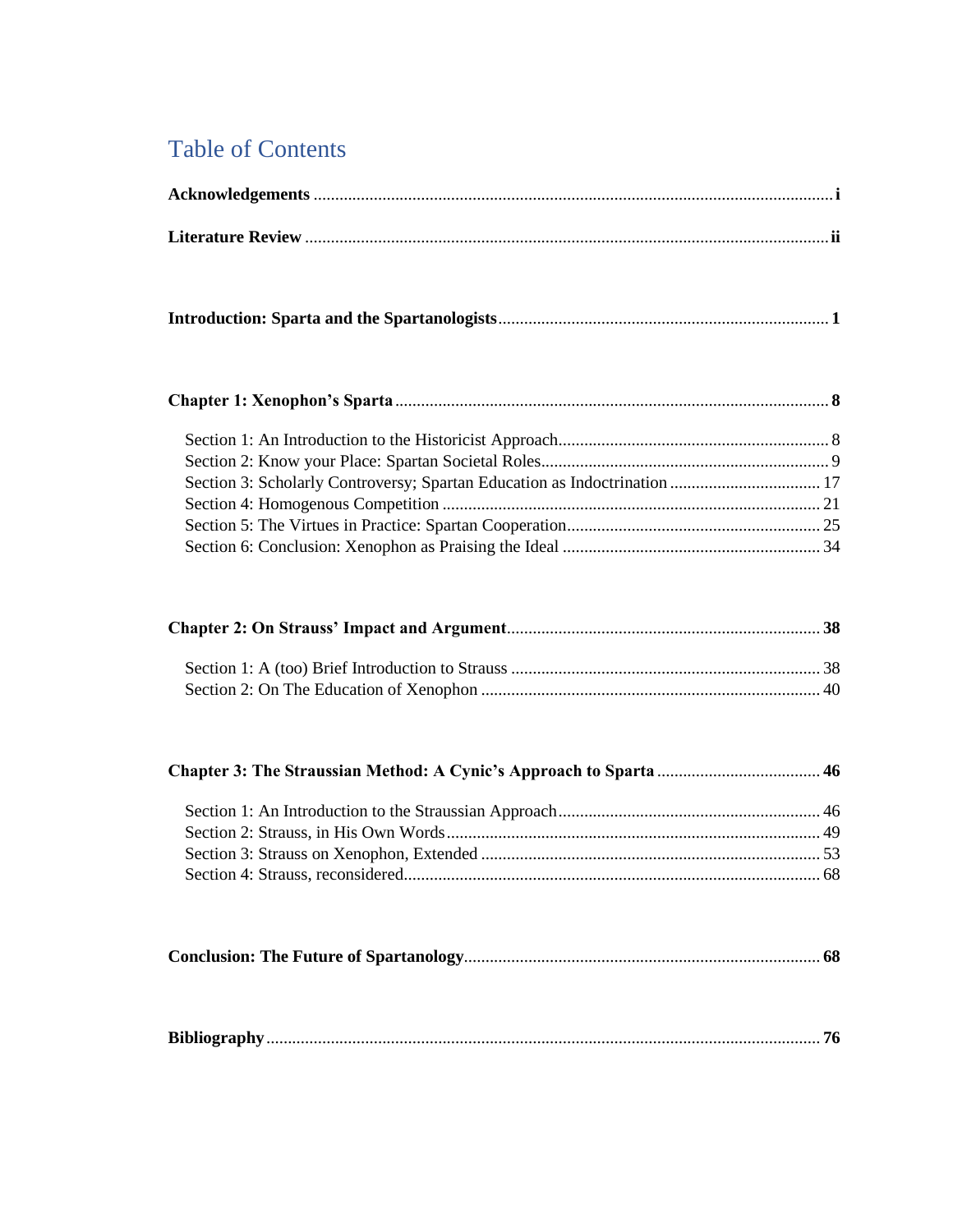# Table of Contents

**Acknowledgements** ........................................................................................................ **i**

**Literature Review** ........................................................................................................ **ii**

**Introduction: Sparta and the Spartanologists** ........................................................................ **1**

**Chapter 1: Xenophon's Sparta** .................................................................................... **8**

Section 1: An Introduction to the Historicist Approach ................................................ 8
Section 2: Know your Place: Spartan Societal Roles ..................................................... 9
Section 3: Scholarly Controversy; Spartan Education as Indoctrination ........................ 17
Section 4: Homogenous Competition ........................................................................... 21
Section 5: The Virtues in Practice: Spartan Cooperation ............................................... 25
Section 6: Conclusion: Xenophon as Praising the Ideal ................................................ 34

**Chapter 2: On Strauss' Impact and Argument** ................................................................ **38**

Section 1: A (too) Brief Introduction to Strauss ........................................................... 38
Section 2: On The Education of Xenophon .................................................................. 40

**Chapter 3: The Straussian Method: A Cynic's Approach to Sparta** .................................... **46**

Section 1: An Introduction to the Straussian Approach ................................................ 46
Section 2: Strauss, in His Own Words .......................................................................... 49
Section 3: Strauss on Xenophon, Extended .................................................................. 53
Section 4: Strauss, reconsidered .................................................................................... 68

**Conclusion: The Future of Spartanology** ....................................................................... **68**

**Bibliography** ................................................................................................................ **76**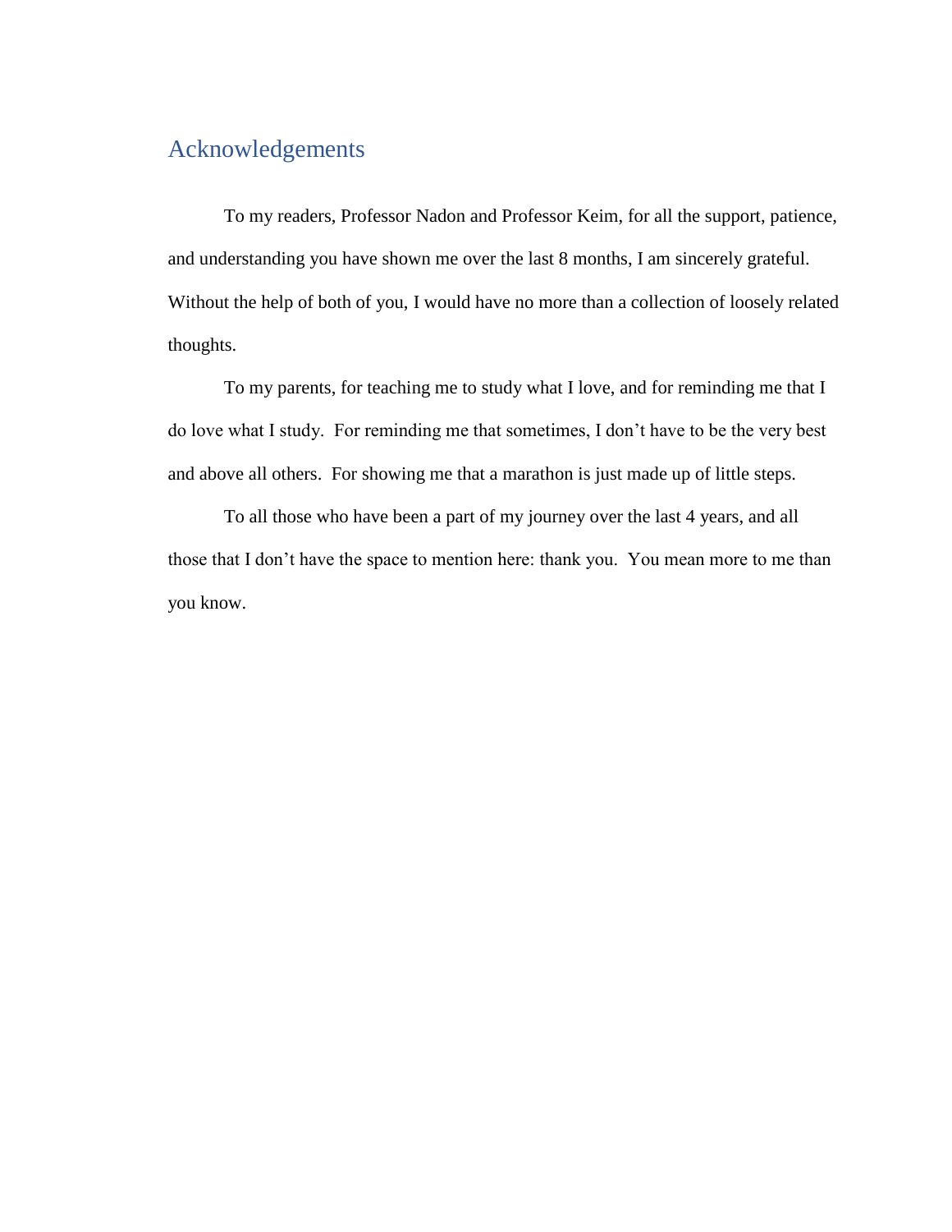# Acknowledgements

To my readers, Professor Nadon and Professor Keim, for all the support, patience, and understanding you have shown me over the last 8 months, I am sincerely grateful. Without the help of both of you, I would have no more than a collection of loosely related thoughts.

To my parents, for teaching me to study what I love, and for reminding me that I do love what I study. For reminding me that sometimes, I don't have to be the very best and above all others. For showing me that a marathon is just made up of little steps.

To all those who have been a part of my journey over the last 4 years, and all those that I don't have the space to mention here: thank you. You mean more to me than you know.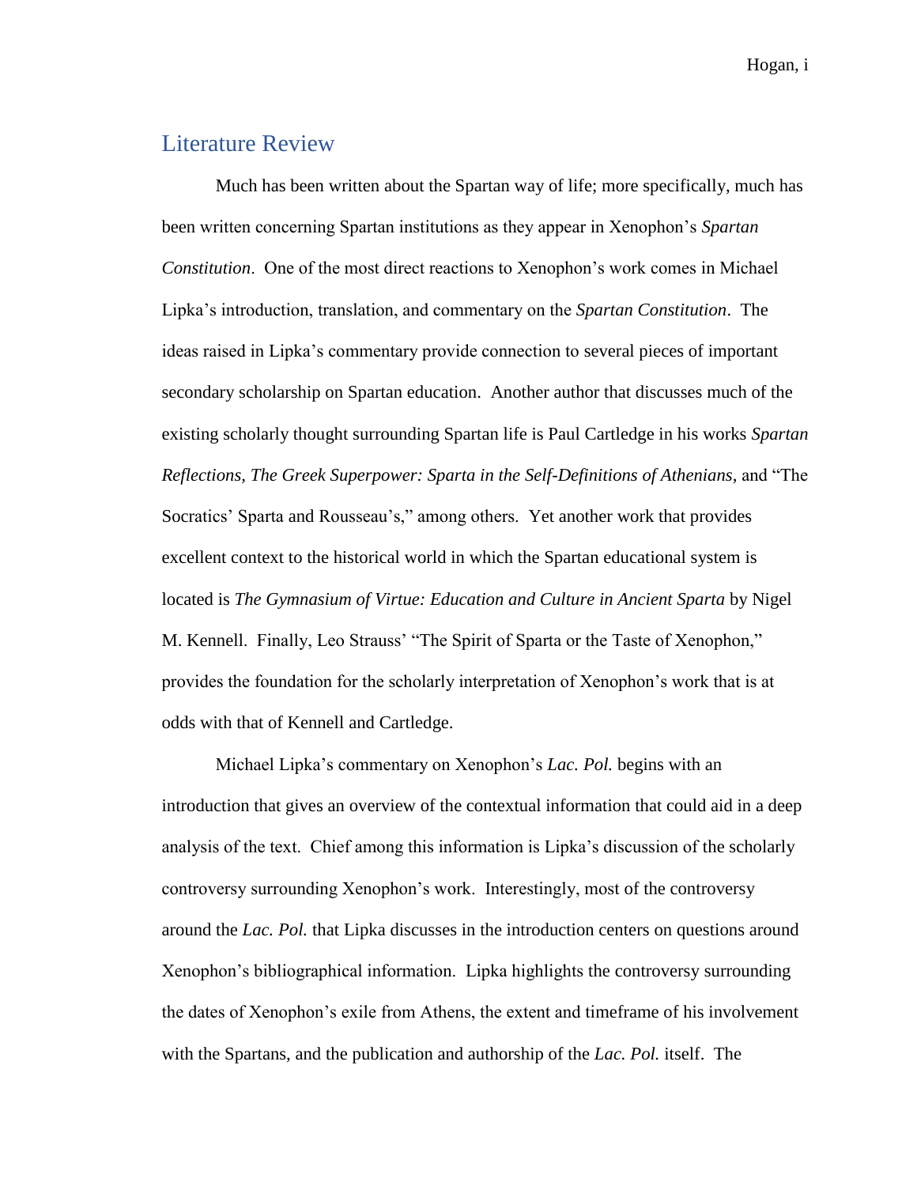## Literature Review

Much has been written about the Spartan way of life; more specifically, much has been written concerning Spartan institutions as they appear in Xenophon's *Spartan Constitution*. One of the most direct reactions to Xenophon's work comes in Michael Lipka's introduction, translation, and commentary on the *Spartan Constitution*. The ideas raised in Lipka's commentary provide connection to several pieces of important secondary scholarship on Spartan education. Another author that discusses much of the existing scholarly thought surrounding Spartan life is Paul Cartledge in his works *Spartan Reflections, The Greek Superpower: Sparta in the Self-Definitions of Athenians,* and "The Socratics' Sparta and Rousseau's," among others. Yet another work that provides excellent context to the historical world in which the Spartan educational system is located is *The Gymnasium of Virtue: Education and Culture in Ancient Sparta* by Nigel M. Kennell. Finally, Leo Strauss' "The Spirit of Sparta or the Taste of Xenophon," provides the foundation for the scholarly interpretation of Xenophon's work that is at odds with that of Kennell and Cartledge.

Michael Lipka's commentary on Xenophon's *Lac. Pol.* begins with an introduction that gives an overview of the contextual information that could aid in a deep analysis of the text. Chief among this information is Lipka's discussion of the scholarly controversy surrounding Xenophon's work. Interestingly, most of the controversy around the *Lac. Pol.* that Lipka discusses in the introduction centers on questions around Xenophon's bibliographical information. Lipka highlights the controversy surrounding the dates of Xenophon's exile from Athens, the extent and timeframe of his involvement with the Spartans, and the publication and authorship of the *Lac. Pol.* itself. The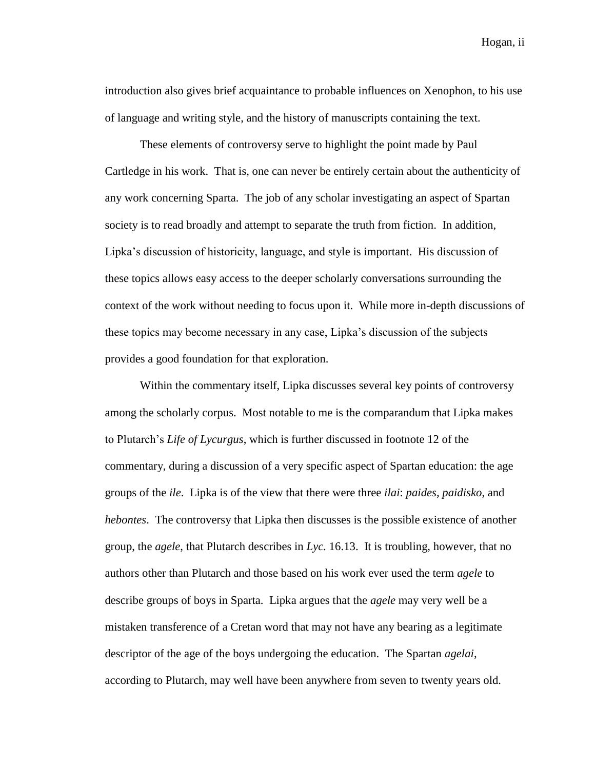introduction also gives brief acquaintance to probable influences on Xenophon, to his use of language and writing style, and the history of manuscripts containing the text.

These elements of controversy serve to highlight the point made by Paul Cartledge in his work. That is, one can never be entirely certain about the authenticity of any work concerning Sparta. The job of any scholar investigating an aspect of Spartan society is to read broadly and attempt to separate the truth from fiction. In addition, Lipka's discussion of historicity, language, and style is important. His discussion of these topics allows easy access to the deeper scholarly conversations surrounding the context of the work without needing to focus upon it. While more in-depth discussions of these topics may become necessary in any case, Lipka's discussion of the subjects provides a good foundation for that exploration.

Within the commentary itself, Lipka discusses several key points of controversy among the scholarly corpus. Most notable to me is the comparandum that Lipka makes to Plutarch's *Life of Lycurgus*, which is further discussed in footnote 12 of the commentary, during a discussion of a very specific aspect of Spartan education: the age groups of the *ile*. Lipka is of the view that there were three *ilai*: *paides*, *paidisko*, and *hebontes*. The controversy that Lipka then discusses is the possible existence of another group, the *agele*, that Plutarch describes in *Lyc.* 16.13. It is troubling, however, that no authors other than Plutarch and those based on his work ever used the term *agele* to describe groups of boys in Sparta. Lipka argues that the *agele* may very well be a mistaken transference of a Cretan word that may not have any bearing as a legitimate descriptor of the age of the boys undergoing the education. The Spartan *agelai*, according to Plutarch, may well have been anywhere from seven to twenty years old.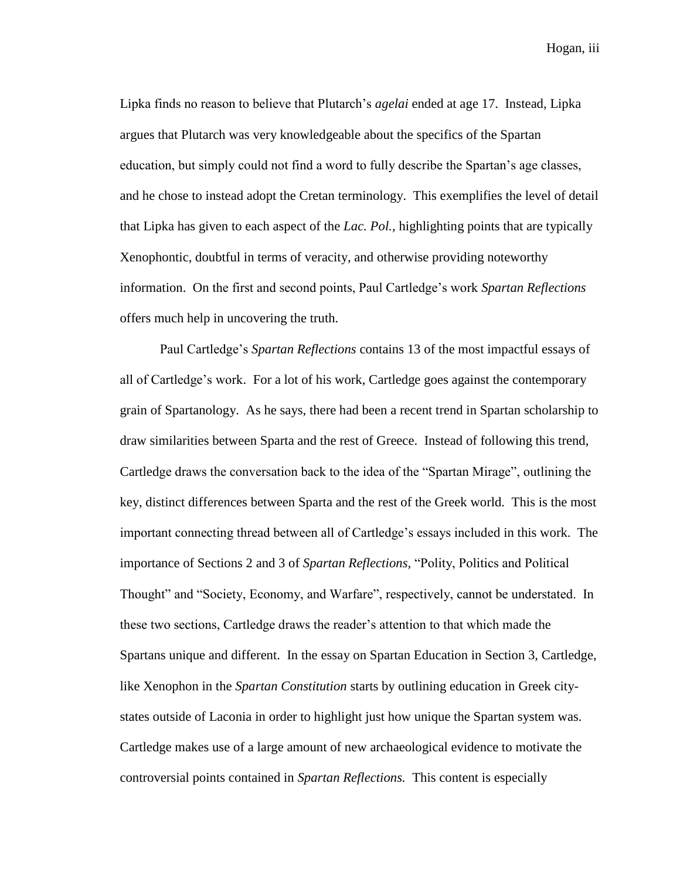Lipka finds no reason to believe that Plutarch's *agelai* ended at age 17. Instead, Lipka argues that Plutarch was very knowledgeable about the specifics of the Spartan education, but simply could not find a word to fully describe the Spartan's age classes, and he chose to instead adopt the Cretan terminology. This exemplifies the level of detail that Lipka has given to each aspect of the *Lac. Pol.*, highlighting points that are typically Xenophontic, doubtful in terms of veracity, and otherwise providing noteworthy information. On the first and second points, Paul Cartledge's work *Spartan Reflections* offers much help in uncovering the truth.

Paul Cartledge's *Spartan Reflections* contains 13 of the most impactful essays of all of Cartledge's work. For a lot of his work, Cartledge goes against the contemporary grain of Spartanology. As he says, there had been a recent trend in Spartan scholarship to draw similarities between Sparta and the rest of Greece. Instead of following this trend, Cartledge draws the conversation back to the idea of the "Spartan Mirage", outlining the key, distinct differences between Sparta and the rest of the Greek world. This is the most important connecting thread between all of Cartledge's essays included in this work. The importance of Sections 2 and 3 of *Spartan Reflections*, "Polity, Politics and Political Thought" and "Society, Economy, and Warfare", respectively, cannot be understated. In these two sections, Cartledge draws the reader's attention to that which made the Spartans unique and different. In the essay on Spartan Education in Section 3, Cartledge, like Xenophon in the *Spartan Constitution* starts by outlining education in Greek city-states outside of Laconia in order to highlight just how unique the Spartan system was. Cartledge makes use of a large amount of new archaeological evidence to motivate the controversial points contained in *Spartan Reflections.* This content is especially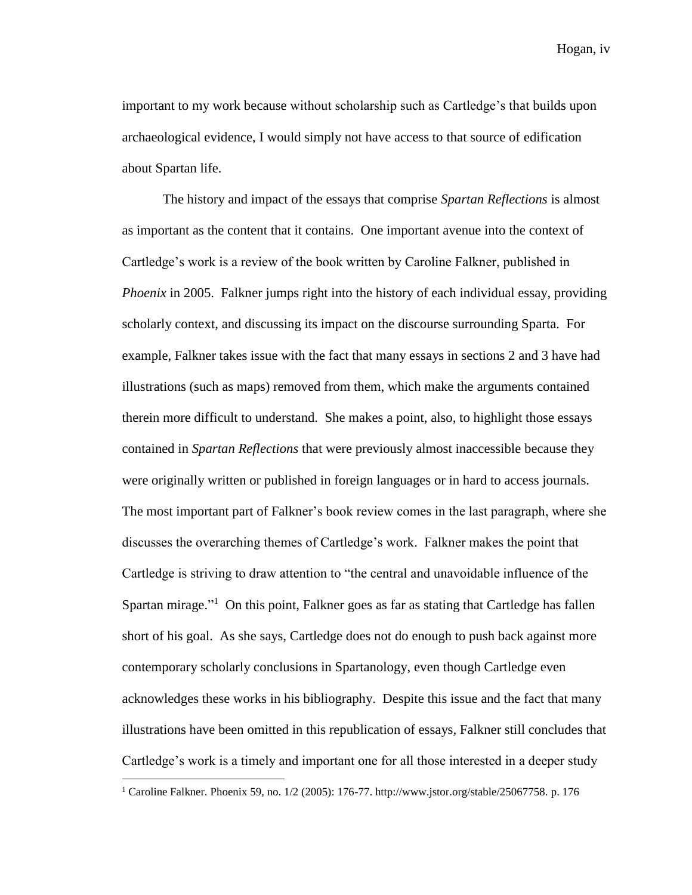important to my work because without scholarship such as Cartledge's that builds upon archaeological evidence, I would simply not have access to that source of edification about Spartan life.

The history and impact of the essays that comprise *Spartan Reflections* is almost as important as the content that it contains. One important avenue into the context of Cartledge's work is a review of the book written by Caroline Falkner, published in *Phoenix* in 2005. Falkner jumps right into the history of each individual essay, providing scholarly context, and discussing its impact on the discourse surrounding Sparta. For example, Falkner takes issue with the fact that many essays in sections 2 and 3 have had illustrations (such as maps) removed from them, which make the arguments contained therein more difficult to understand. She makes a point, also, to highlight those essays contained in *Spartan Reflections* that were previously almost inaccessible because they were originally written or published in foreign languages or in hard to access journals. The most important part of Falkner's book review comes in the last paragraph, where she discusses the overarching themes of Cartledge's work. Falkner makes the point that Cartledge is striving to draw attention to "the central and unavoidable influence of the Spartan mirage."[1] On this point, Falkner goes as far as stating that Cartledge has fallen short of his goal. As she says, Cartledge does not do enough to push back against more contemporary scholarly conclusions in Spartanology, even though Cartledge even acknowledges these works in his bibliography. Despite this issue and the fact that many illustrations have been omitted in this republication of essays, Falkner still concludes that Cartledge's work is a timely and important one for all those interested in a deeper study

[1] Caroline Falkner. Phoenix 59, no. 1/2 (2005): 176-77. http://www.jstor.org/stable/25067758. p. 176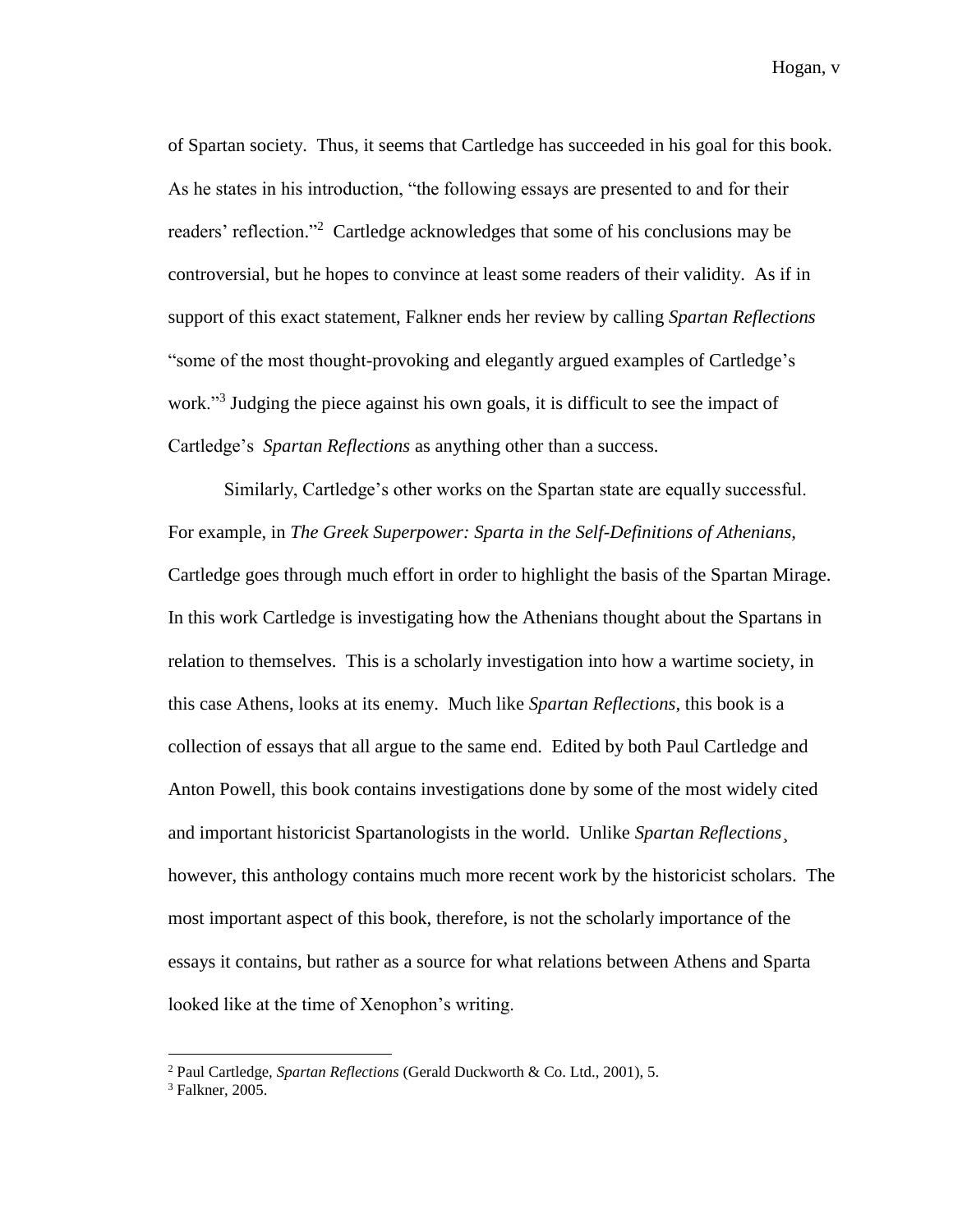of Spartan society. Thus, it seems that Cartledge has succeeded in his goal for this book. As he states in his introduction, "the following essays are presented to and for their readers' reflection."[2] Cartledge acknowledges that some of his conclusions may be controversial, but he hopes to convince at least some readers of their validity. As if in support of this exact statement, Falkner ends her review by calling *Spartan Reflections* "some of the most thought-provoking and elegantly argued examples of Cartledge's work."[3] Judging the piece against his own goals, it is difficult to see the impact of Cartledge's *Spartan Reflections* as anything other than a success.

Similarly, Cartledge's other works on the Spartan state are equally successful. For example, in *The Greek Superpower: Sparta in the Self-Definitions of Athenians*, Cartledge goes through much effort in order to highlight the basis of the Spartan Mirage. In this work Cartledge is investigating how the Athenians thought about the Spartans in relation to themselves. This is a scholarly investigation into how a wartime society, in this case Athens, looks at its enemy. Much like *Spartan Reflections*, this book is a collection of essays that all argue to the same end. Edited by both Paul Cartledge and Anton Powell, this book contains investigations done by some of the most widely cited and important historicist Spartanologists in the world. Unlike *Spartan Reflections*¸ however, this anthology contains much more recent work by the historicist scholars. The most important aspect of this book, therefore, is not the scholarly importance of the essays it contains, but rather as a source for what relations between Athens and Sparta looked like at the time of Xenophon's writing.

---

[2] Paul Cartledge, *Spartan Reflections* (Gerald Duckworth & Co. Ltd., 2001), 5.

[3] Falkner, 2005.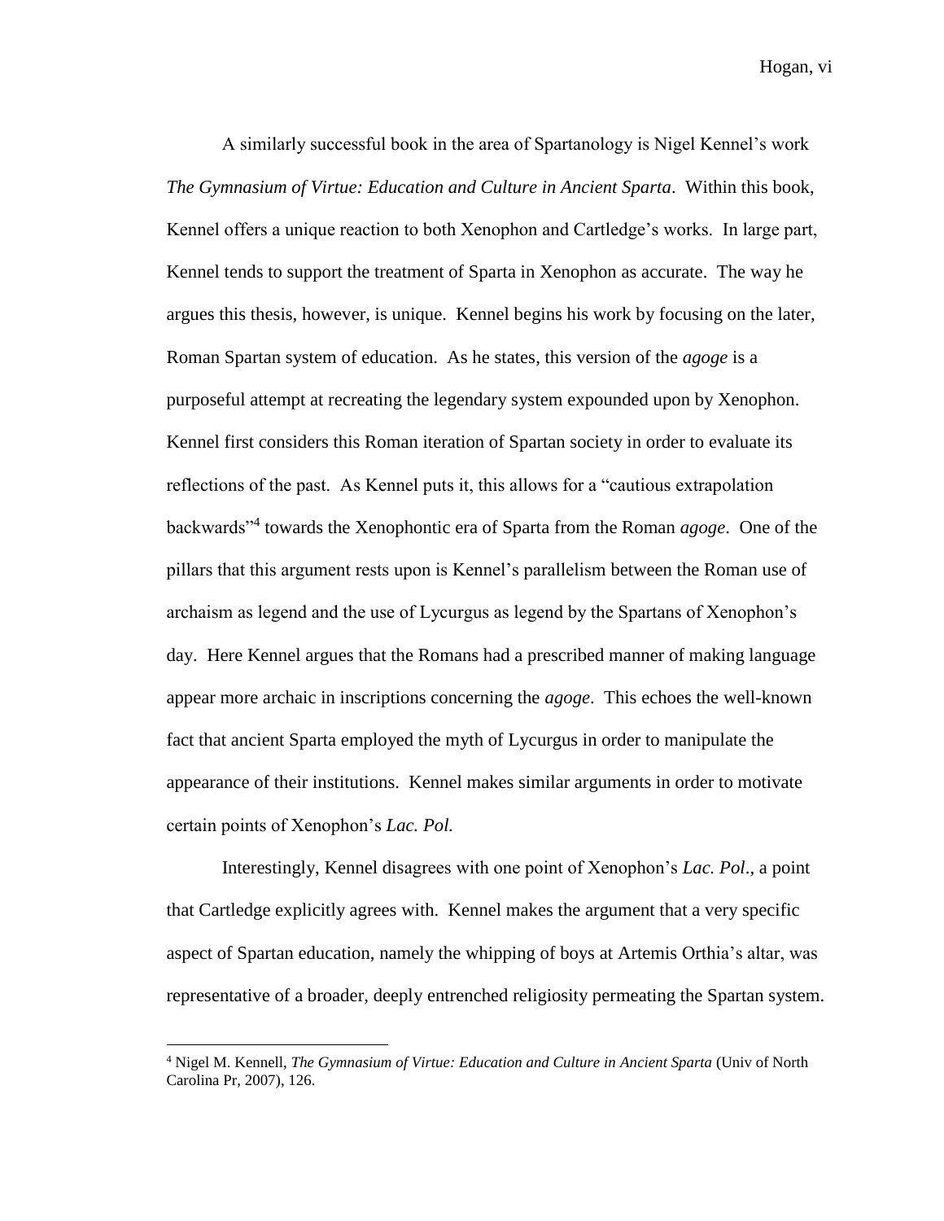A similarly successful book in the area of Spartanology is Nigel Kennel's work *The Gymnasium of Virtue: Education and Culture in Ancient Sparta*. Within this book, Kennel offers a unique reaction to both Xenophon and Cartledge's works. In large part, Kennel tends to support the treatment of Sparta in Xenophon as accurate. The way he argues this thesis, however, is unique. Kennel begins his work by focusing on the later, Roman Spartan system of education. As he states, this version of the *agoge* is a purposeful attempt at recreating the legendary system expounded upon by Xenophon. Kennel first considers this Roman iteration of Spartan society in order to evaluate its reflections of the past. As Kennel puts it, this allows for a "cautious extrapolation backwards"[4] towards the Xenophontic era of Sparta from the Roman *agoge*. One of the pillars that this argument rests upon is Kennel's parallelism between the Roman use of archaism as legend and the use of Lycurgus as legend by the Spartans of Xenophon's day. Here Kennel argues that the Romans had a prescribed manner of making language appear more archaic in inscriptions concerning the *agoge*. This echoes the well-known fact that ancient Sparta employed the myth of Lycurgus in order to manipulate the appearance of their institutions. Kennel makes similar arguments in order to motivate certain points of Xenophon's *Lac. Pol.*

Interestingly, Kennel disagrees with one point of Xenophon's *Lac. Pol*., a point that Cartledge explicitly agrees with. Kennel makes the argument that a very specific aspect of Spartan education, namely the whipping of boys at Artemis Orthia's altar, was representative of a broader, deeply entrenched religiosity permeating the Spartan system.

---

[4] Nigel M. Kennell, *The Gymnasium of Virtue: Education and Culture in Ancient Sparta* (Univ of North Carolina Pr, 2007), 126.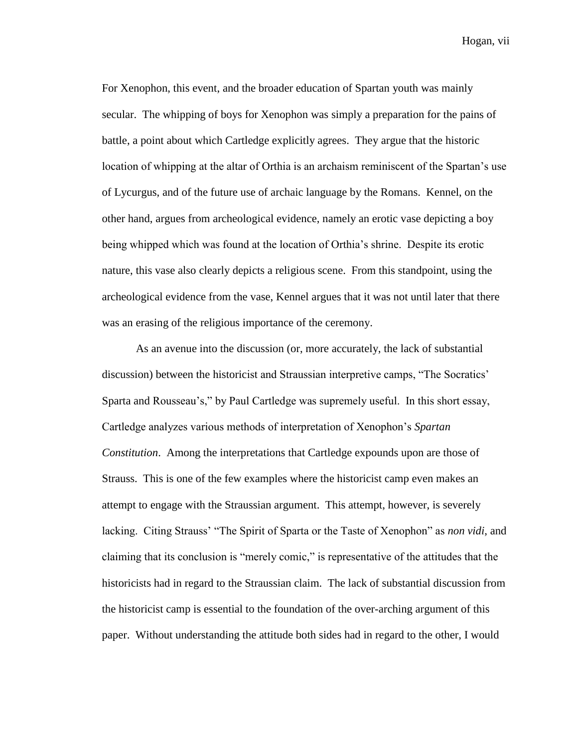For Xenophon, this event, and the broader education of Spartan youth was mainly secular. The whipping of boys for Xenophon was simply a preparation for the pains of battle, a point about which Cartledge explicitly agrees. They argue that the historic location of whipping at the altar of Orthia is an archaism reminiscent of the Spartan's use of Lycurgus, and of the future use of archaic language by the Romans. Kennel, on the other hand, argues from archeological evidence, namely an erotic vase depicting a boy being whipped which was found at the location of Orthia's shrine. Despite its erotic nature, this vase also clearly depicts a religious scene. From this standpoint, using the archeological evidence from the vase, Kennel argues that it was not until later that there was an erasing of the religious importance of the ceremony.

As an avenue into the discussion (or, more accurately, the lack of substantial discussion) between the historicist and Straussian interpretive camps, "The Socratics' Sparta and Rousseau's," by Paul Cartledge was supremely useful. In this short essay, Cartledge analyzes various methods of interpretation of Xenophon's *Spartan Constitution*. Among the interpretations that Cartledge expounds upon are those of Strauss. This is one of the few examples where the historicist camp even makes an attempt to engage with the Straussian argument. This attempt, however, is severely lacking. Citing Strauss' "The Spirit of Sparta or the Taste of Xenophon" as *non vidi*, and claiming that its conclusion is "merely comic," is representative of the attitudes that the historicists had in regard to the Straussian claim. The lack of substantial discussion from the historicist camp is essential to the foundation of the over-arching argument of this paper. Without understanding the attitude both sides had in regard to the other, I would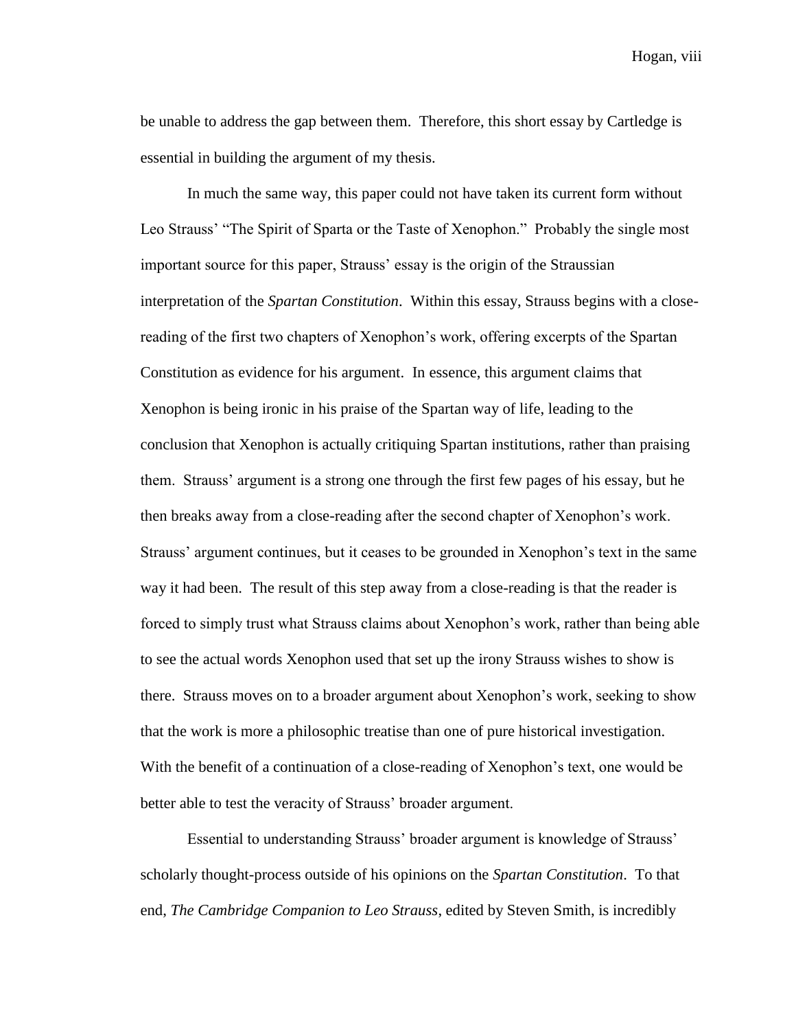be unable to address the gap between them. Therefore, this short essay by Cartledge is essential in building the argument of my thesis.

In much the same way, this paper could not have taken its current form without Leo Strauss' "The Spirit of Sparta or the Taste of Xenophon." Probably the single most important source for this paper, Strauss' essay is the origin of the Straussian interpretation of the *Spartan Constitution*. Within this essay, Strauss begins with a close-reading of the first two chapters of Xenophon's work, offering excerpts of the Spartan Constitution as evidence for his argument. In essence, this argument claims that Xenophon is being ironic in his praise of the Spartan way of life, leading to the conclusion that Xenophon is actually critiquing Spartan institutions, rather than praising them. Strauss' argument is a strong one through the first few pages of his essay, but he then breaks away from a close-reading after the second chapter of Xenophon's work. Strauss' argument continues, but it ceases to be grounded in Xenophon's text in the same way it had been. The result of this step away from a close-reading is that the reader is forced to simply trust what Strauss claims about Xenophon's work, rather than being able to see the actual words Xenophon used that set up the irony Strauss wishes to show is there. Strauss moves on to a broader argument about Xenophon's work, seeking to show that the work is more a philosophic treatise than one of pure historical investigation. With the benefit of a continuation of a close-reading of Xenophon's text, one would be better able to test the veracity of Strauss' broader argument.

Essential to understanding Strauss' broader argument is knowledge of Strauss' scholarly thought-process outside of his opinions on the *Spartan Constitution*. To that end, *The Cambridge Companion to Leo Strauss*, edited by Steven Smith, is incredibly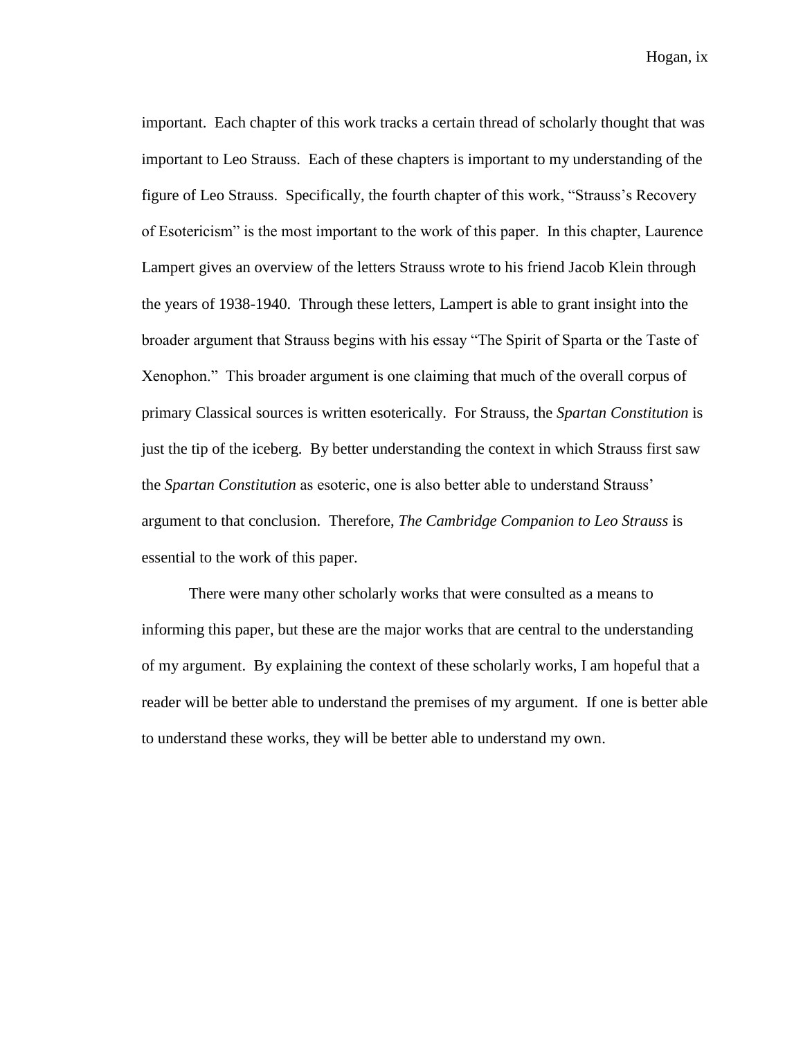important. Each chapter of this work tracks a certain thread of scholarly thought that was important to Leo Strauss. Each of these chapters is important to my understanding of the figure of Leo Strauss. Specifically, the fourth chapter of this work, "Strauss's Recovery of Esotericism" is the most important to the work of this paper. In this chapter, Laurence Lampert gives an overview of the letters Strauss wrote to his friend Jacob Klein through the years of 1938-1940. Through these letters, Lampert is able to grant insight into the broader argument that Strauss begins with his essay "The Spirit of Sparta or the Taste of Xenophon." This broader argument is one claiming that much of the overall corpus of primary Classical sources is written esoterically. For Strauss, the *Spartan Constitution* is just the tip of the iceberg. By better understanding the context in which Strauss first saw the *Spartan Constitution* as esoteric, one is also better able to understand Strauss' argument to that conclusion. Therefore, *The Cambridge Companion to Leo Strauss* is essential to the work of this paper.

There were many other scholarly works that were consulted as a means to informing this paper, but these are the major works that are central to the understanding of my argument. By explaining the context of these scholarly works, I am hopeful that a reader will be better able to understand the premises of my argument. If one is better able to understand these works, they will be better able to understand my own.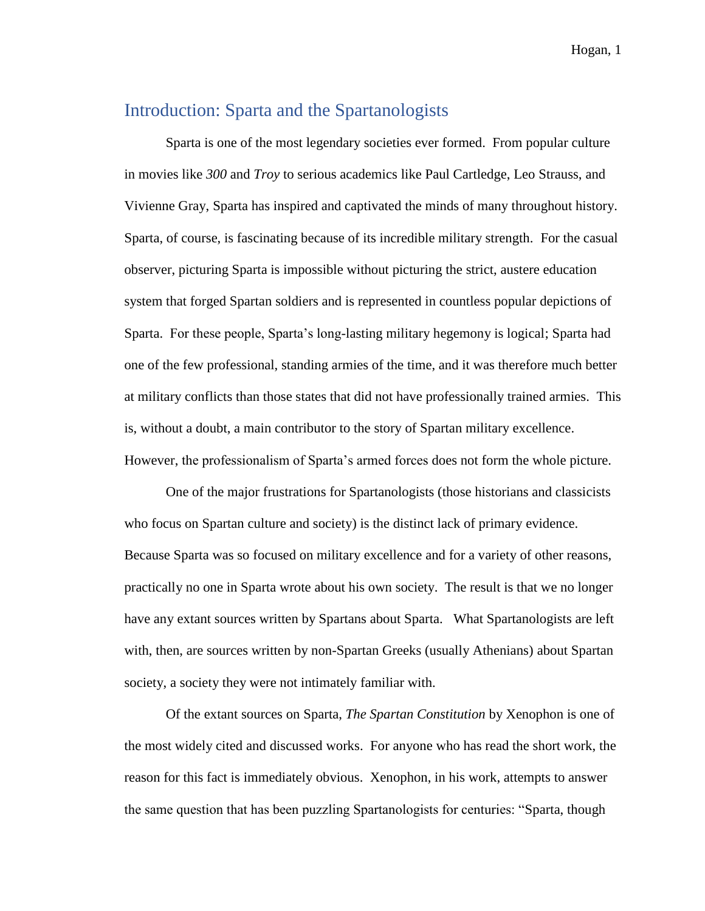## Introduction: Sparta and the Spartanologists

Sparta is one of the most legendary societies ever formed. From popular culture in movies like *300* and *Troy* to serious academics like Paul Cartledge, Leo Strauss, and Vivienne Gray, Sparta has inspired and captivated the minds of many throughout history. Sparta, of course, is fascinating because of its incredible military strength. For the casual observer, picturing Sparta is impossible without picturing the strict, austere education system that forged Spartan soldiers and is represented in countless popular depictions of Sparta. For these people, Sparta's long-lasting military hegemony is logical; Sparta had one of the few professional, standing armies of the time, and it was therefore much better at military conflicts than those states that did not have professionally trained armies. This is, without a doubt, a main contributor to the story of Spartan military excellence. However, the professionalism of Sparta's armed forces does not form the whole picture.

One of the major frustrations for Spartanologists (those historians and classicists who focus on Spartan culture and society) is the distinct lack of primary evidence. Because Sparta was so focused on military excellence and for a variety of other reasons, practically no one in Sparta wrote about his own society. The result is that we no longer have any extant sources written by Spartans about Sparta. What Spartanologists are left with, then, are sources written by non-Spartan Greeks (usually Athenians) about Spartan society, a society they were not intimately familiar with.

Of the extant sources on Sparta, *The Spartan Constitution* by Xenophon is one of the most widely cited and discussed works. For anyone who has read the short work, the reason for this fact is immediately obvious. Xenophon, in his work, attempts to answer the same question that has been puzzling Spartanologists for centuries: "Sparta, though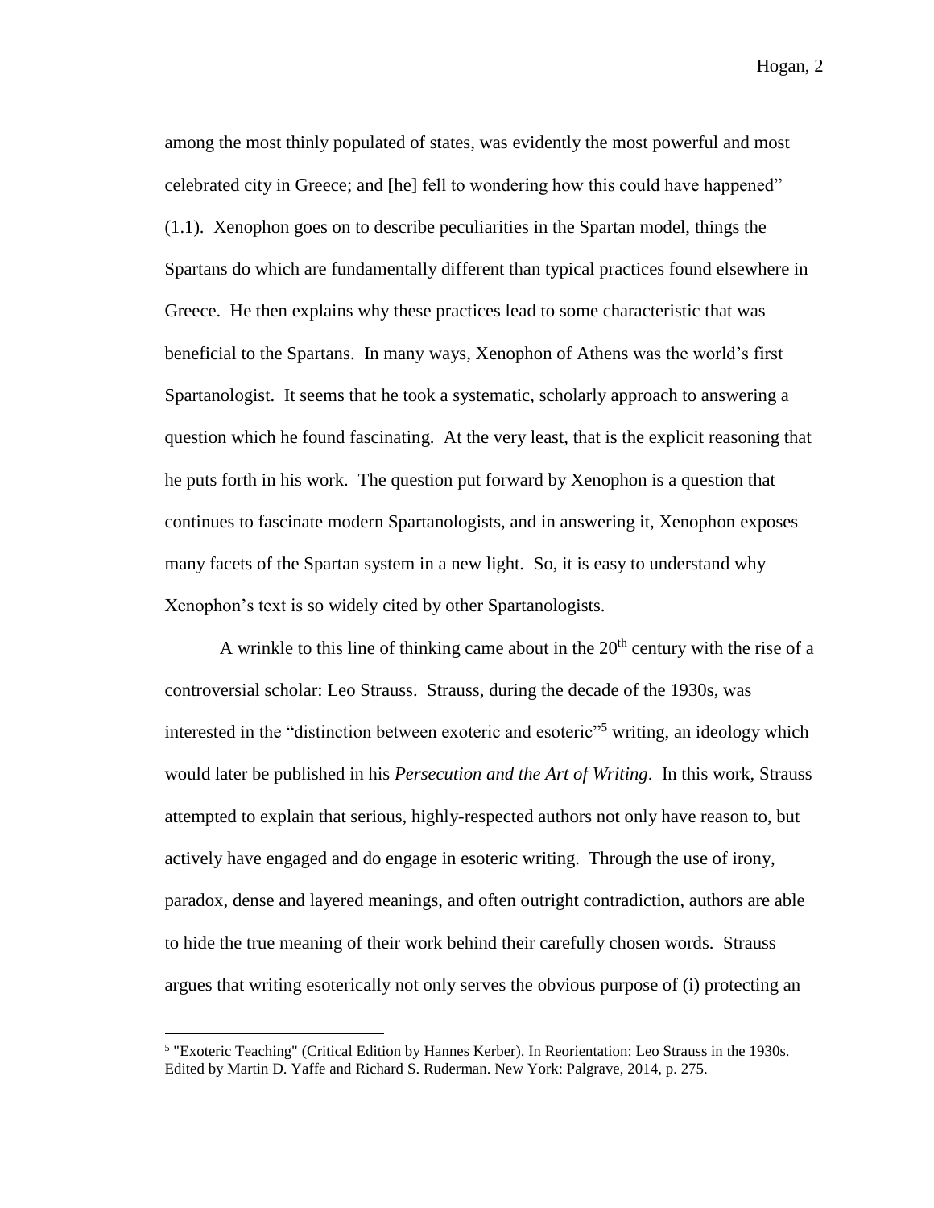among the most thinly populated of states, was evidently the most powerful and most celebrated city in Greece; and [he] fell to wondering how this could have happened" (1.1). Xenophon goes on to describe peculiarities in the Spartan model, things the Spartans do which are fundamentally different than typical practices found elsewhere in Greece. He then explains why these practices lead to some characteristic that was beneficial to the Spartans. In many ways, Xenophon of Athens was the world's first Spartanologist. It seems that he took a systematic, scholarly approach to answering a question which he found fascinating. At the very least, that is the explicit reasoning that he puts forth in his work. The question put forward by Xenophon is a question that continues to fascinate modern Spartanologists, and in answering it, Xenophon exposes many facets of the Spartan system in a new light. So, it is easy to understand why Xenophon's text is so widely cited by other Spartanologists.

A wrinkle to this line of thinking came about in the 20th century with the rise of a controversial scholar: Leo Strauss. Strauss, during the decade of the 1930s, was interested in the "distinction between exoteric and esoteric"[5] writing, an ideology which would later be published in his *Persecution and the Art of Writing*. In this work, Strauss attempted to explain that serious, highly-respected authors not only have reason to, but actively have engaged and do engage in esoteric writing. Through the use of irony, paradox, dense and layered meanings, and often outright contradiction, authors are able to hide the true meaning of their work behind their carefully chosen words. Strauss argues that writing esoterically not only serves the obvious purpose of (i) protecting an

[5] "Exoteric Teaching" (Critical Edition by Hannes Kerber). In Reorientation: Leo Strauss in the 1930s. Edited by Martin D. Yaffe and Richard S. Ruderman. New York: Palgrave, 2014, p. 275.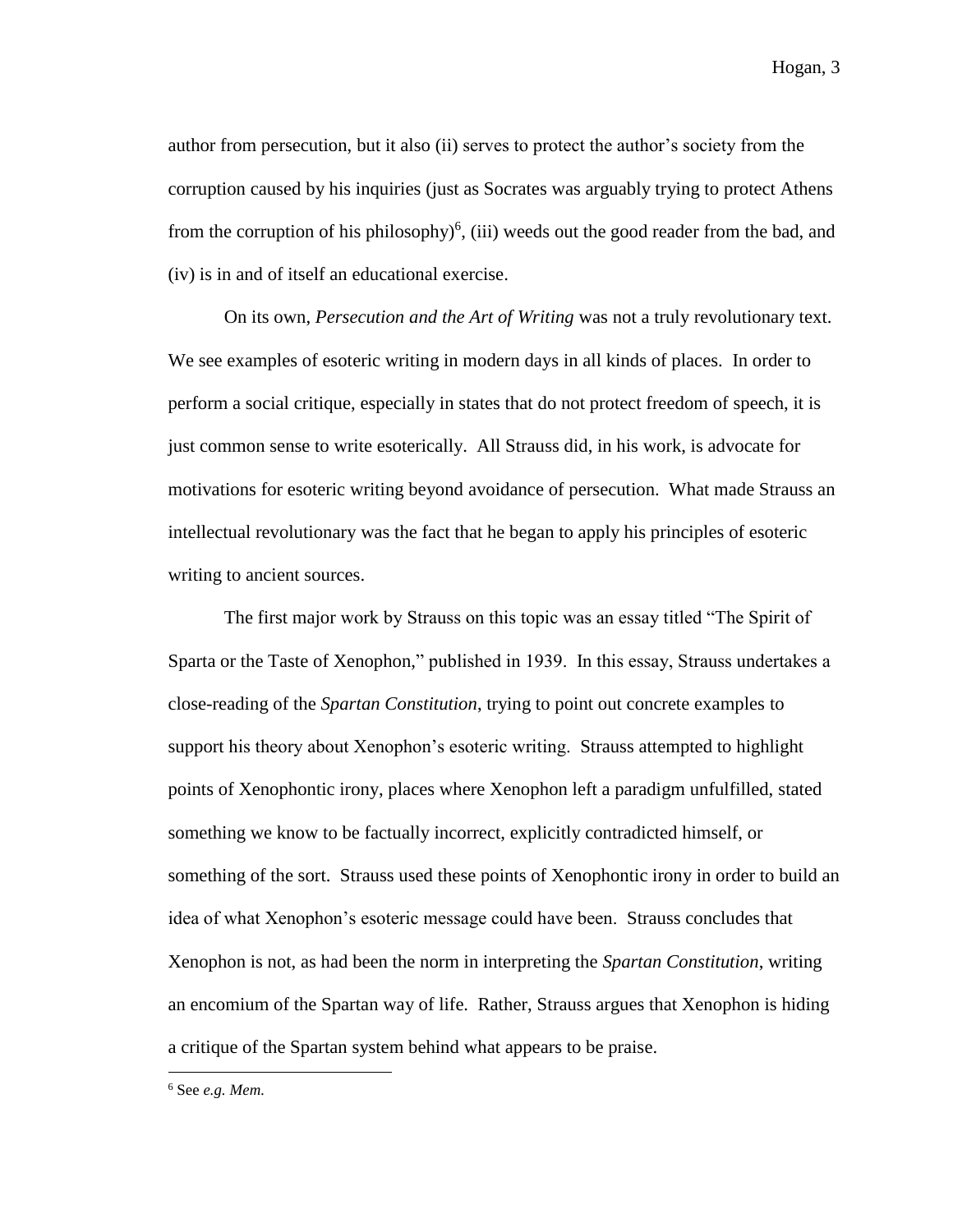author from persecution, but it also (ii) serves to protect the author's society from the corruption caused by his inquiries (just as Socrates was arguably trying to protect Athens from the corruption of his philosophy)[6], (iii) weeds out the good reader from the bad, and (iv) is in and of itself an educational exercise.

On its own, *Persecution and the Art of Writing* was not a truly revolutionary text. We see examples of esoteric writing in modern days in all kinds of places. In order to perform a social critique, especially in states that do not protect freedom of speech, it is just common sense to write esoterically. All Strauss did, in his work, is advocate for motivations for esoteric writing beyond avoidance of persecution. What made Strauss an intellectual revolutionary was the fact that he began to apply his principles of esoteric writing to ancient sources.

The first major work by Strauss on this topic was an essay titled "The Spirit of Sparta or the Taste of Xenophon," published in 1939. In this essay, Strauss undertakes a close-reading of the *Spartan Constitution*, trying to point out concrete examples to support his theory about Xenophon's esoteric writing. Strauss attempted to highlight points of Xenophontic irony, places where Xenophon left a paradigm unfulfilled, stated something we know to be factually incorrect, explicitly contradicted himself, or something of the sort. Strauss used these points of Xenophontic irony in order to build an idea of what Xenophon's esoteric message could have been. Strauss concludes that Xenophon is not, as had been the norm in interpreting the *Spartan Constitution*, writing an encomium of the Spartan way of life. Rather, Strauss argues that Xenophon is hiding a critique of the Spartan system behind what appears to be praise.

[6] See *e.g. Mem.*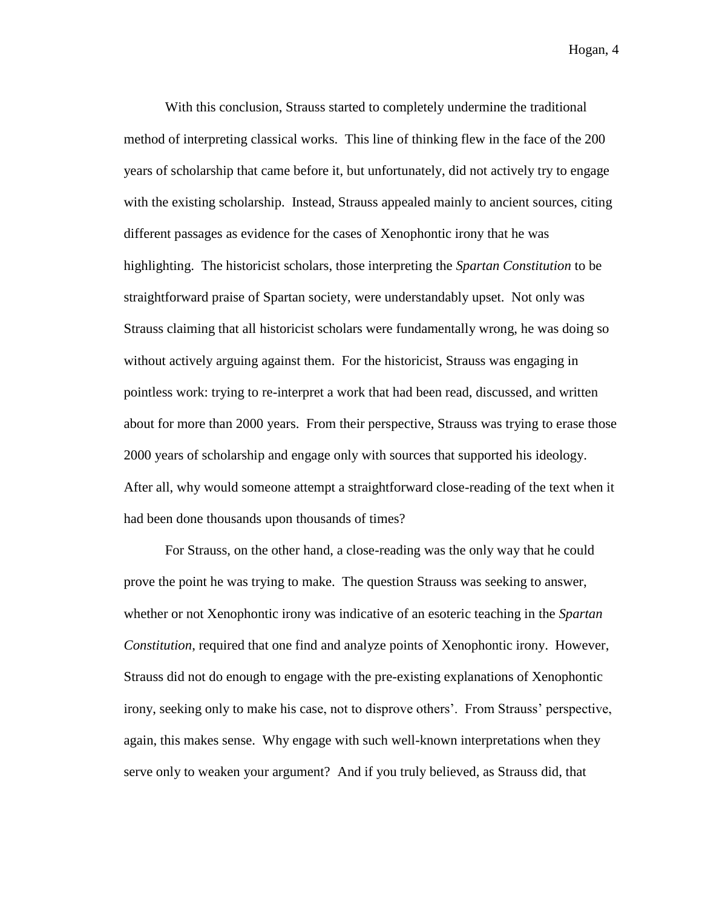With this conclusion, Strauss started to completely undermine the traditional method of interpreting classical works. This line of thinking flew in the face of the 200 years of scholarship that came before it, but unfortunately, did not actively try to engage with the existing scholarship. Instead, Strauss appealed mainly to ancient sources, citing different passages as evidence for the cases of Xenophontic irony that he was highlighting. The historicist scholars, those interpreting the *Spartan Constitution* to be straightforward praise of Spartan society, were understandably upset. Not only was Strauss claiming that all historicist scholars were fundamentally wrong, he was doing so without actively arguing against them. For the historicist, Strauss was engaging in pointless work: trying to re-interpret a work that had been read, discussed, and written about for more than 2000 years. From their perspective, Strauss was trying to erase those 2000 years of scholarship and engage only with sources that supported his ideology. After all, why would someone attempt a straightforward close-reading of the text when it had been done thousands upon thousands of times?

For Strauss, on the other hand, a close-reading was the only way that he could prove the point he was trying to make. The question Strauss was seeking to answer, whether or not Xenophontic irony was indicative of an esoteric teaching in the *Spartan Constitution*, required that one find and analyze points of Xenophontic irony. However, Strauss did not do enough to engage with the pre-existing explanations of Xenophontic irony, seeking only to make his case, not to disprove others'. From Strauss' perspective, again, this makes sense. Why engage with such well-known interpretations when they serve only to weaken your argument? And if you truly believed, as Strauss did, that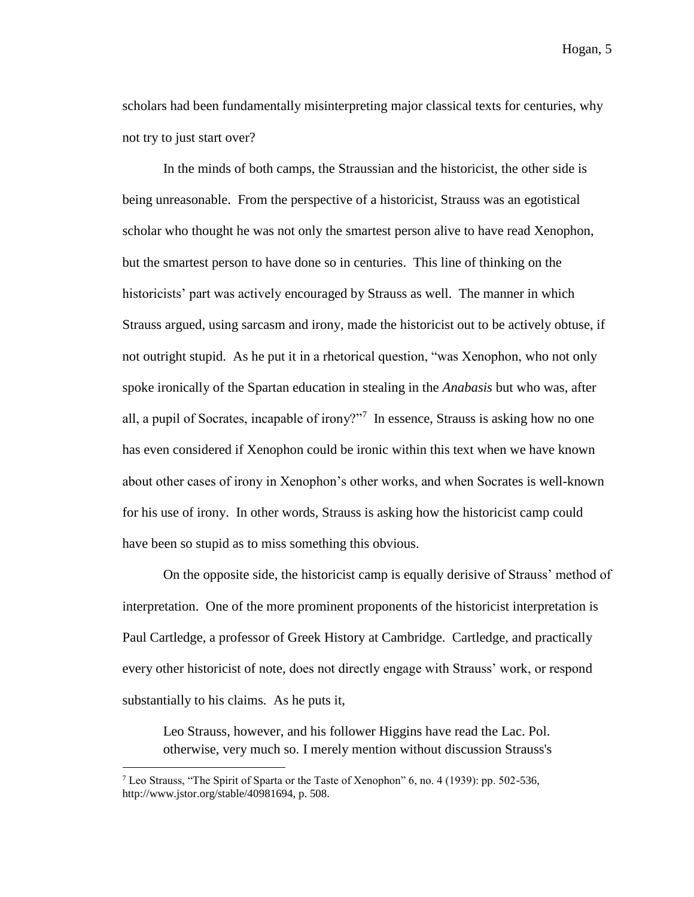scholars had been fundamentally misinterpreting major classical texts for centuries, why not try to just start over?

In the minds of both camps, the Straussian and the historicist, the other side is being unreasonable. From the perspective of a historicist, Strauss was an egotistical scholar who thought he was not only the smartest person alive to have read Xenophon, but the smartest person to have done so in centuries. This line of thinking on the historicists' part was actively encouraged by Strauss as well. The manner in which Strauss argued, using sarcasm and irony, made the historicist out to be actively obtuse, if not outright stupid. As he put it in a rhetorical question, "was Xenophon, who not only spoke ironically of the Spartan education in stealing in the *Anabasis* but who was, after all, a pupil of Socrates, incapable of irony?"[7] In essence, Strauss is asking how no one has even considered if Xenophon could be ironic within this text when we have known about other cases of irony in Xenophon's other works, and when Socrates is well-known for his use of irony. In other words, Strauss is asking how the historicist camp could have been so stupid as to miss something this obvious.

On the opposite side, the historicist camp is equally derisive of Strauss' method of interpretation. One of the more prominent proponents of the historicist interpretation is Paul Cartledge, a professor of Greek History at Cambridge. Cartledge, and practically every other historicist of note, does not directly engage with Strauss' work, or respond substantially to his claims. As he puts it,

> Leo Strauss, however, and his follower Higgins have read the Lac. Pol. otherwise, very much so. I merely mention without discussion Strauss's

[7] Leo Strauss, "The Spirit of Sparta or the Taste of Xenophon" 6, no. 4 (1939): pp. 502-536, http://www.jstor.org/stable/40981694, p. 508.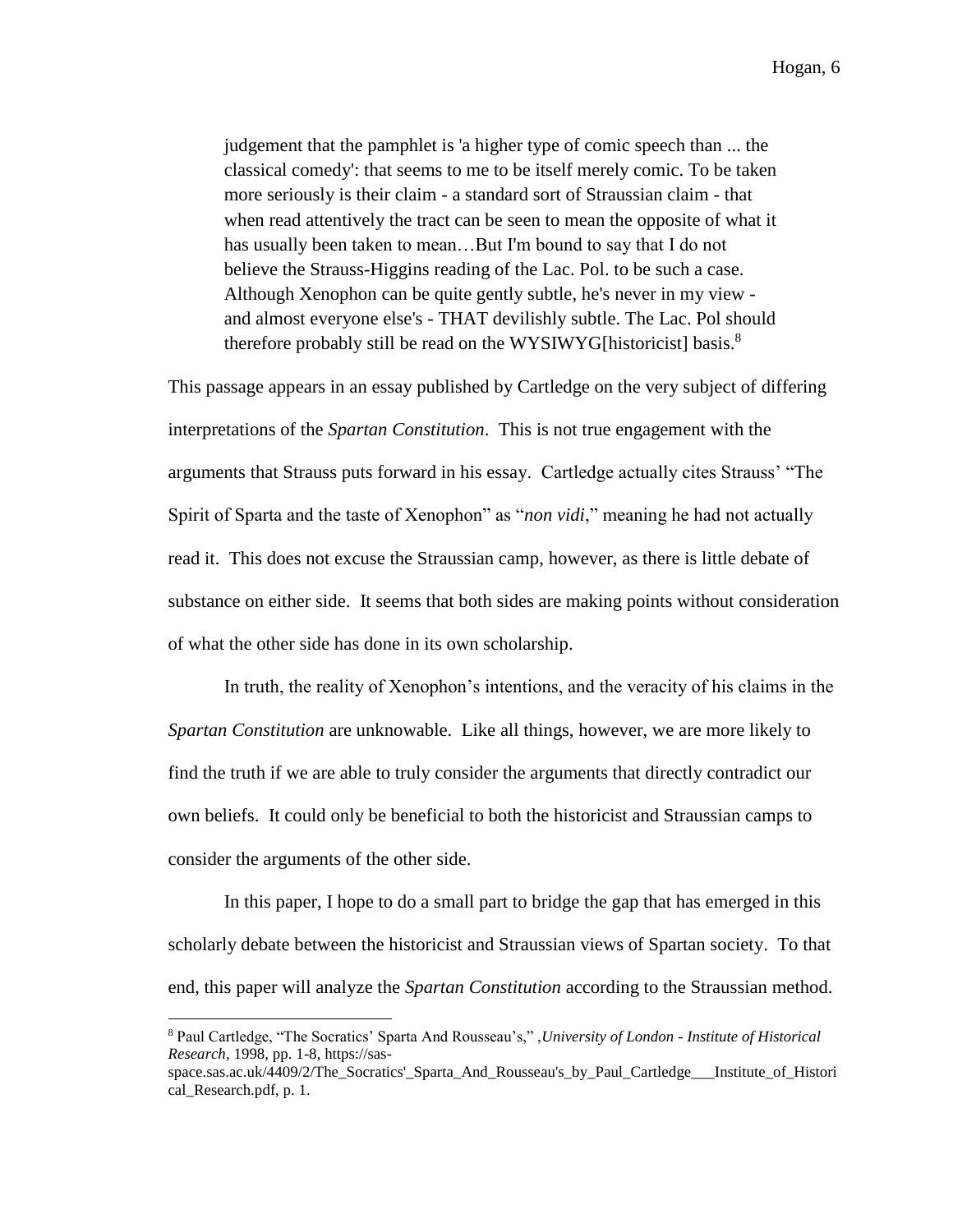> judgement that the pamphlet is 'a higher type of comic speech than ... the classical comedy': that seems to me to be itself merely comic. To be taken more seriously is their claim - a standard sort of Straussian claim - that when read attentively the tract can be seen to mean the opposite of what it has usually been taken to mean…But I'm bound to say that I do not believe the Strauss-Higgins reading of the Lac. Pol. to be such a case. Although Xenophon can be quite gently subtle, he's never in my view - and almost everyone else's - THAT devilishly subtle. The Lac. Pol should therefore probably still be read on the WYSIWYG[historicist] basis.[8]

This passage appears in an essay published by Cartledge on the very subject of differing interpretations of the *Spartan Constitution*. This is not true engagement with the arguments that Strauss puts forward in his essay. Cartledge actually cites Strauss' "The Spirit of Sparta and the taste of Xenophon" as "*non vidi*," meaning he had not actually read it. This does not excuse the Straussian camp, however, as there is little debate of substance on either side. It seems that both sides are making points without consideration of what the other side has done in its own scholarship.

In truth, the reality of Xenophon's intentions, and the veracity of his claims in the *Spartan Constitution* are unknowable. Like all things, however, we are more likely to find the truth if we are able to truly consider the arguments that directly contradict our own beliefs. It could only be beneficial to both the historicist and Straussian camps to consider the arguments of the other side.

In this paper, I hope to do a small part to bridge the gap that has emerged in this scholarly debate between the historicist and Straussian views of Spartan society. To that end, this paper will analyze the *Spartan Constitution* according to the Straussian method.

---

[8] Paul Cartledge, "The Socratics' Sparta And Rousseau's," ,*University of London - Institute of Historical Research*, 1998, pp. 1-8, https://sas-space.sas.ac.uk/4409/2/The_Socratics'_Sparta_And_Rousseau's_by_Paul_Cartledge___Institute_of_Historical_Research.pdf, p. 1.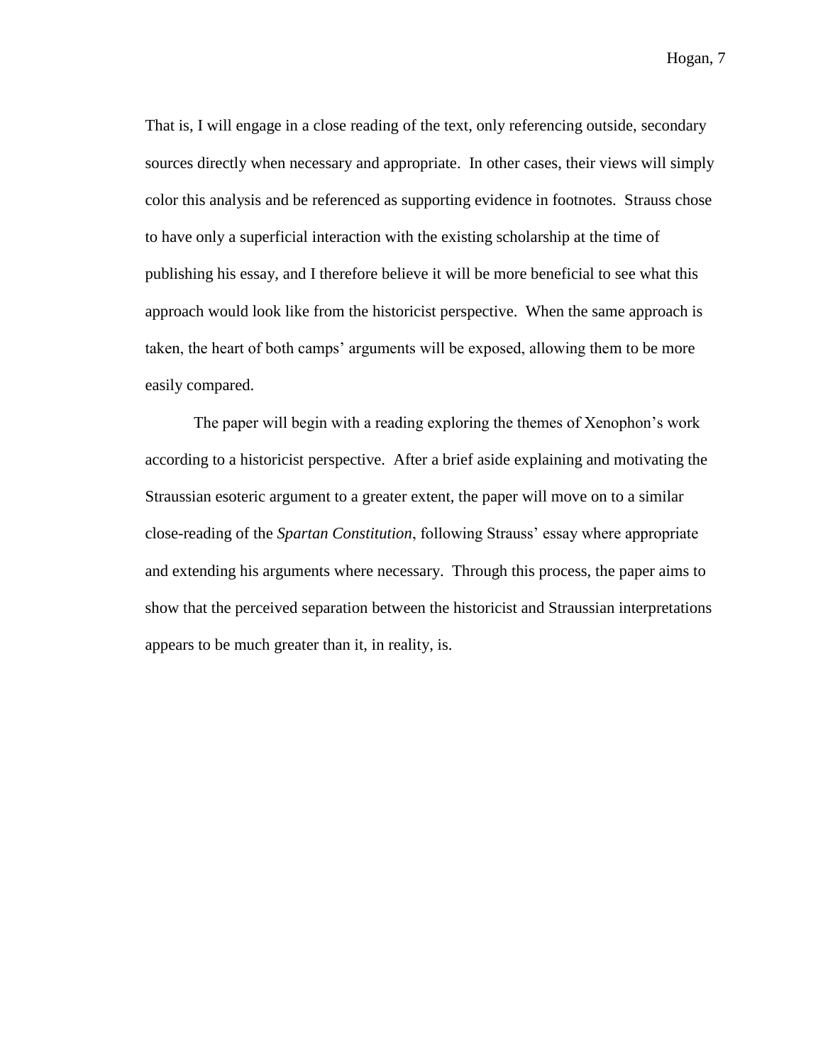That is, I will engage in a close reading of the text, only referencing outside, secondary sources directly when necessary and appropriate. In other cases, their views will simply color this analysis and be referenced as supporting evidence in footnotes. Strauss chose to have only a superficial interaction with the existing scholarship at the time of publishing his essay, and I therefore believe it will be more beneficial to see what this approach would look like from the historicist perspective. When the same approach is taken, the heart of both camps' arguments will be exposed, allowing them to be more easily compared.

The paper will begin with a reading exploring the themes of Xenophon's work according to a historicist perspective. After a brief aside explaining and motivating the Straussian esoteric argument to a greater extent, the paper will move on to a similar close-reading of the *Spartan Constitution*, following Strauss' essay where appropriate and extending his arguments where necessary. Through this process, the paper aims to show that the perceived separation between the historicist and Straussian interpretations appears to be much greater than it, in reality, is.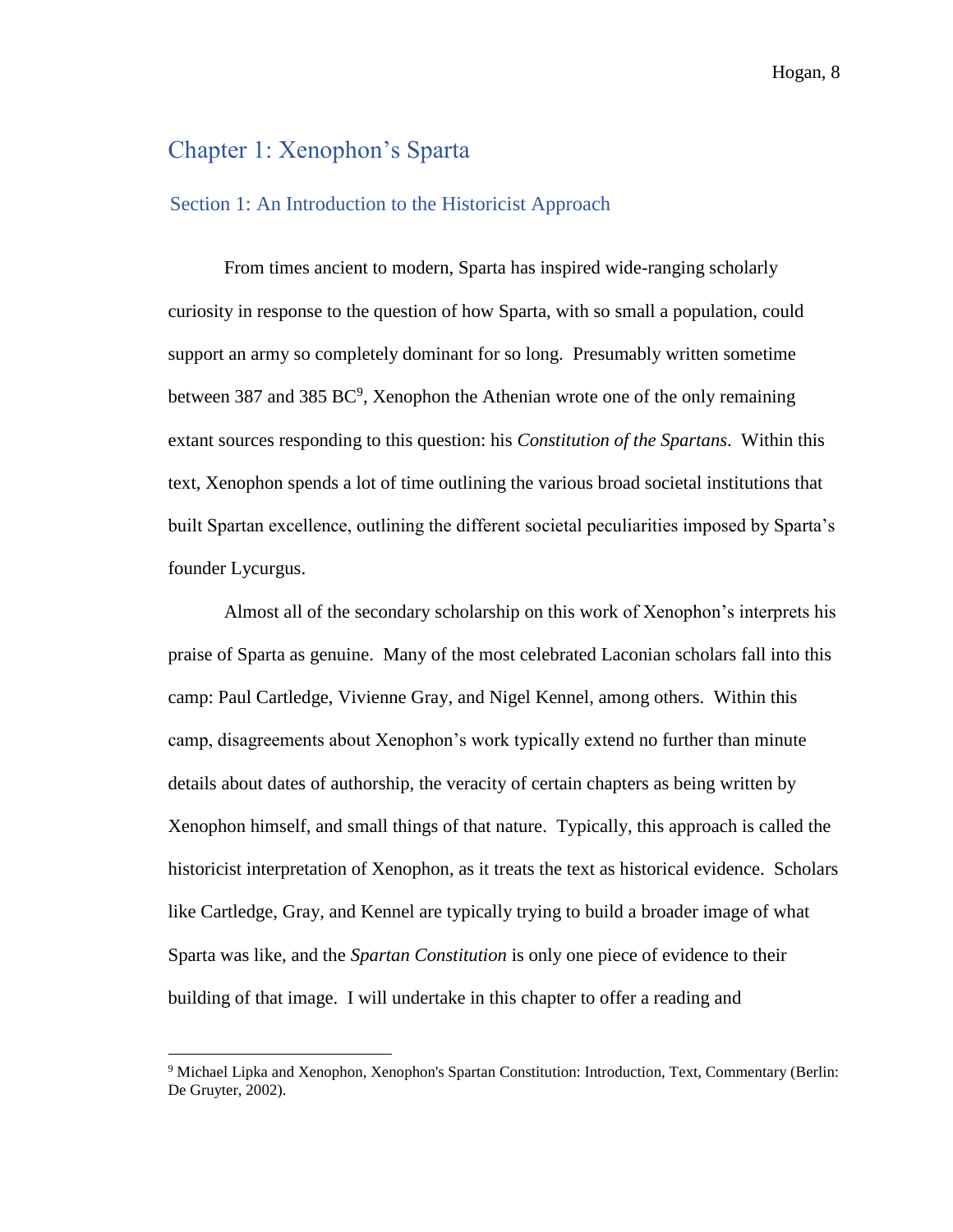# Chapter 1: Xenophon's Sparta

## Section 1: An Introduction to the Historicist Approach

From times ancient to modern, Sparta has inspired wide-ranging scholarly curiosity in response to the question of how Sparta, with so small a population, could support an army so completely dominant for so long. Presumably written sometime between 387 and 385 BC[9], Xenophon the Athenian wrote one of the only remaining extant sources responding to this question: his *Constitution of the Spartans*. Within this text, Xenophon spends a lot of time outlining the various broad societal institutions that built Spartan excellence, outlining the different societal peculiarities imposed by Sparta's founder Lycurgus.

Almost all of the secondary scholarship on this work of Xenophon's interprets his praise of Sparta as genuine. Many of the most celebrated Laconian scholars fall into this camp: Paul Cartledge, Vivienne Gray, and Nigel Kennel, among others. Within this camp, disagreements about Xenophon's work typically extend no further than minute details about dates of authorship, the veracity of certain chapters as being written by Xenophon himself, and small things of that nature. Typically, this approach is called the historicist interpretation of Xenophon, as it treats the text as historical evidence. Scholars like Cartledge, Gray, and Kennel are typically trying to build a broader image of what Sparta was like, and the *Spartan Constitution* is only one piece of evidence to their building of that image. I will undertake in this chapter to offer a reading and

[9] Michael Lipka and Xenophon, Xenophon's Spartan Constitution: Introduction, Text, Commentary (Berlin: De Gruyter, 2002).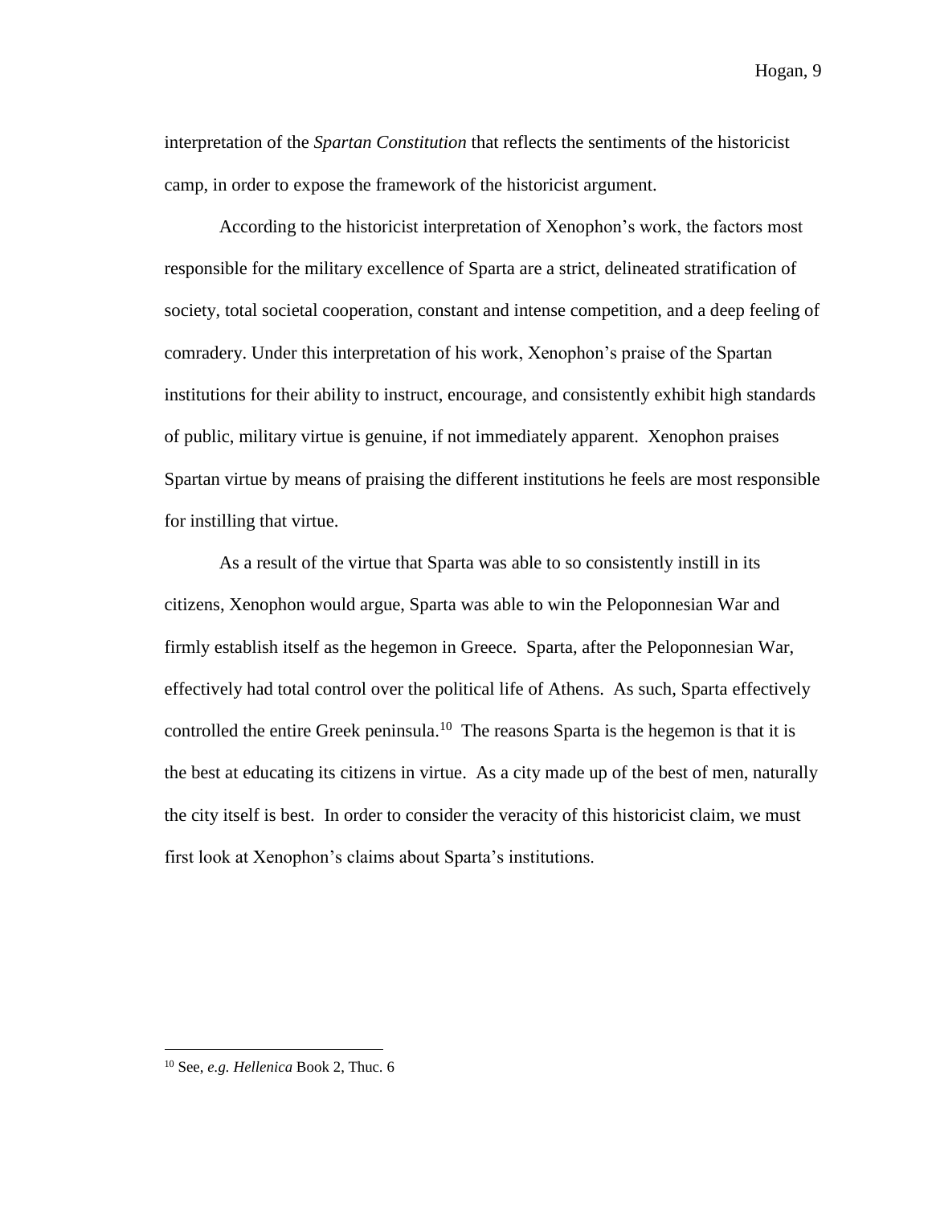interpretation of the *Spartan Constitution* that reflects the sentiments of the historicist camp, in order to expose the framework of the historicist argument.

According to the historicist interpretation of Xenophon's work, the factors most responsible for the military excellence of Sparta are a strict, delineated stratification of society, total societal cooperation, constant and intense competition, and a deep feeling of comradery. Under this interpretation of his work, Xenophon's praise of the Spartan institutions for their ability to instruct, encourage, and consistently exhibit high standards of public, military virtue is genuine, if not immediately apparent. Xenophon praises Spartan virtue by means of praising the different institutions he feels are most responsible for instilling that virtue.

As a result of the virtue that Sparta was able to so consistently instill in its citizens, Xenophon would argue, Sparta was able to win the Peloponnesian War and firmly establish itself as the hegemon in Greece. Sparta, after the Peloponnesian War, effectively had total control over the political life of Athens. As such, Sparta effectively controlled the entire Greek peninsula.[10] The reasons Sparta is the hegemon is that it is the best at educating its citizens in virtue. As a city made up of the best of men, naturally the city itself is best. In order to consider the veracity of this historicist claim, we must first look at Xenophon's claims about Sparta's institutions.

---

[10] See, *e.g. Hellenica* Book 2, Thuc. 6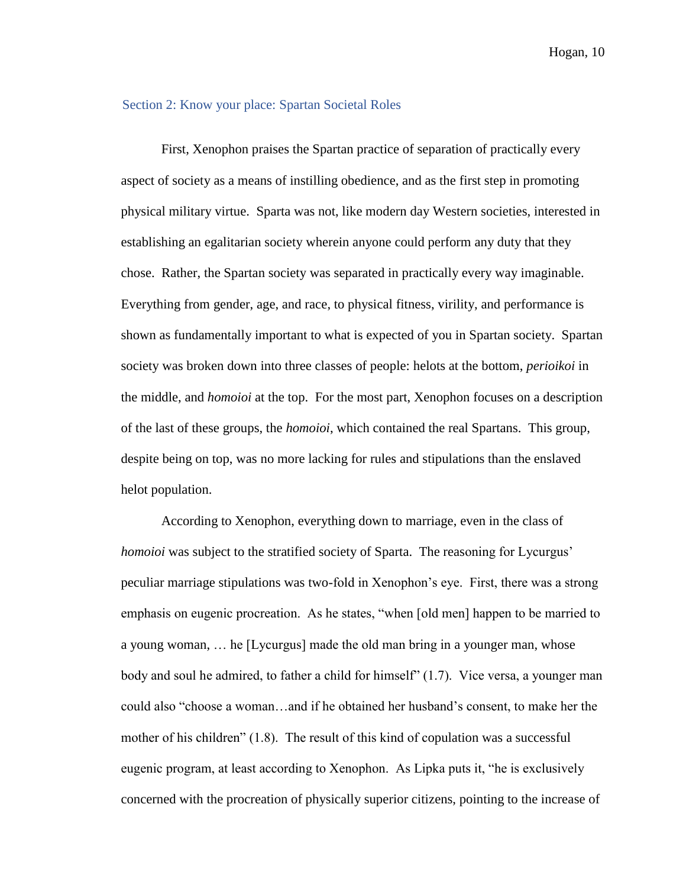## Section 2: Know your place: Spartan Societal Roles

First, Xenophon praises the Spartan practice of separation of practically every aspect of society as a means of instilling obedience, and as the first step in promoting physical military virtue. Sparta was not, like modern day Western societies, interested in establishing an egalitarian society wherein anyone could perform any duty that they chose. Rather, the Spartan society was separated in practically every way imaginable. Everything from gender, age, and race, to physical fitness, virility, and performance is shown as fundamentally important to what is expected of you in Spartan society. Spartan society was broken down into three classes of people: helots at the bottom, *perioikoi* in the middle, and *homoioi* at the top. For the most part, Xenophon focuses on a description of the last of these groups, the *homoioi*, which contained the real Spartans. This group, despite being on top, was no more lacking for rules and stipulations than the enslaved helot population.

According to Xenophon, everything down to marriage, even in the class of *homoioi* was subject to the stratified society of Sparta. The reasoning for Lycurgus' peculiar marriage stipulations was two-fold in Xenophon's eye. First, there was a strong emphasis on eugenic procreation. As he states, "when [old men] happen to be married to a young woman, … he [Lycurgus] made the old man bring in a younger man, whose body and soul he admired, to father a child for himself" (1.7). Vice versa, a younger man could also "choose a woman…and if he obtained her husband's consent, to make her the mother of his children" (1.8). The result of this kind of copulation was a successful eugenic program, at least according to Xenophon. As Lipka puts it, "he is exclusively concerned with the procreation of physically superior citizens, pointing to the increase of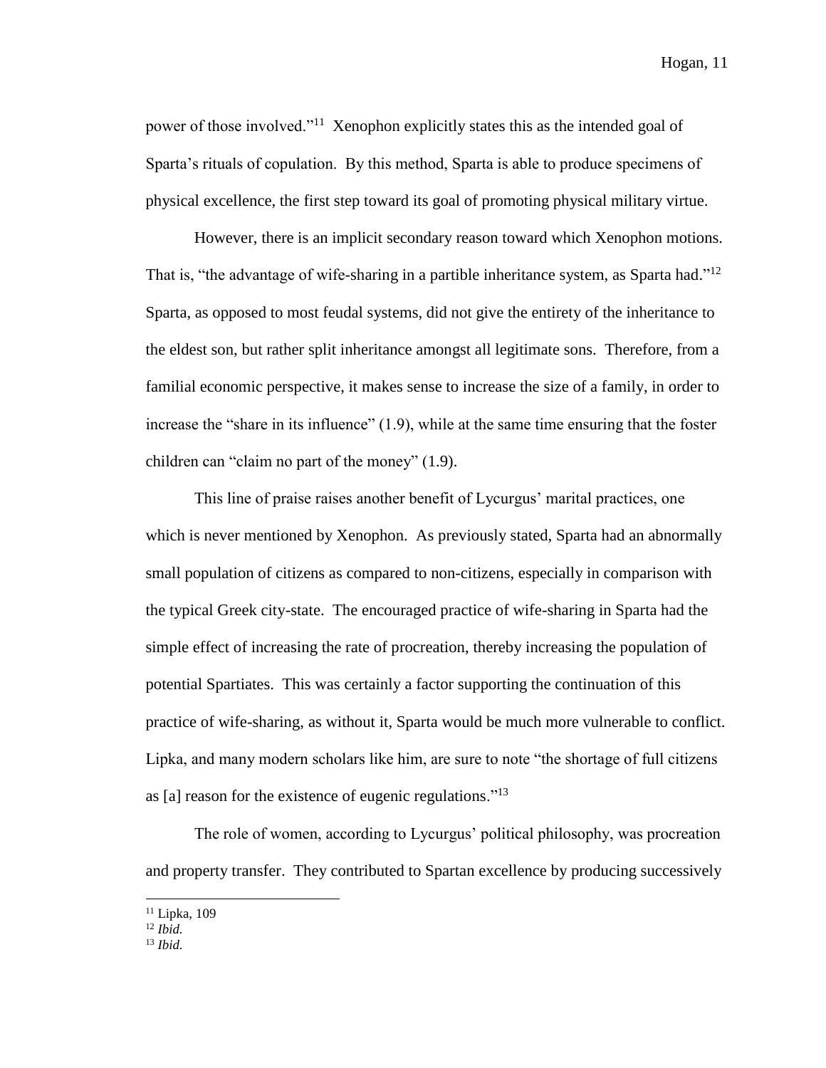power of those involved."[11] Xenophon explicitly states this as the intended goal of Sparta's rituals of copulation. By this method, Sparta is able to produce specimens of physical excellence, the first step toward its goal of promoting physical military virtue.

However, there is an implicit secondary reason toward which Xenophon motions. That is, "the advantage of wife-sharing in a partible inheritance system, as Sparta had."[12] Sparta, as opposed to most feudal systems, did not give the entirety of the inheritance to the eldest son, but rather split inheritance amongst all legitimate sons. Therefore, from a familial economic perspective, it makes sense to increase the size of a family, in order to increase the "share in its influence" (1.9), while at the same time ensuring that the foster children can "claim no part of the money" (1.9).

This line of praise raises another benefit of Lycurgus' marital practices, one which is never mentioned by Xenophon. As previously stated, Sparta had an abnormally small population of citizens as compared to non-citizens, especially in comparison with the typical Greek city-state. The encouraged practice of wife-sharing in Sparta had the simple effect of increasing the rate of procreation, thereby increasing the population of potential Spartiates. This was certainly a factor supporting the continuation of this practice of wife-sharing, as without it, Sparta would be much more vulnerable to conflict. Lipka, and many modern scholars like him, are sure to note "the shortage of full citizens as [a] reason for the existence of eugenic regulations."[13]

The role of women, according to Lycurgus' political philosophy, was procreation and property transfer. They contributed to Spartan excellence by producing successively

---

[11] Lipka, 109

[12] *Ibid.*

[13] *Ibid.*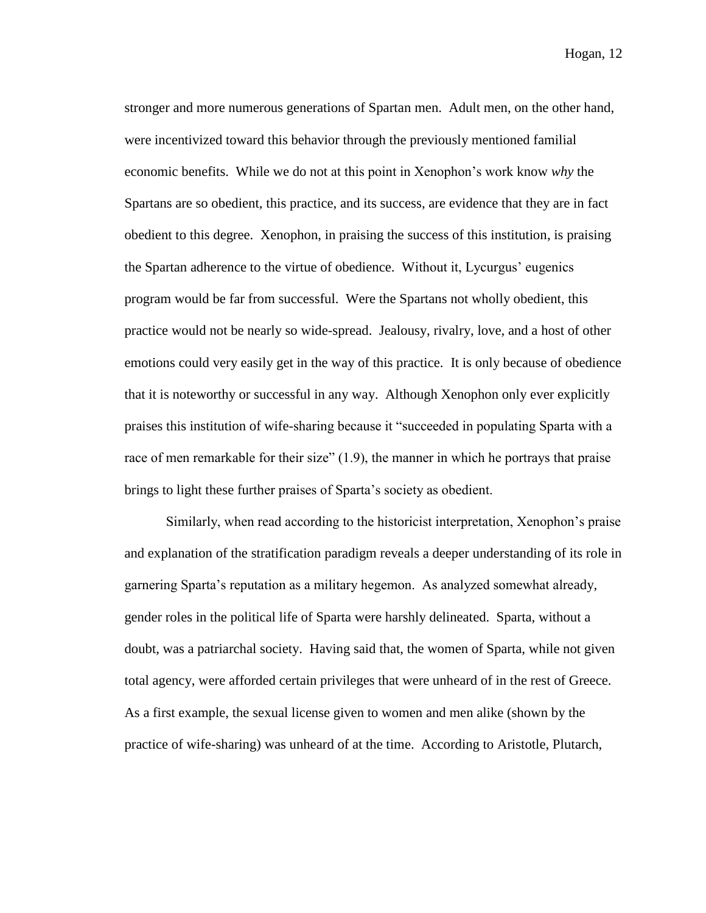stronger and more numerous generations of Spartan men. Adult men, on the other hand, were incentivized toward this behavior through the previously mentioned familial economic benefits. While we do not at this point in Xenophon's work know *why* the Spartans are so obedient, this practice, and its success, are evidence that they are in fact obedient to this degree. Xenophon, in praising the success of this institution, is praising the Spartan adherence to the virtue of obedience. Without it, Lycurgus' eugenics program would be far from successful. Were the Spartans not wholly obedient, this practice would not be nearly so wide-spread. Jealousy, rivalry, love, and a host of other emotions could very easily get in the way of this practice. It is only because of obedience that it is noteworthy or successful in any way. Although Xenophon only ever explicitly praises this institution of wife-sharing because it "succeeded in populating Sparta with a race of men remarkable for their size" (1.9), the manner in which he portrays that praise brings to light these further praises of Sparta's society as obedient.

Similarly, when read according to the historicist interpretation, Xenophon's praise and explanation of the stratification paradigm reveals a deeper understanding of its role in garnering Sparta's reputation as a military hegemon. As analyzed somewhat already, gender roles in the political life of Sparta were harshly delineated. Sparta, without a doubt, was a patriarchal society. Having said that, the women of Sparta, while not given total agency, were afforded certain privileges that were unheard of in the rest of Greece. As a first example, the sexual license given to women and men alike (shown by the practice of wife-sharing) was unheard of at the time. According to Aristotle, Plutarch,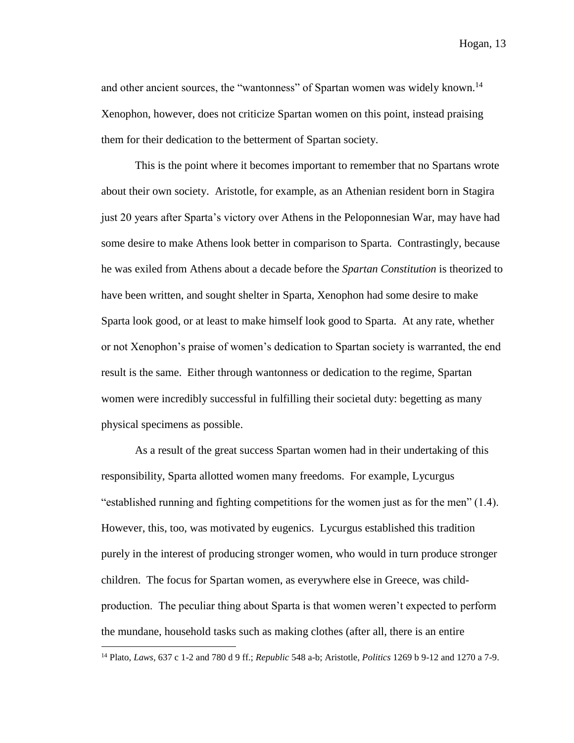and other ancient sources, the "wantonness" of Spartan women was widely known.[14] Xenophon, however, does not criticize Spartan women on this point, instead praising them for their dedication to the betterment of Spartan society.

This is the point where it becomes important to remember that no Spartans wrote about their own society. Aristotle, for example, as an Athenian resident born in Stagira just 20 years after Sparta's victory over Athens in the Peloponnesian War, may have had some desire to make Athens look better in comparison to Sparta. Contrastingly, because he was exiled from Athens about a decade before the *Spartan Constitution* is theorized to have been written, and sought shelter in Sparta, Xenophon had some desire to make Sparta look good, or at least to make himself look good to Sparta. At any rate, whether or not Xenophon's praise of women's dedication to Spartan society is warranted, the end result is the same. Either through wantonness or dedication to the regime, Spartan women were incredibly successful in fulfilling their societal duty: begetting as many physical specimens as possible.

As a result of the great success Spartan women had in their undertaking of this responsibility, Sparta allotted women many freedoms. For example, Lycurgus "established running and fighting competitions for the women just as for the men" (1.4). However, this, too, was motivated by eugenics. Lycurgus established this tradition purely in the interest of producing stronger women, who would in turn produce stronger children. The focus for Spartan women, as everywhere else in Greece, was child-production. The peculiar thing about Sparta is that women weren't expected to perform the mundane, household tasks such as making clothes (after all, there is an entire

[14] Plato, *Laws*, 637 c 1-2 and 780 d 9 ff.; *Republic* 548 a-b; Aristotle, *Politics* 1269 b 9-12 and 1270 a 7-9.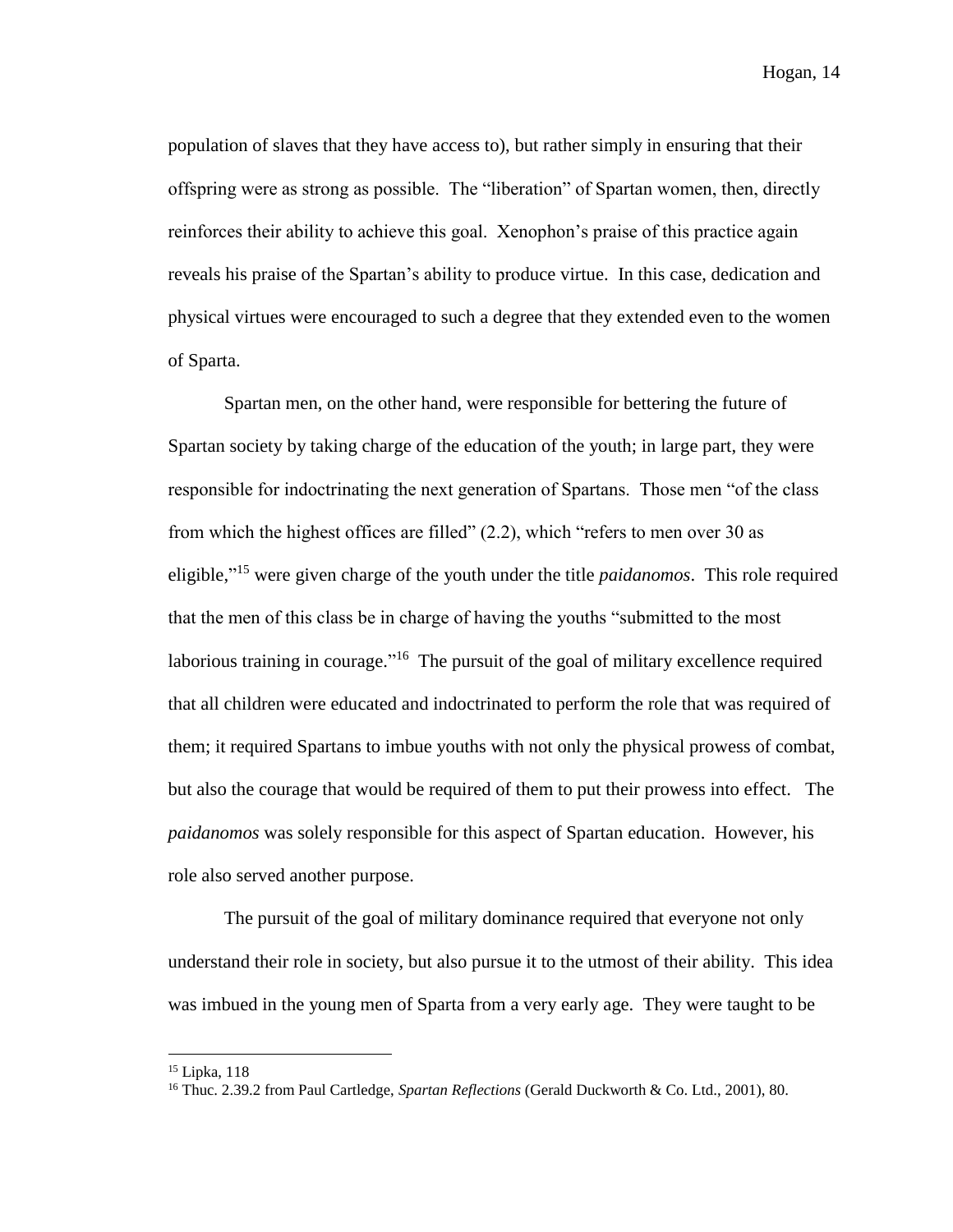population of slaves that they have access to), but rather simply in ensuring that their offspring were as strong as possible. The "liberation" of Spartan women, then, directly reinforces their ability to achieve this goal. Xenophon's praise of this practice again reveals his praise of the Spartan's ability to produce virtue. In this case, dedication and physical virtues were encouraged to such a degree that they extended even to the women of Sparta.

Spartan men, on the other hand, were responsible for bettering the future of Spartan society by taking charge of the education of the youth; in large part, they were responsible for indoctrinating the next generation of Spartans. Those men "of the class from which the highest offices are filled" (2.2), which "refers to men over 30 as eligible,"[15] were given charge of the youth under the title *paidanomos*. This role required that the men of this class be in charge of having the youths "submitted to the most laborious training in courage."[16] The pursuit of the goal of military excellence required that all children were educated and indoctrinated to perform the role that was required of them; it required Spartans to imbue youths with not only the physical prowess of combat, but also the courage that would be required of them to put their prowess into effect. The *paidanomos* was solely responsible for this aspect of Spartan education. However, his role also served another purpose.

The pursuit of the goal of military dominance required that everyone not only understand their role in society, but also pursue it to the utmost of their ability. This idea was imbued in the young men of Sparta from a very early age. They were taught to be

---

[15] Lipka, 118

[16] Thuc. 2.39.2 from Paul Cartledge, *Spartan Reflections* (Gerald Duckworth & Co. Ltd., 2001), 80.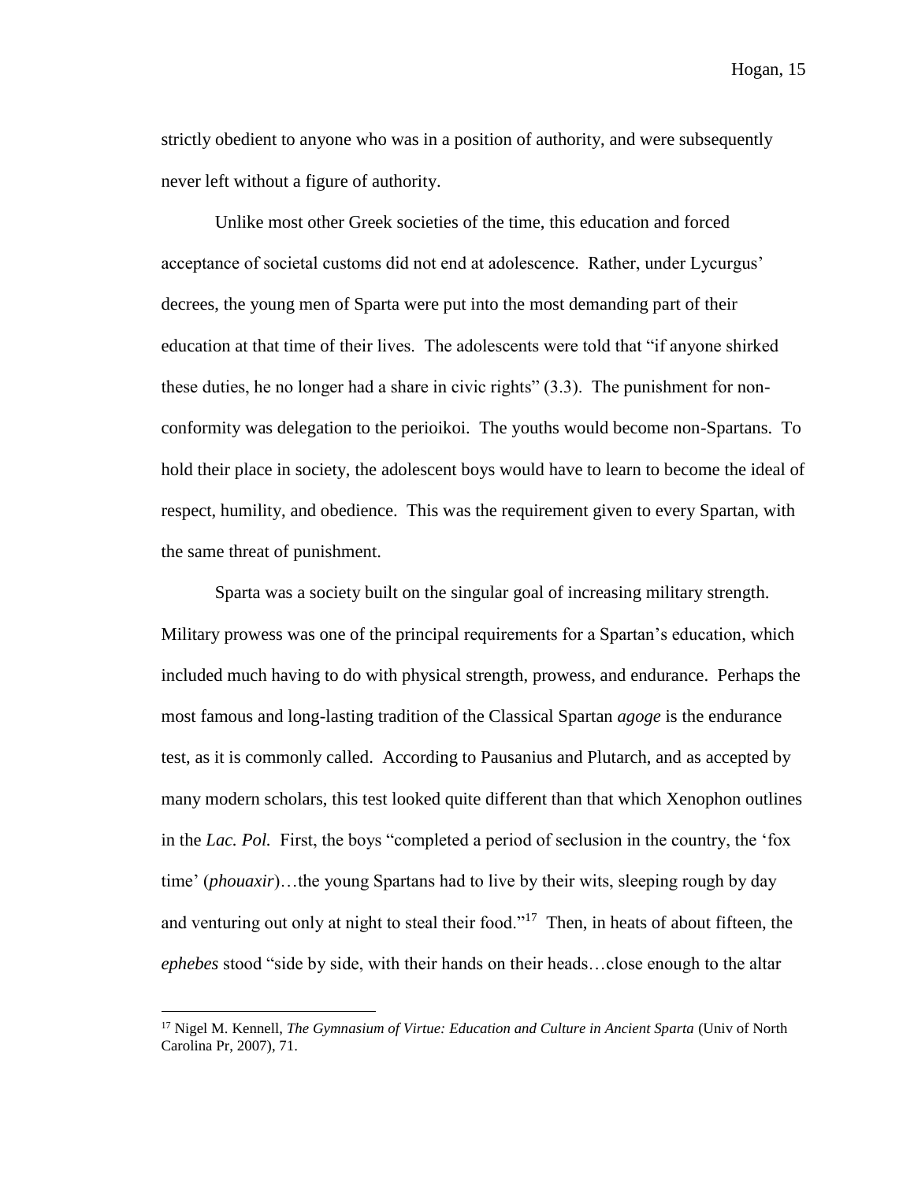strictly obedient to anyone who was in a position of authority, and were subsequently never left without a figure of authority.

Unlike most other Greek societies of the time, this education and forced acceptance of societal customs did not end at adolescence. Rather, under Lycurgus' decrees, the young men of Sparta were put into the most demanding part of their education at that time of their lives. The adolescents were told that "if anyone shirked these duties, he no longer had a share in civic rights" (3.3). The punishment for non-conformity was delegation to the perioikoi. The youths would become non-Spartans. To hold their place in society, the adolescent boys would have to learn to become the ideal of respect, humility, and obedience. This was the requirement given to every Spartan, with the same threat of punishment.

Sparta was a society built on the singular goal of increasing military strength. Military prowess was one of the principal requirements for a Spartan's education, which included much having to do with physical strength, prowess, and endurance. Perhaps the most famous and long-lasting tradition of the Classical Spartan *agoge* is the endurance test, as it is commonly called. According to Pausanius and Plutarch, and as accepted by many modern scholars, this test looked quite different than that which Xenophon outlines in the *Lac. Pol.* First, the boys "completed a period of seclusion in the country, the 'fox time' (*phouaxir*)…the young Spartans had to live by their wits, sleeping rough by day and venturing out only at night to steal their food."[17] Then, in heats of about fifteen, the *ephebes* stood "side by side, with their hands on their heads…close enough to the altar

---

[17] Nigel M. Kennell, *The Gymnasium of Virtue: Education and Culture in Ancient Sparta* (Univ of North Carolina Pr, 2007), 71.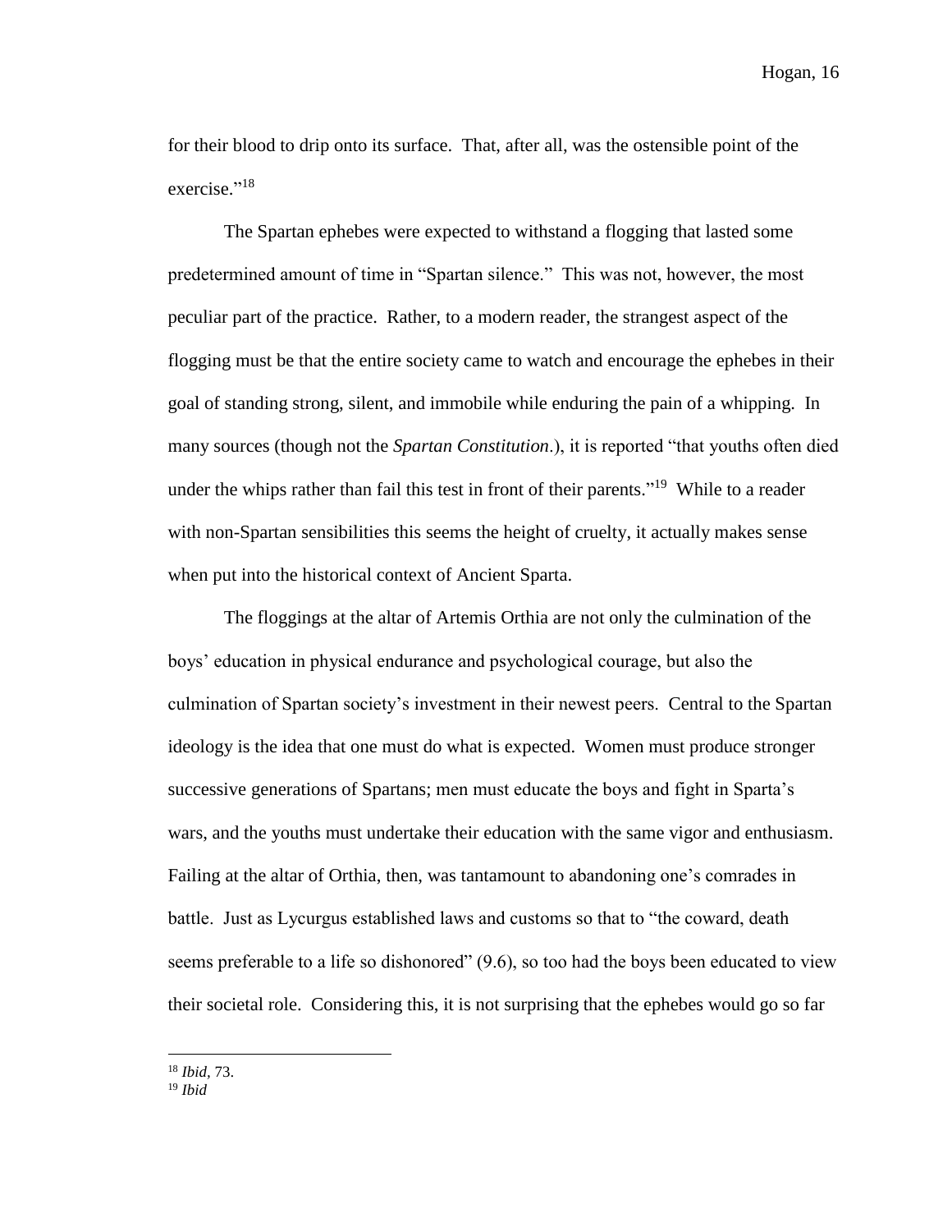for their blood to drip onto its surface. That, after all, was the ostensible point of the exercise."[18]

The Spartan ephebes were expected to withstand a flogging that lasted some predetermined amount of time in "Spartan silence." This was not, however, the most peculiar part of the practice. Rather, to a modern reader, the strangest aspect of the flogging must be that the entire society came to watch and encourage the ephebes in their goal of standing strong, silent, and immobile while enduring the pain of a whipping. In many sources (though not the *Spartan Constitution*.), it is reported "that youths often died under the whips rather than fail this test in front of their parents."[19] While to a reader with non-Spartan sensibilities this seems the height of cruelty, it actually makes sense when put into the historical context of Ancient Sparta.

The floggings at the altar of Artemis Orthia are not only the culmination of the boys' education in physical endurance and psychological courage, but also the culmination of Spartan society's investment in their newest peers. Central to the Spartan ideology is the idea that one must do what is expected. Women must produce stronger successive generations of Spartans; men must educate the boys and fight in Sparta's wars, and the youths must undertake their education with the same vigor and enthusiasm. Failing at the altar of Orthia, then, was tantamount to abandoning one's comrades in battle. Just as Lycurgus established laws and customs so that to "the coward, death seems preferable to a life so dishonored" (9.6), so too had the boys been educated to view their societal role. Considering this, it is not surprising that the ephebes would go so far

---

[18] *Ibid*, 73.

[19] *Ibid*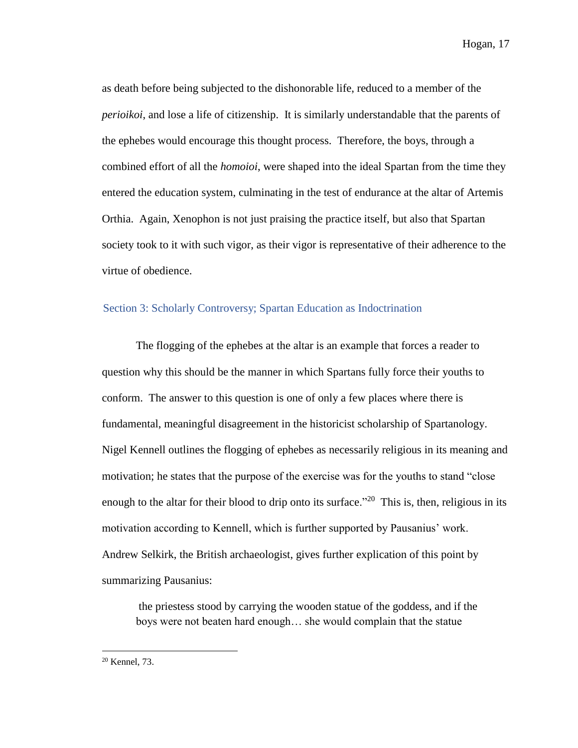as death before being subjected to the dishonorable life, reduced to a member of the *perioikoi*, and lose a life of citizenship. It is similarly understandable that the parents of the ephebes would encourage this thought process. Therefore, the boys, through a combined effort of all the *homoioi*, were shaped into the ideal Spartan from the time they entered the education system, culminating in the test of endurance at the altar of Artemis Orthia. Again, Xenophon is not just praising the practice itself, but also that Spartan society took to it with such vigor, as their vigor is representative of their adherence to the virtue of obedience.

## Section 3: Scholarly Controversy; Spartan Education as Indoctrination

The flogging of the ephebes at the altar is an example that forces a reader to question why this should be the manner in which Spartans fully force their youths to conform. The answer to this question is one of only a few places where there is fundamental, meaningful disagreement in the historicist scholarship of Spartanology. Nigel Kennell outlines the flogging of ephebes as necessarily religious in its meaning and motivation; he states that the purpose of the exercise was for the youths to stand "close enough to the altar for their blood to drip onto its surface."[20] This is, then, religious in its motivation according to Kennell, which is further supported by Pausanius' work. Andrew Selkirk, the British archaeologist, gives further explication of this point by summarizing Pausanius:

> the priestess stood by carrying the wooden statue of the goddess, and if the boys were not beaten hard enough… she would complain that the statue

[20] Kennel, 73.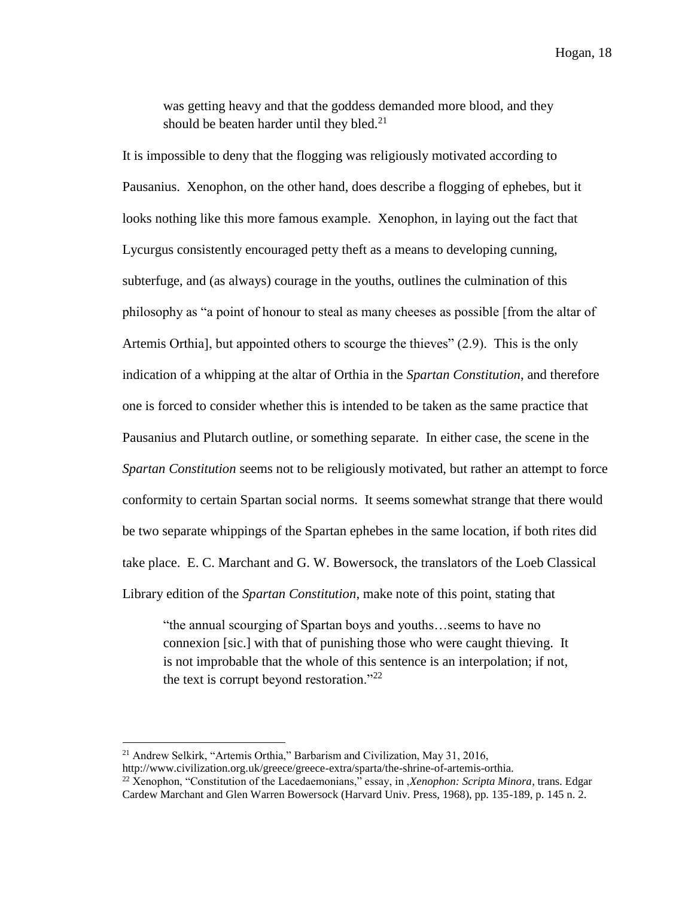> was getting heavy and that the goddess demanded more blood, and they should be beaten harder until they bled.[21]

It is impossible to deny that the flogging was religiously motivated according to Pausanius. Xenophon, on the other hand, does describe a flogging of ephebes, but it looks nothing like this more famous example. Xenophon, in laying out the fact that Lycurgus consistently encouraged petty theft as a means to developing cunning, subterfuge, and (as always) courage in the youths, outlines the culmination of this philosophy as "a point of honour to steal as many cheeses as possible [from the altar of Artemis Orthia], but appointed others to scourge the thieves" (2.9). This is the only indication of a whipping at the altar of Orthia in the *Spartan Constitution*, and therefore one is forced to consider whether this is intended to be taken as the same practice that Pausanius and Plutarch outline, or something separate. In either case, the scene in the *Spartan Constitution* seems not to be religiously motivated, but rather an attempt to force conformity to certain Spartan social norms. It seems somewhat strange that there would be two separate whippings of the Spartan ephebes in the same location, if both rites did take place. E. C. Marchant and G. W. Bowersock, the translators of the Loeb Classical Library edition of the *Spartan Constitution*, make note of this point, stating that

> "the annual scourging of Spartan boys and youths…seems to have no connexion [sic.] with that of punishing those who were caught thieving. It is not improbable that the whole of this sentence is an interpolation; if not, the text is corrupt beyond restoration."[22]

---

[21] Andrew Selkirk, "Artemis Orthia," Barbarism and Civilization, May 31, 2016, http://www.civilization.org.uk/greece/greece-extra/sparta/the-shrine-of-artemis-orthia.

[22] Xenophon, "Constitution of the Lacedaemonians," essay, in ,*Xenophon: Scripta Minora*, trans. Edgar Cardew Marchant and Glen Warren Bowersock (Harvard Univ. Press, 1968), pp. 135-189, p. 145 n. 2.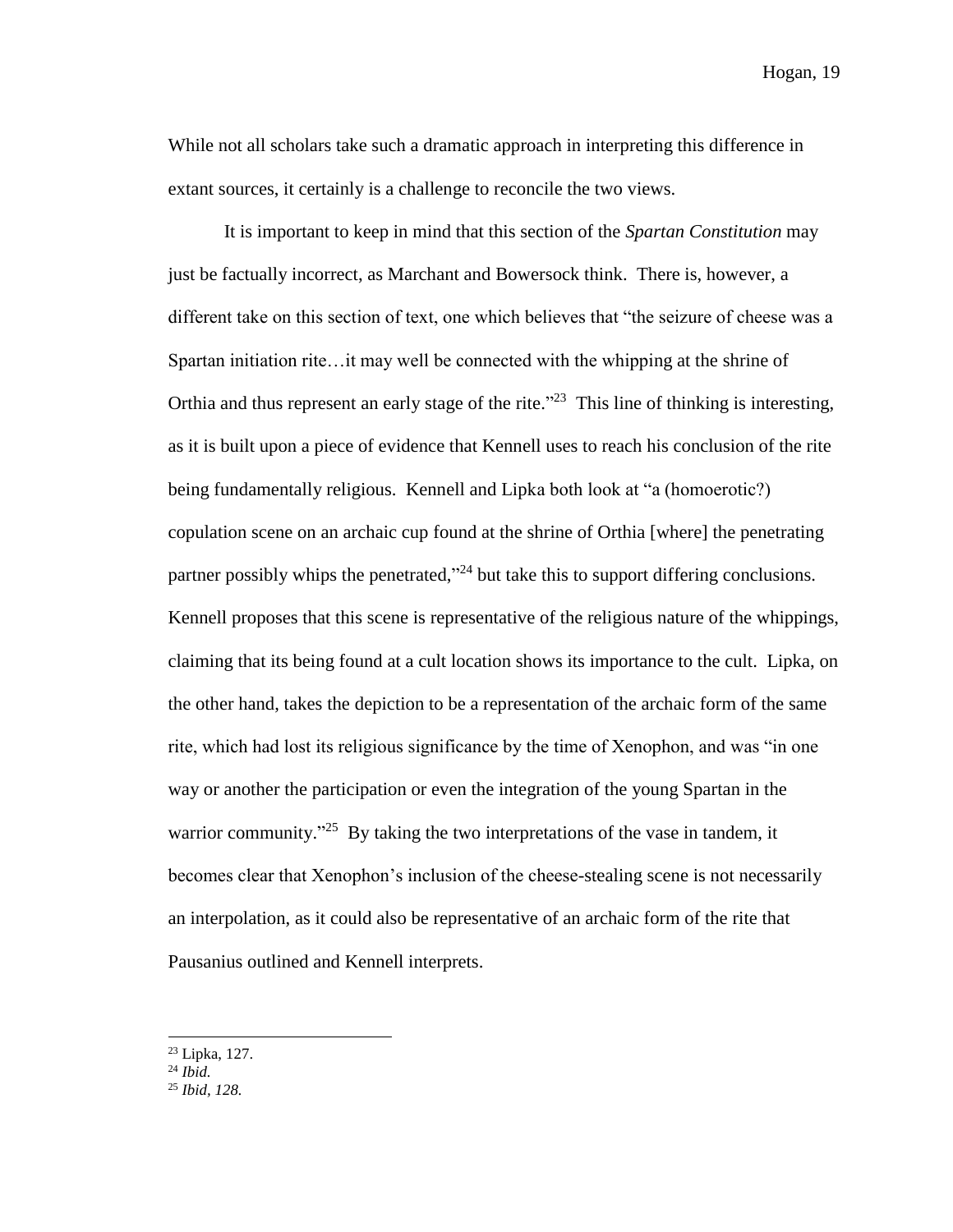While not all scholars take such a dramatic approach in interpreting this difference in extant sources, it certainly is a challenge to reconcile the two views.

It is important to keep in mind that this section of the *Spartan Constitution* may just be factually incorrect, as Marchant and Bowersock think. There is, however, a different take on this section of text, one which believes that "the seizure of cheese was a Spartan initiation rite…it may well be connected with the whipping at the shrine of Orthia and thus represent an early stage of the rite."[23] This line of thinking is interesting, as it is built upon a piece of evidence that Kennell uses to reach his conclusion of the rite being fundamentally religious. Kennell and Lipka both look at "a (homoerotic?) copulation scene on an archaic cup found at the shrine of Orthia [where] the penetrating partner possibly whips the penetrated,"[24] but take this to support differing conclusions. Kennell proposes that this scene is representative of the religious nature of the whippings, claiming that its being found at a cult location shows its importance to the cult. Lipka, on the other hand, takes the depiction to be a representation of the archaic form of the same rite, which had lost its religious significance by the time of Xenophon, and was "in one way or another the participation or even the integration of the young Spartan in the warrior community."[25] By taking the two interpretations of the vase in tandem, it becomes clear that Xenophon's inclusion of the cheese-stealing scene is not necessarily an interpolation, as it could also be representative of an archaic form of the rite that Pausanius outlined and Kennell interprets.

---

[23] Lipka, 127.

[24] *Ibid.*

[25] *Ibid, 128.*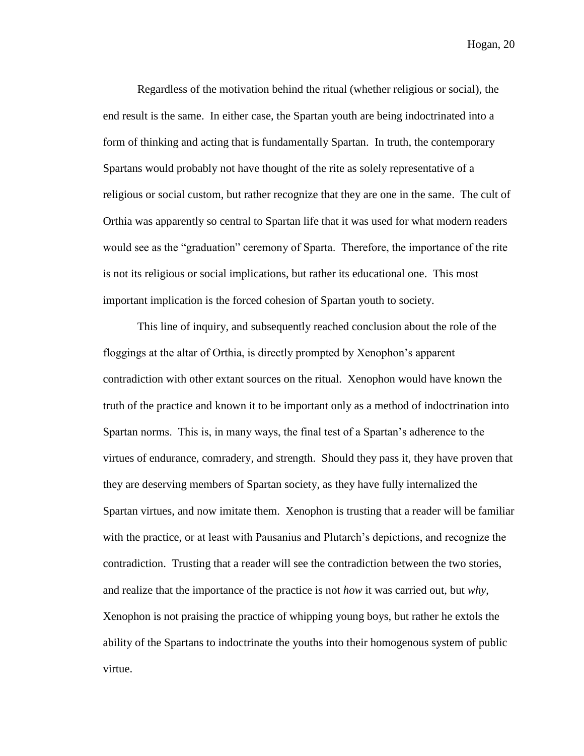Regardless of the motivation behind the ritual (whether religious or social), the end result is the same. In either case, the Spartan youth are being indoctrinated into a form of thinking and acting that is fundamentally Spartan. In truth, the contemporary Spartans would probably not have thought of the rite as solely representative of a religious or social custom, but rather recognize that they are one in the same. The cult of Orthia was apparently so central to Spartan life that it was used for what modern readers would see as the "graduation" ceremony of Sparta. Therefore, the importance of the rite is not its religious or social implications, but rather its educational one. This most important implication is the forced cohesion of Spartan youth to society.

This line of inquiry, and subsequently reached conclusion about the role of the floggings at the altar of Orthia, is directly prompted by Xenophon's apparent contradiction with other extant sources on the ritual. Xenophon would have known the truth of the practice and known it to be important only as a method of indoctrination into Spartan norms. This is, in many ways, the final test of a Spartan's adherence to the virtues of endurance, comradery, and strength. Should they pass it, they have proven that they are deserving members of Spartan society, as they have fully internalized the Spartan virtues, and now imitate them. Xenophon is trusting that a reader will be familiar with the practice, or at least with Pausanius and Plutarch's depictions, and recognize the contradiction. Trusting that a reader will see the contradiction between the two stories, and realize that the importance of the practice is not *how* it was carried out, but *why*, Xenophon is not praising the practice of whipping young boys, but rather he extols the ability of the Spartans to indoctrinate the youths into their homogenous system of public virtue.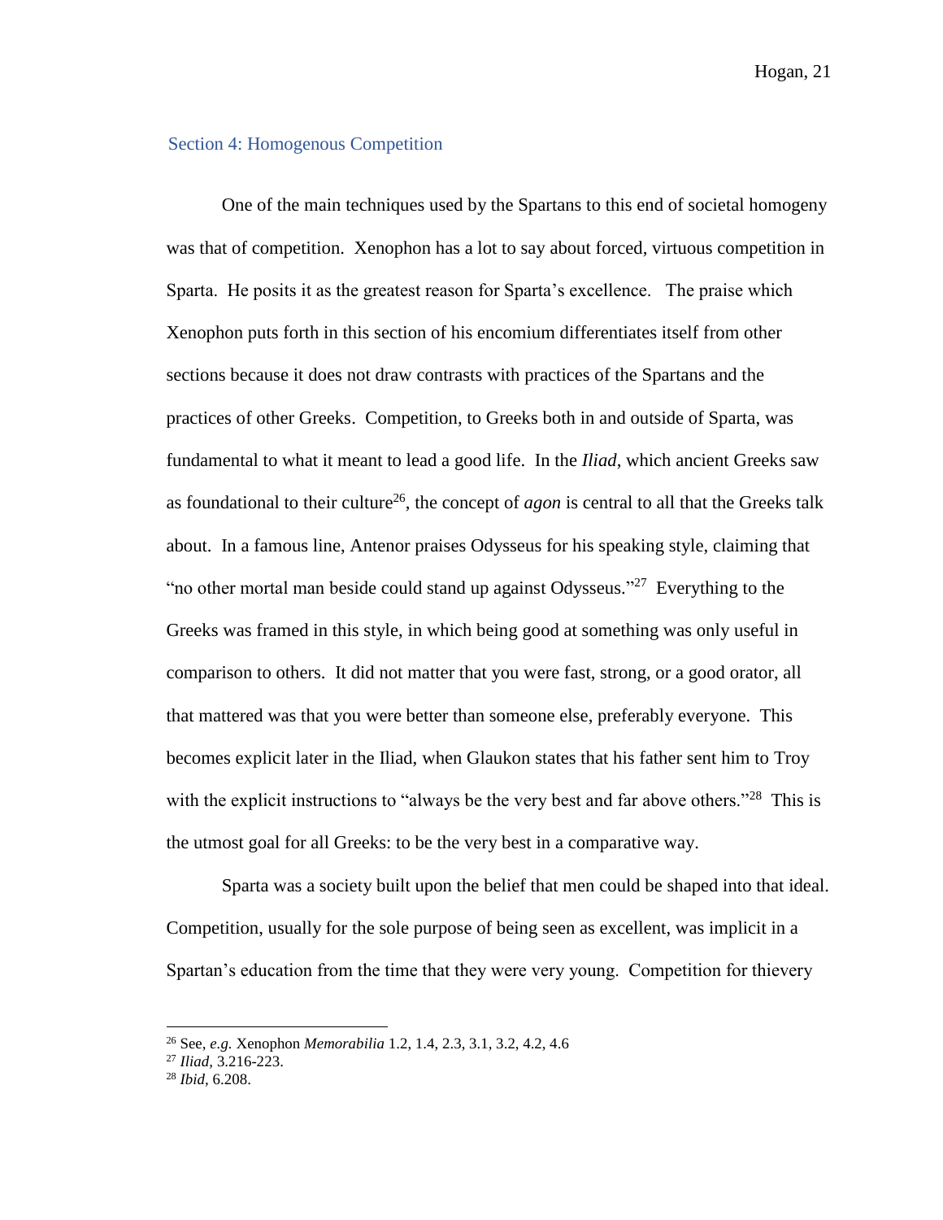## Section 4: Homogenous Competition

One of the main techniques used by the Spartans to this end of societal homogeny was that of competition. Xenophon has a lot to say about forced, virtuous competition in Sparta. He posits it as the greatest reason for Sparta's excellence. The praise which Xenophon puts forth in this section of his encomium differentiates itself from other sections because it does not draw contrasts with practices of the Spartans and the practices of other Greeks. Competition, to Greeks both in and outside of Sparta, was fundamental to what it meant to lead a good life. In the *Iliad*, which ancient Greeks saw as foundational to their culture[26], the concept of *agon* is central to all that the Greeks talk about. In a famous line, Antenor praises Odysseus for his speaking style, claiming that "no other mortal man beside could stand up against Odysseus."[27] Everything to the Greeks was framed in this style, in which being good at something was only useful in comparison to others. It did not matter that you were fast, strong, or a good orator, all that mattered was that you were better than someone else, preferably everyone. This becomes explicit later in the Iliad, when Glaukon states that his father sent him to Troy with the explicit instructions to "always be the very best and far above others."[28] This is the utmost goal for all Greeks: to be the very best in a comparative way.

Sparta was a society built upon the belief that men could be shaped into that ideal. Competition, usually for the sole purpose of being seen as excellent, was implicit in a Spartan's education from the time that they were very young. Competition for thievery

---

[26] See, *e.g.* Xenophon *Memorabilia* 1.2, 1.4, 2.3, 3.1, 3.2, 4.2, 4.6

[27] *Iliad*, 3.216-223.

[28] *Ibid*, 6.208.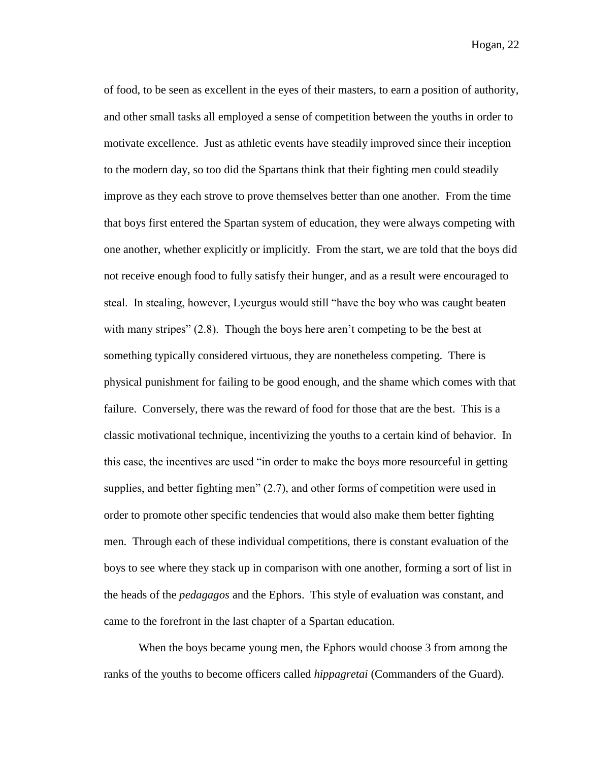of food, to be seen as excellent in the eyes of their masters, to earn a position of authority, and other small tasks all employed a sense of competition between the youths in order to motivate excellence. Just as athletic events have steadily improved since their inception to the modern day, so too did the Spartans think that their fighting men could steadily improve as they each strove to prove themselves better than one another. From the time that boys first entered the Spartan system of education, they were always competing with one another, whether explicitly or implicitly. From the start, we are told that the boys did not receive enough food to fully satisfy their hunger, and as a result were encouraged to steal. In stealing, however, Lycurgus would still "have the boy who was caught beaten with many stripes" (2.8). Though the boys here aren't competing to be the best at something typically considered virtuous, they are nonetheless competing. There is physical punishment for failing to be good enough, and the shame which comes with that failure. Conversely, there was the reward of food for those that are the best. This is a classic motivational technique, incentivizing the youths to a certain kind of behavior. In this case, the incentives are used "in order to make the boys more resourceful in getting supplies, and better fighting men" (2.7), and other forms of competition were used in order to promote other specific tendencies that would also make them better fighting men. Through each of these individual competitions, there is constant evaluation of the boys to see where they stack up in comparison with one another, forming a sort of list in the heads of the *pedagagos* and the Ephors. This style of evaluation was constant, and came to the forefront in the last chapter of a Spartan education.

When the boys became young men, the Ephors would choose 3 from among the ranks of the youths to become officers called *hippagretai* (Commanders of the Guard).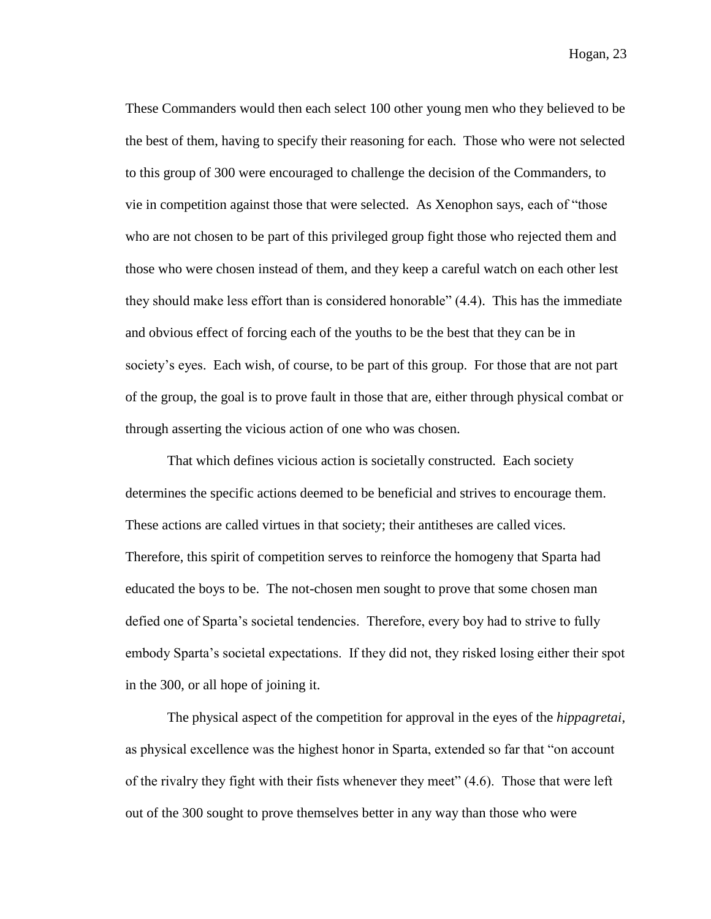These Commanders would then each select 100 other young men who they believed to be the best of them, having to specify their reasoning for each. Those who were not selected to this group of 300 were encouraged to challenge the decision of the Commanders, to vie in competition against those that were selected. As Xenophon says, each of "those who are not chosen to be part of this privileged group fight those who rejected them and those who were chosen instead of them, and they keep a careful watch on each other lest they should make less effort than is considered honorable" (4.4). This has the immediate and obvious effect of forcing each of the youths to be the best that they can be in society's eyes. Each wish, of course, to be part of this group. For those that are not part of the group, the goal is to prove fault in those that are, either through physical combat or through asserting the vicious action of one who was chosen.

That which defines vicious action is societally constructed. Each society determines the specific actions deemed to be beneficial and strives to encourage them. These actions are called virtues in that society; their antitheses are called vices. Therefore, this spirit of competition serves to reinforce the homogeny that Sparta had educated the boys to be. The not-chosen men sought to prove that some chosen man defied one of Sparta's societal tendencies. Therefore, every boy had to strive to fully embody Sparta's societal expectations. If they did not, they risked losing either their spot in the 300, or all hope of joining it.

The physical aspect of the competition for approval in the eyes of the *hippagretai*, as physical excellence was the highest honor in Sparta, extended so far that "on account of the rivalry they fight with their fists whenever they meet" (4.6). Those that were left out of the 300 sought to prove themselves better in any way than those who were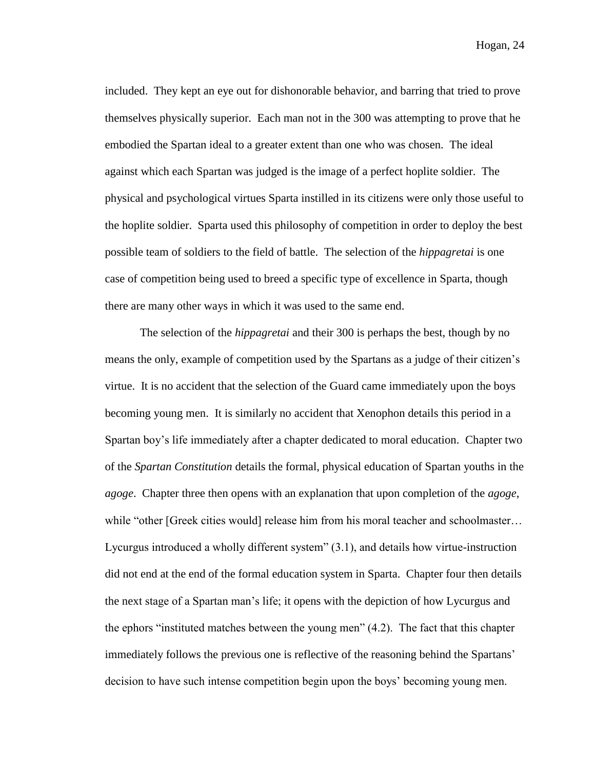included. They kept an eye out for dishonorable behavior, and barring that tried to prove themselves physically superior. Each man not in the 300 was attempting to prove that he embodied the Spartan ideal to a greater extent than one who was chosen. The ideal against which each Spartan was judged is the image of a perfect hoplite soldier. The physical and psychological virtues Sparta instilled in its citizens were only those useful to the hoplite soldier. Sparta used this philosophy of competition in order to deploy the best possible team of soldiers to the field of battle. The selection of the *hippagretai* is one case of competition being used to breed a specific type of excellence in Sparta, though there are many other ways in which it was used to the same end.

The selection of the *hippagretai* and their 300 is perhaps the best, though by no means the only, example of competition used by the Spartans as a judge of their citizen's virtue. It is no accident that the selection of the Guard came immediately upon the boys becoming young men. It is similarly no accident that Xenophon details this period in a Spartan boy's life immediately after a chapter dedicated to moral education. Chapter two of the *Spartan Constitution* details the formal, physical education of Spartan youths in the *agoge*. Chapter three then opens with an explanation that upon completion of the *agoge*, while "other [Greek cities would] release him from his moral teacher and schoolmaster… Lycurgus introduced a wholly different system" (3.1), and details how virtue-instruction did not end at the end of the formal education system in Sparta. Chapter four then details the next stage of a Spartan man's life; it opens with the depiction of how Lycurgus and the ephors "instituted matches between the young men" (4.2). The fact that this chapter immediately follows the previous one is reflective of the reasoning behind the Spartans' decision to have such intense competition begin upon the boys' becoming young men.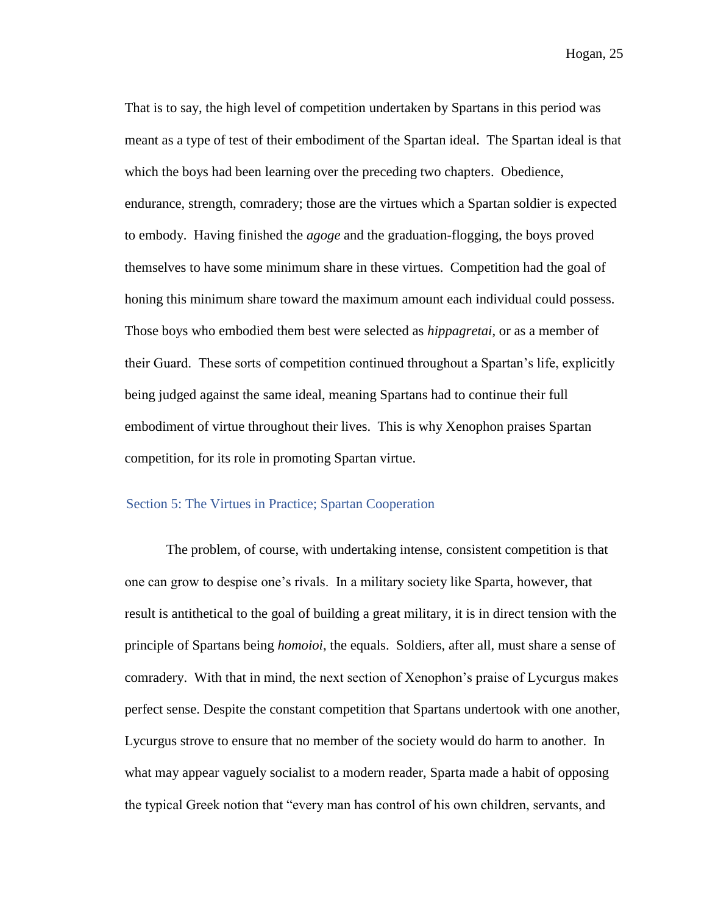That is to say, the high level of competition undertaken by Spartans in this period was meant as a type of test of their embodiment of the Spartan ideal. The Spartan ideal is that which the boys had been learning over the preceding two chapters. Obedience, endurance, strength, comradery; those are the virtues which a Spartan soldier is expected to embody. Having finished the *agoge* and the graduation-flogging, the boys proved themselves to have some minimum share in these virtues. Competition had the goal of honing this minimum share toward the maximum amount each individual could possess. Those boys who embodied them best were selected as *hippagretai*, or as a member of their Guard. These sorts of competition continued throughout a Spartan's life, explicitly being judged against the same ideal, meaning Spartans had to continue their full embodiment of virtue throughout their lives. This is why Xenophon praises Spartan competition, for its role in promoting Spartan virtue.

## Section 5: The Virtues in Practice; Spartan Cooperation

The problem, of course, with undertaking intense, consistent competition is that one can grow to despise one's rivals. In a military society like Sparta, however, that result is antithetical to the goal of building a great military, it is in direct tension with the principle of Spartans being *homoioi*, the equals. Soldiers, after all, must share a sense of comradery. With that in mind, the next section of Xenophon's praise of Lycurgus makes perfect sense. Despite the constant competition that Spartans undertook with one another, Lycurgus strove to ensure that no member of the society would do harm to another. In what may appear vaguely socialist to a modern reader, Sparta made a habit of opposing the typical Greek notion that "every man has control of his own children, servants, and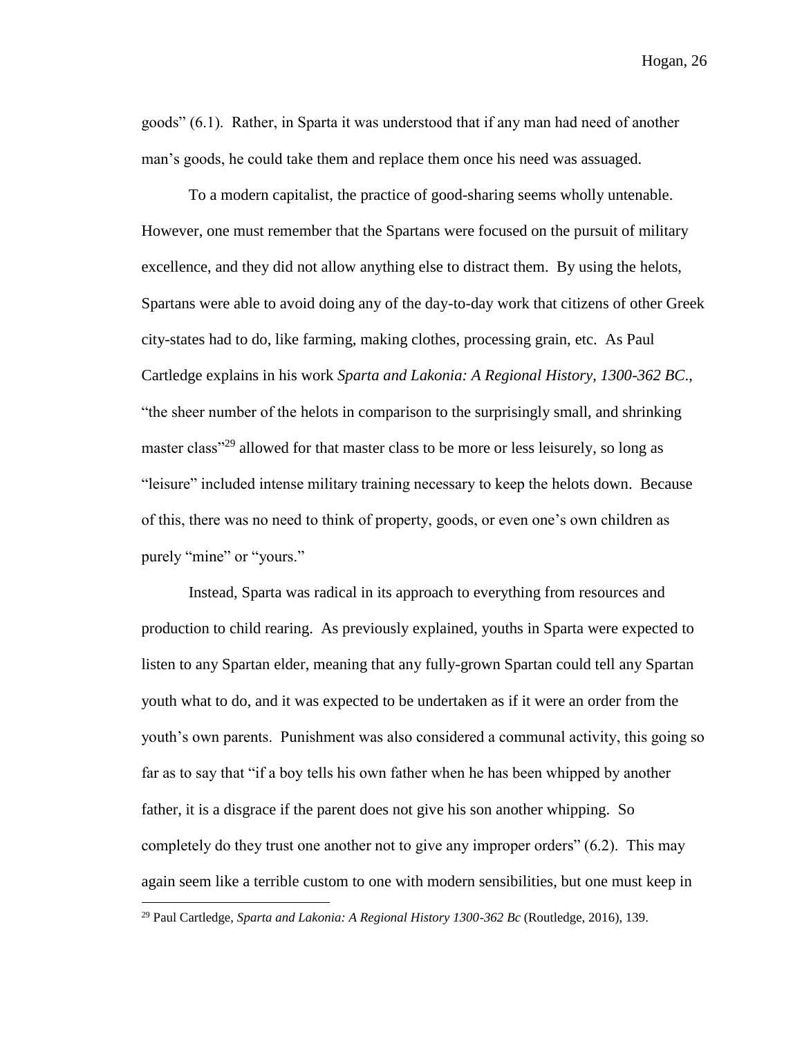goods" (6.1). Rather, in Sparta it was understood that if any man had need of another man's goods, he could take them and replace them once his need was assuaged.

To a modern capitalist, the practice of good-sharing seems wholly untenable. However, one must remember that the Spartans were focused on the pursuit of military excellence, and they did not allow anything else to distract them. By using the helots, Spartans were able to avoid doing any of the day-to-day work that citizens of other Greek city-states had to do, like farming, making clothes, processing grain, etc. As Paul Cartledge explains in his work *Sparta and Lakonia: A Regional History, 1300-362 BC*., "the sheer number of the helots in comparison to the surprisingly small, and shrinking master class"[29] allowed for that master class to be more or less leisurely, so long as "leisure" included intense military training necessary to keep the helots down. Because of this, there was no need to think of property, goods, or even one's own children as purely "mine" or "yours."

Instead, Sparta was radical in its approach to everything from resources and production to child rearing. As previously explained, youths in Sparta were expected to listen to any Spartan elder, meaning that any fully-grown Spartan could tell any Spartan youth what to do, and it was expected to be undertaken as if it were an order from the youth's own parents. Punishment was also considered a communal activity, this going so far as to say that "if a boy tells his own father when he has been whipped by another father, it is a disgrace if the parent does not give his son another whipping. So completely do they trust one another not to give any improper orders" (6.2). This may again seem like a terrible custom to one with modern sensibilities, but one must keep in

[29] Paul Cartledge, *Sparta and Lakonia: A Regional History 1300-362 Bc* (Routledge, 2016), 139.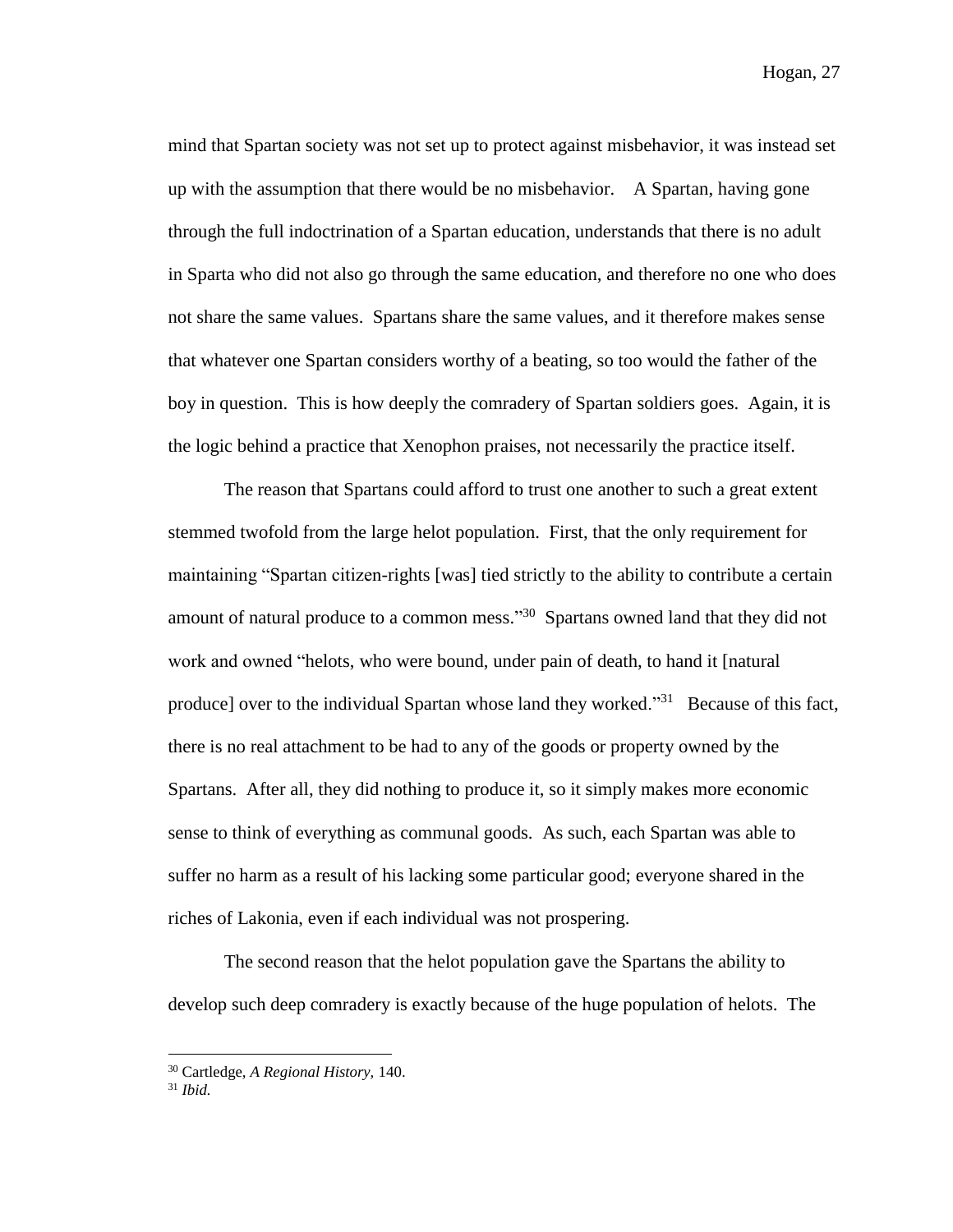mind that Spartan society was not set up to protect against misbehavior, it was instead set up with the assumption that there would be no misbehavior. A Spartan, having gone through the full indoctrination of a Spartan education, understands that there is no adult in Sparta who did not also go through the same education, and therefore no one who does not share the same values. Spartans share the same values, and it therefore makes sense that whatever one Spartan considers worthy of a beating, so too would the father of the boy in question. This is how deeply the comradery of Spartan soldiers goes. Again, it is the logic behind a practice that Xenophon praises, not necessarily the practice itself.

The reason that Spartans could afford to trust one another to such a great extent stemmed twofold from the large helot population. First, that the only requirement for maintaining "Spartan citizen-rights [was] tied strictly to the ability to contribute a certain amount of natural produce to a common mess."[30] Spartans owned land that they did not work and owned "helots, who were bound, under pain of death, to hand it [natural produce] over to the individual Spartan whose land they worked."[31] Because of this fact, there is no real attachment to be had to any of the goods or property owned by the Spartans. After all, they did nothing to produce it, so it simply makes more economic sense to think of everything as communal goods. As such, each Spartan was able to suffer no harm as a result of his lacking some particular good; everyone shared in the riches of Lakonia, even if each individual was not prospering.

The second reason that the helot population gave the Spartans the ability to develop such deep comradery is exactly because of the huge population of helots. The

---

[30] Cartledge, *A Regional History*, 140.

[31] *Ibid.*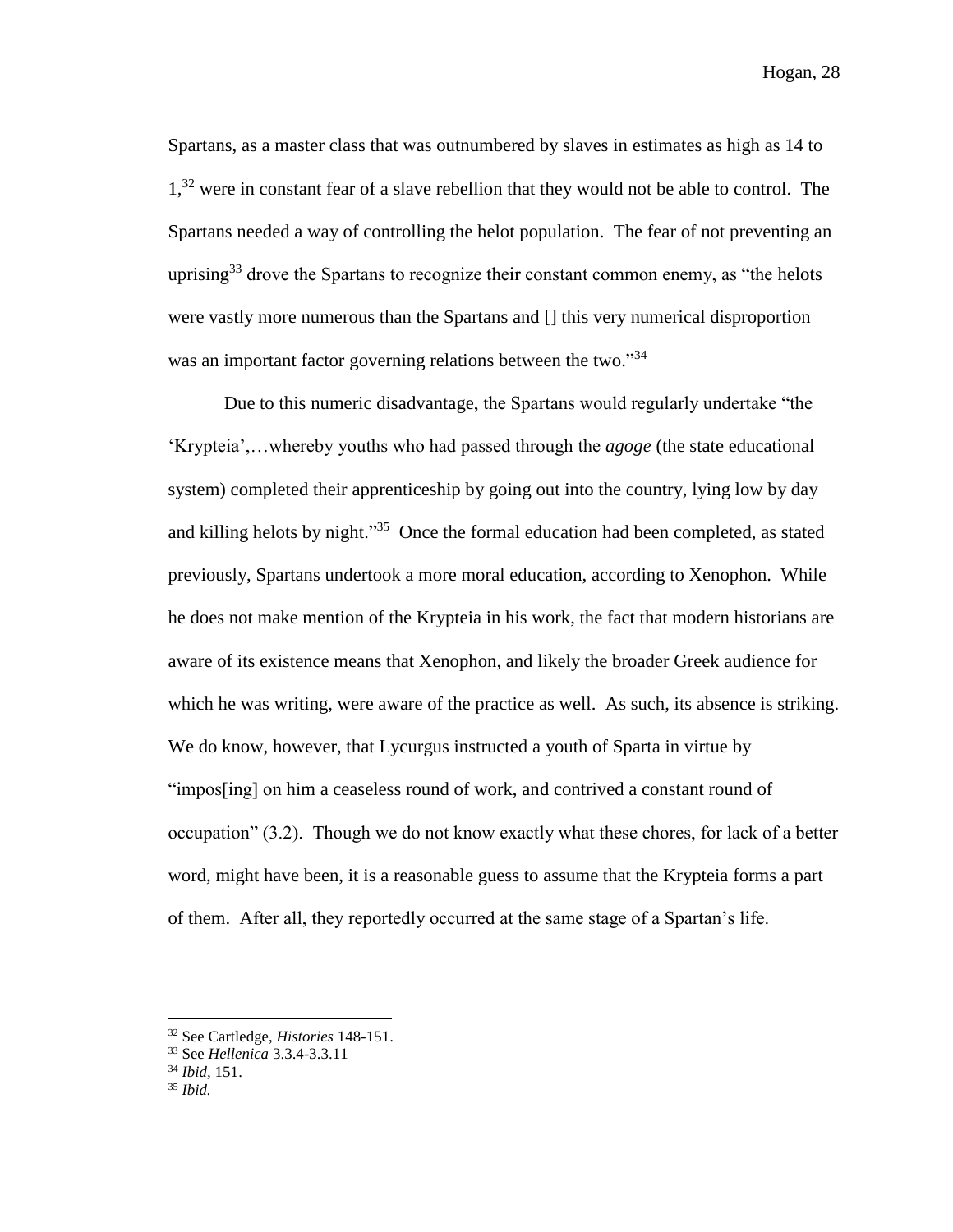Spartans, as a master class that was outnumbered by slaves in estimates as high as 14 to 1,[32] were in constant fear of a slave rebellion that they would not be able to control. The Spartans needed a way of controlling the helot population. The fear of not preventing an uprising[33] drove the Spartans to recognize their constant common enemy, as "the helots were vastly more numerous than the Spartans and [] this very numerical disproportion was an important factor governing relations between the two."[34]

Due to this numeric disadvantage, the Spartans would regularly undertake "the 'Krypteia',…whereby youths who had passed through the *agoge* (the state educational system) completed their apprenticeship by going out into the country, lying low by day and killing helots by night."[35] Once the formal education had been completed, as stated previously, Spartans undertook a more moral education, according to Xenophon. While he does not make mention of the Krypteia in his work, the fact that modern historians are aware of its existence means that Xenophon, and likely the broader Greek audience for which he was writing, were aware of the practice as well. As such, its absence is striking. We do know, however, that Lycurgus instructed a youth of Sparta in virtue by "impos[ing] on him a ceaseless round of work, and contrived a constant round of occupation" (3.2). Though we do not know exactly what these chores, for lack of a better word, might have been, it is a reasonable guess to assume that the Krypteia forms a part of them. After all, they reportedly occurred at the same stage of a Spartan's life.

---

[32] See Cartledge, *Histories* 148-151.

[33] See *Hellenica* 3.3.4-3.3.11

[34] *Ibid*, 151.

[35] *Ibid.*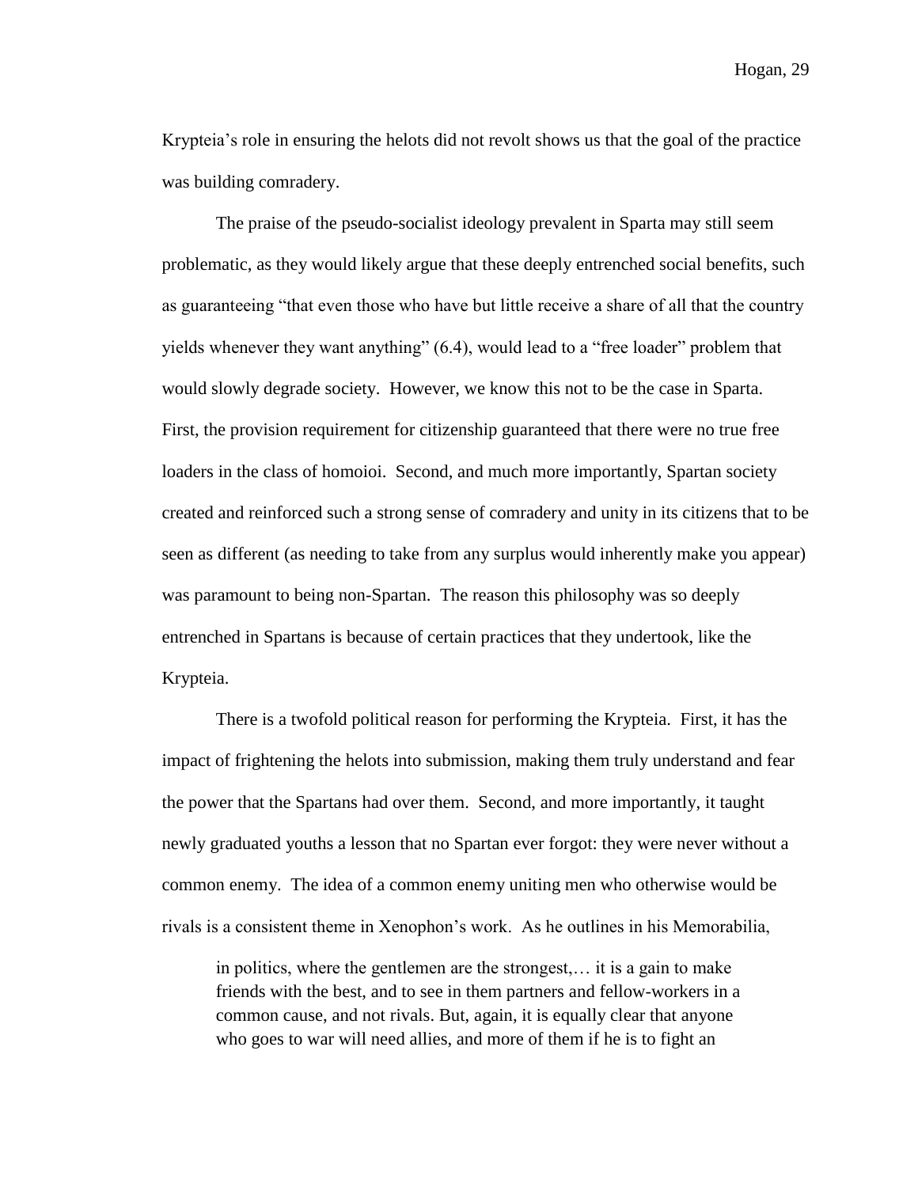Krypteia's role in ensuring the helots did not revolt shows us that the goal of the practice was building comradery.

The praise of the pseudo-socialist ideology prevalent in Sparta may still seem problematic, as they would likely argue that these deeply entrenched social benefits, such as guaranteeing "that even those who have but little receive a share of all that the country yields whenever they want anything" (6.4), would lead to a "free loader" problem that would slowly degrade society. However, we know this not to be the case in Sparta. First, the provision requirement for citizenship guaranteed that there were no true free loaders in the class of homoioi. Second, and much more importantly, Spartan society created and reinforced such a strong sense of comradery and unity in its citizens that to be seen as different (as needing to take from any surplus would inherently make you appear) was paramount to being non-Spartan. The reason this philosophy was so deeply entrenched in Spartans is because of certain practices that they undertook, like the Krypteia.

There is a twofold political reason for performing the Krypteia. First, it has the impact of frightening the helots into submission, making them truly understand and fear the power that the Spartans had over them. Second, and more importantly, it taught newly graduated youths a lesson that no Spartan ever forgot: they were never without a common enemy. The idea of a common enemy uniting men who otherwise would be rivals is a consistent theme in Xenophon's work. As he outlines in his Memorabilia,

> in politics, where the gentlemen are the strongest,… it is a gain to make friends with the best, and to see in them partners and fellow-workers in a common cause, and not rivals. But, again, it is equally clear that anyone who goes to war will need allies, and more of them if he is to fight an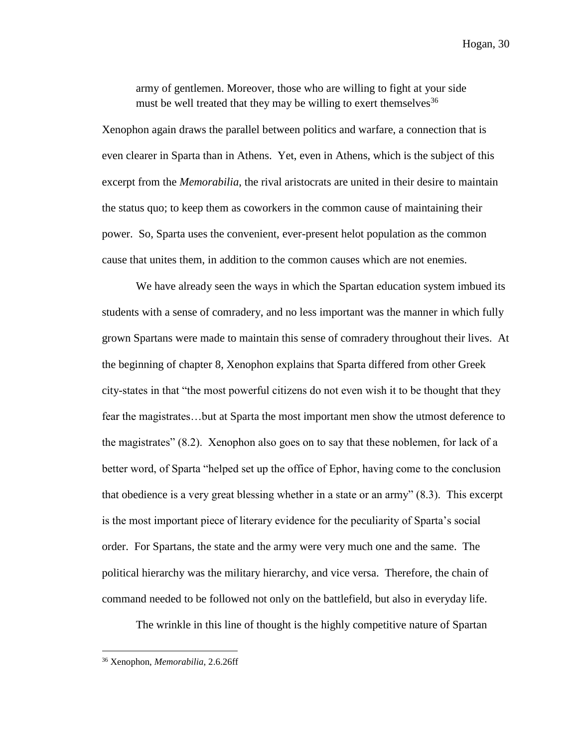> army of gentlemen. Moreover, those who are willing to fight at your side must be well treated that they may be willing to exert themselves[36]

Xenophon again draws the parallel between politics and warfare, a connection that is even clearer in Sparta than in Athens. Yet, even in Athens, which is the subject of this excerpt from the *Memorabilia*, the rival aristocrats are united in their desire to maintain the status quo; to keep them as coworkers in the common cause of maintaining their power. So, Sparta uses the convenient, ever-present helot population as the common cause that unites them, in addition to the common causes which are not enemies.

We have already seen the ways in which the Spartan education system imbued its students with a sense of comradery, and no less important was the manner in which fully grown Spartans were made to maintain this sense of comradery throughout their lives. At the beginning of chapter 8, Xenophon explains that Sparta differed from other Greek city-states in that "the most powerful citizens do not even wish it to be thought that they fear the magistrates…but at Sparta the most important men show the utmost deference to the magistrates" (8.2). Xenophon also goes on to say that these noblemen, for lack of a better word, of Sparta "helped set up the office of Ephor, having come to the conclusion that obedience is a very great blessing whether in a state or an army" (8.3). This excerpt is the most important piece of literary evidence for the peculiarity of Sparta's social order. For Spartans, the state and the army were very much one and the same. The political hierarchy was the military hierarchy, and vice versa. Therefore, the chain of command needed to be followed not only on the battlefield, but also in everyday life.

The wrinkle in this line of thought is the highly competitive nature of Spartan

---

[36] Xenophon, *Memorabilia*, 2.6.26ff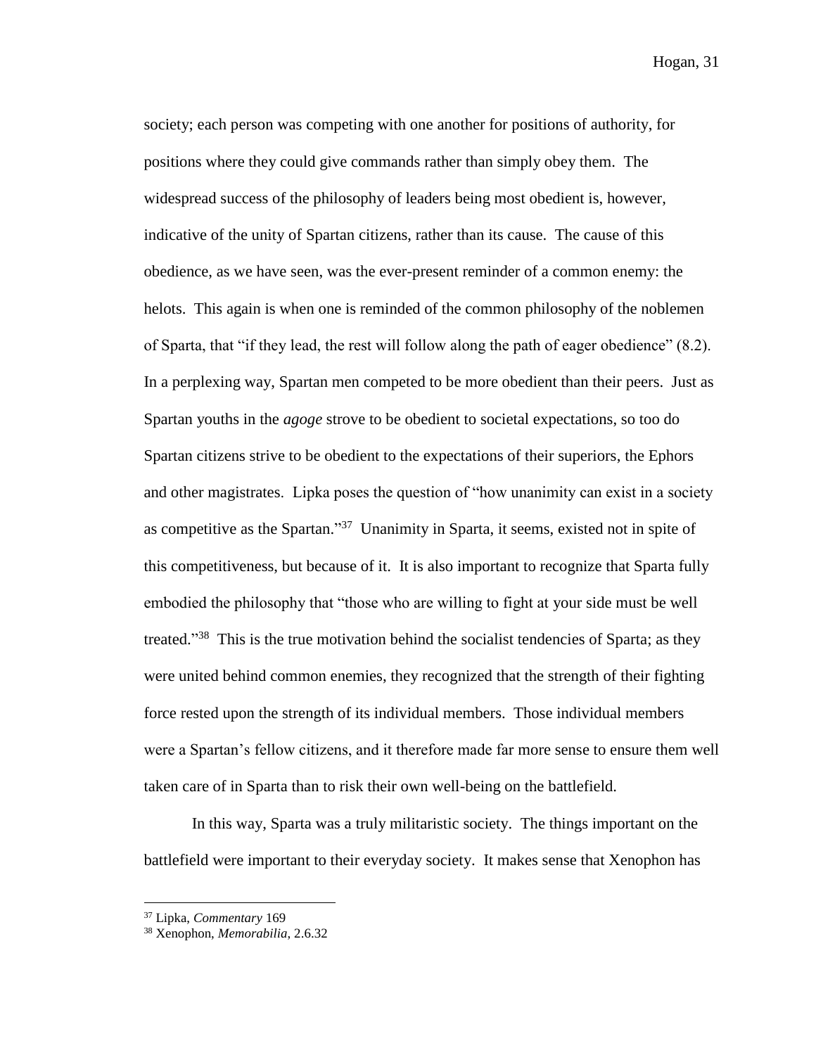society; each person was competing with one another for positions of authority, for positions where they could give commands rather than simply obey them. The widespread success of the philosophy of leaders being most obedient is, however, indicative of the unity of Spartan citizens, rather than its cause. The cause of this obedience, as we have seen, was the ever-present reminder of a common enemy: the helots. This again is when one is reminded of the common philosophy of the noblemen of Sparta, that "if they lead, the rest will follow along the path of eager obedience" (8.2). In a perplexing way, Spartan men competed to be more obedient than their peers. Just as Spartan youths in the *agoge* strove to be obedient to societal expectations, so too do Spartan citizens strive to be obedient to the expectations of their superiors, the Ephors and other magistrates. Lipka poses the question of "how unanimity can exist in a society as competitive as the Spartan."[37] Unanimity in Sparta, it seems, existed not in spite of this competitiveness, but because of it. It is also important to recognize that Sparta fully embodied the philosophy that "those who are willing to fight at your side must be well treated."[38] This is the true motivation behind the socialist tendencies of Sparta; as they were united behind common enemies, they recognized that the strength of their fighting force rested upon the strength of its individual members. Those individual members were a Spartan's fellow citizens, and it therefore made far more sense to ensure them well taken care of in Sparta than to risk their own well-being on the battlefield.

In this way, Sparta was a truly militaristic society. The things important on the battlefield were important to their everyday society. It makes sense that Xenophon has

---

[37] Lipka, *Commentary* 169

[38] Xenophon, *Memorabilia*, 2.6.32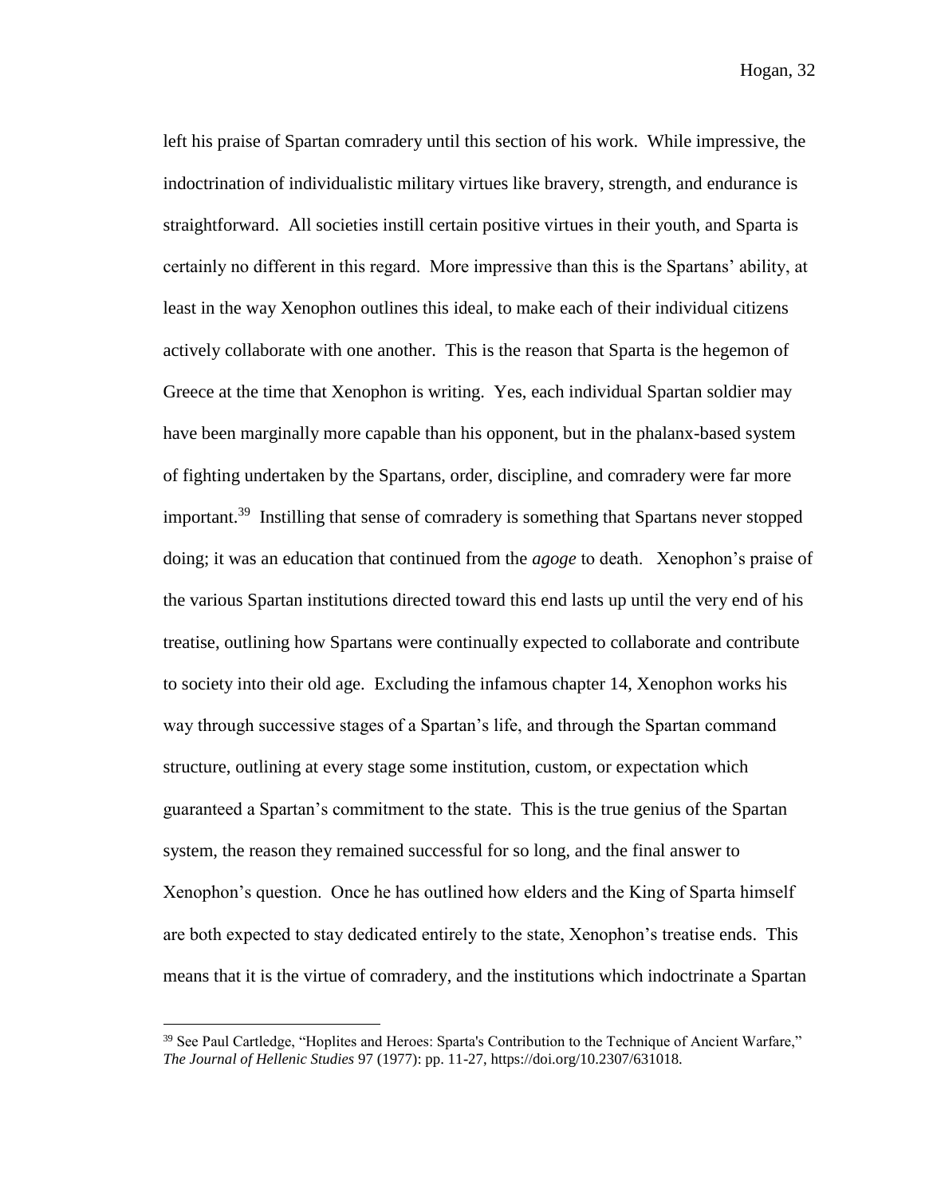left his praise of Spartan comradery until this section of his work. While impressive, the indoctrination of individualistic military virtues like bravery, strength, and endurance is straightforward. All societies instill certain positive virtues in their youth, and Sparta is certainly no different in this regard. More impressive than this is the Spartans' ability, at least in the way Xenophon outlines this ideal, to make each of their individual citizens actively collaborate with one another. This is the reason that Sparta is the hegemon of Greece at the time that Xenophon is writing. Yes, each individual Spartan soldier may have been marginally more capable than his opponent, but in the phalanx-based system of fighting undertaken by the Spartans, order, discipline, and comradery were far more important.[39] Instilling that sense of comradery is something that Spartans never stopped doing; it was an education that continued from the *agoge* to death. Xenophon's praise of the various Spartan institutions directed toward this end lasts up until the very end of his treatise, outlining how Spartans were continually expected to collaborate and contribute to society into their old age. Excluding the infamous chapter 14, Xenophon works his way through successive stages of a Spartan's life, and through the Spartan command structure, outlining at every stage some institution, custom, or expectation which guaranteed a Spartan's commitment to the state. This is the true genius of the Spartan system, the reason they remained successful for so long, and the final answer to Xenophon's question. Once he has outlined how elders and the King of Sparta himself are both expected to stay dedicated entirely to the state, Xenophon's treatise ends. This means that it is the virtue of comradery, and the institutions which indoctrinate a Spartan

[39] See Paul Cartledge, "Hoplites and Heroes: Sparta's Contribution to the Technique of Ancient Warfare," *The Journal of Hellenic Studies* 97 (1977): pp. 11-27, https://doi.org/10.2307/631018.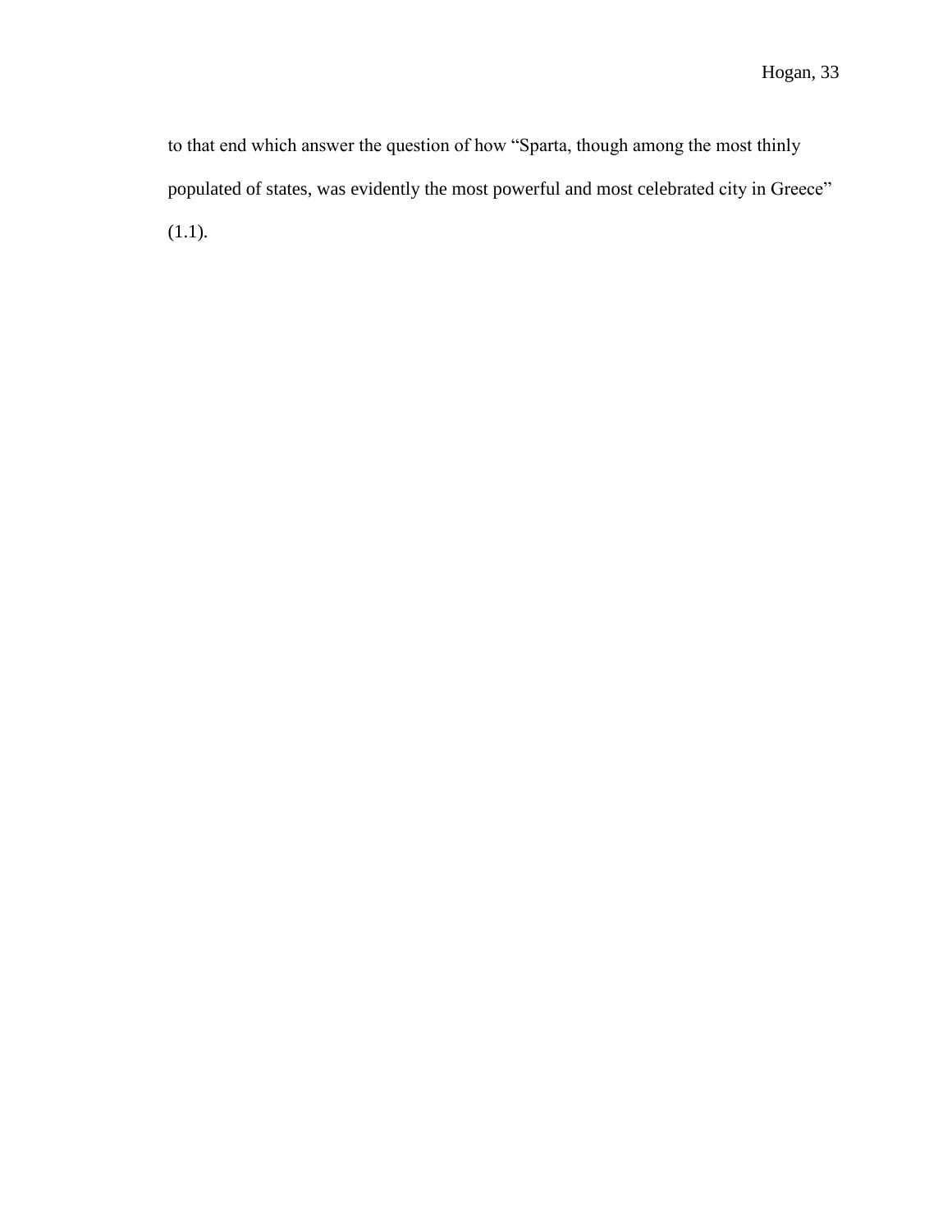to that end which answer the question of how "Sparta, though among the most thinly populated of states, was evidently the most powerful and most celebrated city in Greece" (1.1).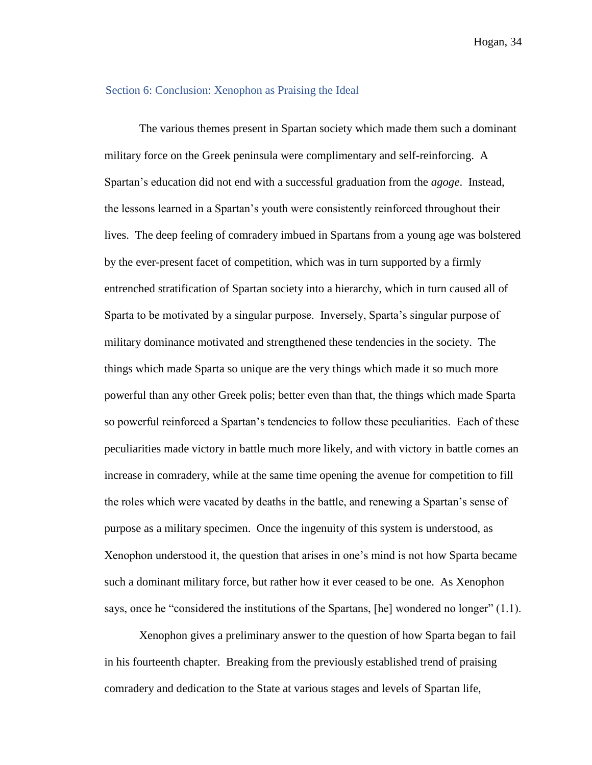## Section 6: Conclusion: Xenophon as Praising the Ideal

The various themes present in Spartan society which made them such a dominant military force on the Greek peninsula were complimentary and self-reinforcing. A Spartan's education did not end with a successful graduation from the *agoge*. Instead, the lessons learned in a Spartan's youth were consistently reinforced throughout their lives. The deep feeling of comradery imbued in Spartans from a young age was bolstered by the ever-present facet of competition, which was in turn supported by a firmly entrenched stratification of Spartan society into a hierarchy, which in turn caused all of Sparta to be motivated by a singular purpose. Inversely, Sparta's singular purpose of military dominance motivated and strengthened these tendencies in the society. The things which made Sparta so unique are the very things which made it so much more powerful than any other Greek polis; better even than that, the things which made Sparta so powerful reinforced a Spartan's tendencies to follow these peculiarities. Each of these peculiarities made victory in battle much more likely, and with victory in battle comes an increase in comradery, while at the same time opening the avenue for competition to fill the roles which were vacated by deaths in the battle, and renewing a Spartan's sense of purpose as a military specimen. Once the ingenuity of this system is understood, as Xenophon understood it, the question that arises in one's mind is not how Sparta became such a dominant military force, but rather how it ever ceased to be one. As Xenophon says, once he "considered the institutions of the Spartans, [he] wondered no longer" (1.1).

Xenophon gives a preliminary answer to the question of how Sparta began to fail in his fourteenth chapter. Breaking from the previously established trend of praising comradery and dedication to the State at various stages and levels of Spartan life,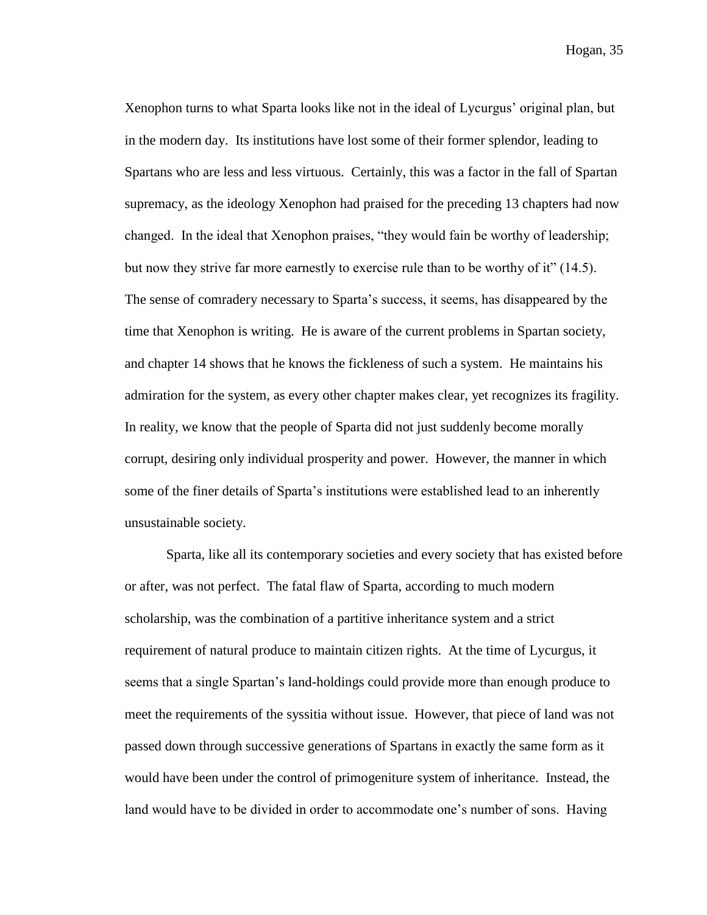Xenophon turns to what Sparta looks like not in the ideal of Lycurgus' original plan, but in the modern day. Its institutions have lost some of their former splendor, leading to Spartans who are less and less virtuous. Certainly, this was a factor in the fall of Spartan supremacy, as the ideology Xenophon had praised for the preceding 13 chapters had now changed. In the ideal that Xenophon praises, "they would fain be worthy of leadership; but now they strive far more earnestly to exercise rule than to be worthy of it" (14.5). The sense of comradery necessary to Sparta's success, it seems, has disappeared by the time that Xenophon is writing. He is aware of the current problems in Spartan society, and chapter 14 shows that he knows the fickleness of such a system. He maintains his admiration for the system, as every other chapter makes clear, yet recognizes its fragility. In reality, we know that the people of Sparta did not just suddenly become morally corrupt, desiring only individual prosperity and power. However, the manner in which some of the finer details of Sparta's institutions were established lead to an inherently unsustainable society.

Sparta, like all its contemporary societies and every society that has existed before or after, was not perfect. The fatal flaw of Sparta, according to much modern scholarship, was the combination of a partitive inheritance system and a strict requirement of natural produce to maintain citizen rights. At the time of Lycurgus, it seems that a single Spartan's land-holdings could provide more than enough produce to meet the requirements of the syssitia without issue. However, that piece of land was not passed down through successive generations of Spartans in exactly the same form as it would have been under the control of primogeniture system of inheritance. Instead, the land would have to be divided in order to accommodate one's number of sons. Having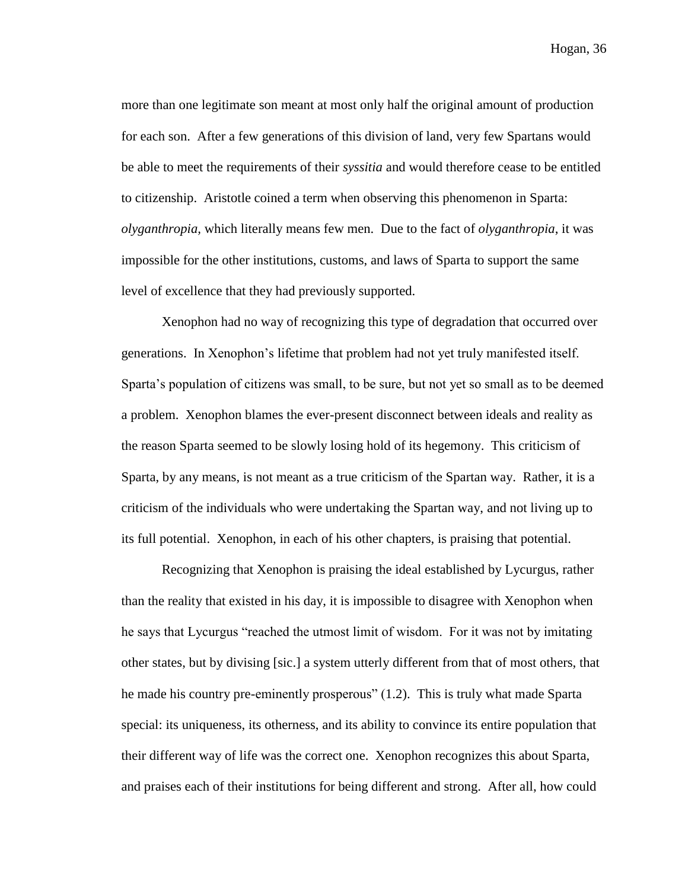more than one legitimate son meant at most only half the original amount of production for each son. After a few generations of this division of land, very few Spartans would be able to meet the requirements of their *syssitia* and would therefore cease to be entitled to citizenship. Aristotle coined a term when observing this phenomenon in Sparta: *olyganthropia*, which literally means few men. Due to the fact of *olyganthropia*, it was impossible for the other institutions, customs, and laws of Sparta to support the same level of excellence that they had previously supported.

Xenophon had no way of recognizing this type of degradation that occurred over generations. In Xenophon's lifetime that problem had not yet truly manifested itself. Sparta's population of citizens was small, to be sure, but not yet so small as to be deemed a problem. Xenophon blames the ever-present disconnect between ideals and reality as the reason Sparta seemed to be slowly losing hold of its hegemony. This criticism of Sparta, by any means, is not meant as a true criticism of the Spartan way. Rather, it is a criticism of the individuals who were undertaking the Spartan way, and not living up to its full potential. Xenophon, in each of his other chapters, is praising that potential.

Recognizing that Xenophon is praising the ideal established by Lycurgus, rather than the reality that existed in his day, it is impossible to disagree with Xenophon when he says that Lycurgus "reached the utmost limit of wisdom. For it was not by imitating other states, but by divising [sic.] a system utterly different from that of most others, that he made his country pre-eminently prosperous" (1.2). This is truly what made Sparta special: its uniqueness, its otherness, and its ability to convince its entire population that their different way of life was the correct one. Xenophon recognizes this about Sparta, and praises each of their institutions for being different and strong. After all, how could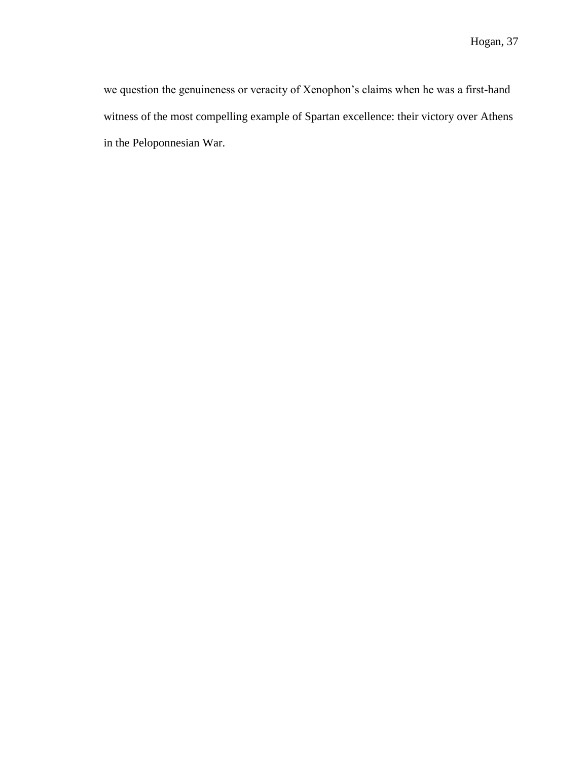we question the genuineness or veracity of Xenophon's claims when he was a first-hand witness of the most compelling example of Spartan excellence: their victory over Athens in the Peloponnesian War.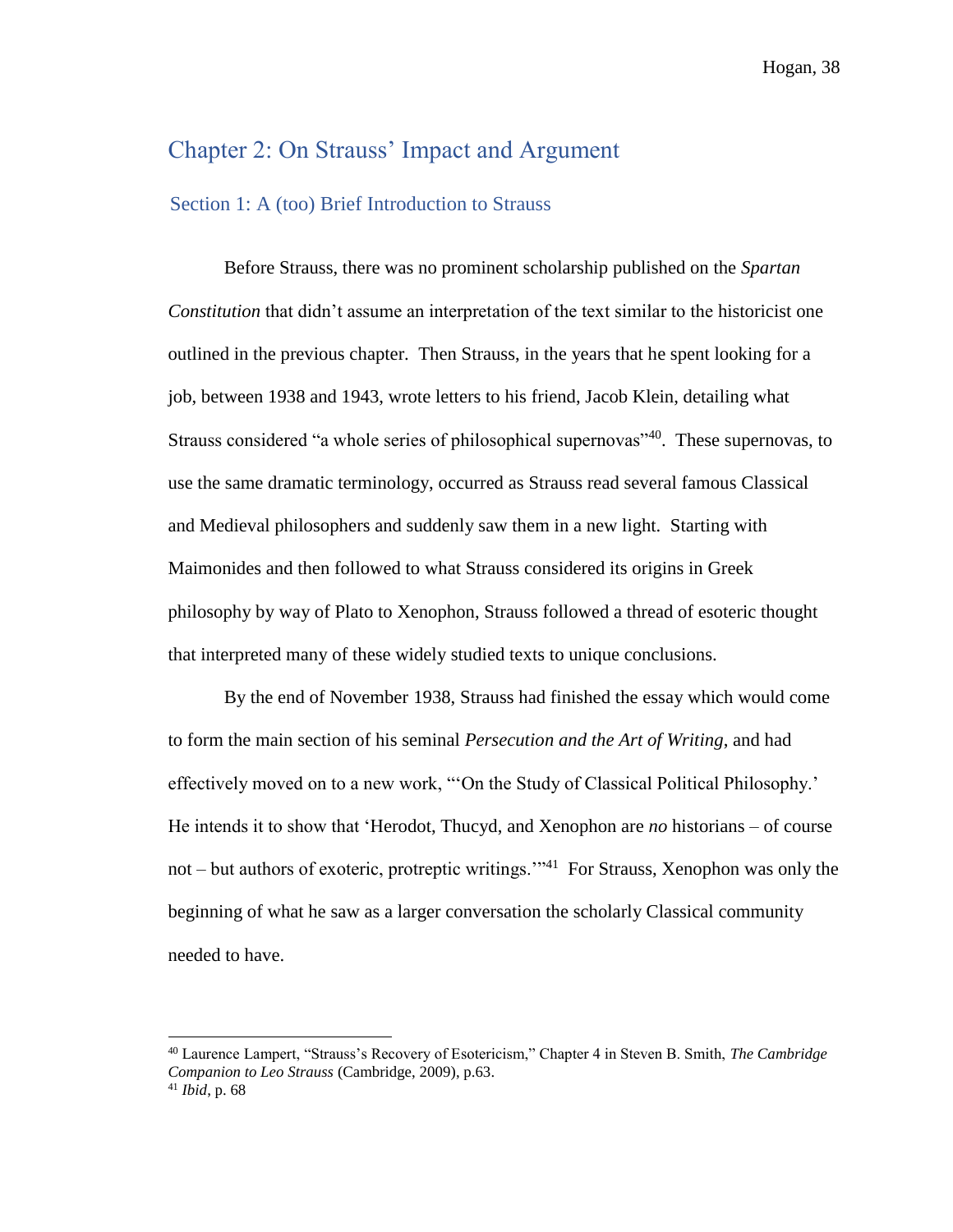## Chapter 2: On Strauss' Impact and Argument

### Section 1: A (too) Brief Introduction to Strauss

Before Strauss, there was no prominent scholarship published on the *Spartan Constitution* that didn't assume an interpretation of the text similar to the historicist one outlined in the previous chapter. Then Strauss, in the years that he spent looking for a job, between 1938 and 1943, wrote letters to his friend, Jacob Klein, detailing what Strauss considered "a whole series of philosophical supernovas"[40]. These supernovas, to use the same dramatic terminology, occurred as Strauss read several famous Classical and Medieval philosophers and suddenly saw them in a new light. Starting with Maimonides and then followed to what Strauss considered its origins in Greek philosophy by way of Plato to Xenophon, Strauss followed a thread of esoteric thought that interpreted many of these widely studied texts to unique conclusions.

By the end of November 1938, Strauss had finished the essay which would come to form the main section of his seminal *Persecution and the Art of Writing*, and had effectively moved on to a new work, "'On the Study of Classical Political Philosophy.' He intends it to show that 'Herodot, Thucyd, and Xenophon are *no* historians – of course not – but authors of exoteric, protreptic writings.'"[41] For Strauss, Xenophon was only the beginning of what he saw as a larger conversation the scholarly Classical community needed to have.

---

[40] Laurence Lampert, "Strauss's Recovery of Esotericism," Chapter 4 in Steven B. Smith, *The Cambridge Companion to Leo Strauss* (Cambridge, 2009), p.63.

[41] *Ibid*, p. 68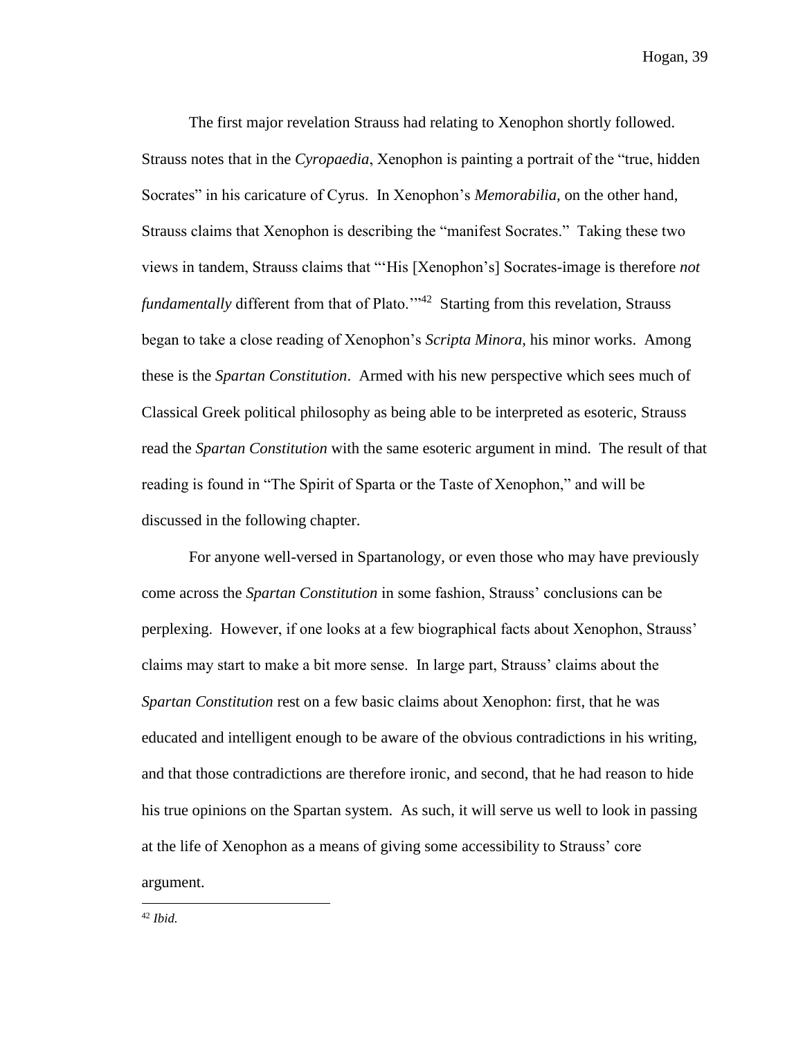The first major revelation Strauss had relating to Xenophon shortly followed. Strauss notes that in the *Cyropaedia*, Xenophon is painting a portrait of the "true, hidden Socrates" in his caricature of Cyrus. In Xenophon's *Memorabilia,* on the other hand, Strauss claims that Xenophon is describing the "manifest Socrates." Taking these two views in tandem, Strauss claims that "'His [Xenophon's] Socrates-image is therefore *not fundamentally* different from that of Plato.'"[42] Starting from this revelation, Strauss began to take a close reading of Xenophon's *Scripta Minora*, his minor works. Among these is the *Spartan Constitution*. Armed with his new perspective which sees much of Classical Greek political philosophy as being able to be interpreted as esoteric, Strauss read the *Spartan Constitution* with the same esoteric argument in mind. The result of that reading is found in "The Spirit of Sparta or the Taste of Xenophon," and will be discussed in the following chapter.

For anyone well-versed in Spartanology, or even those who may have previously come across the *Spartan Constitution* in some fashion, Strauss' conclusions can be perplexing. However, if one looks at a few biographical facts about Xenophon, Strauss' claims may start to make a bit more sense. In large part, Strauss' claims about the *Spartan Constitution* rest on a few basic claims about Xenophon: first, that he was educated and intelligent enough to be aware of the obvious contradictions in his writing, and that those contradictions are therefore ironic, and second, that he had reason to hide his true opinions on the Spartan system. As such, it will serve us well to look in passing at the life of Xenophon as a means of giving some accessibility to Strauss' core argument.

---

[42] *Ibid.*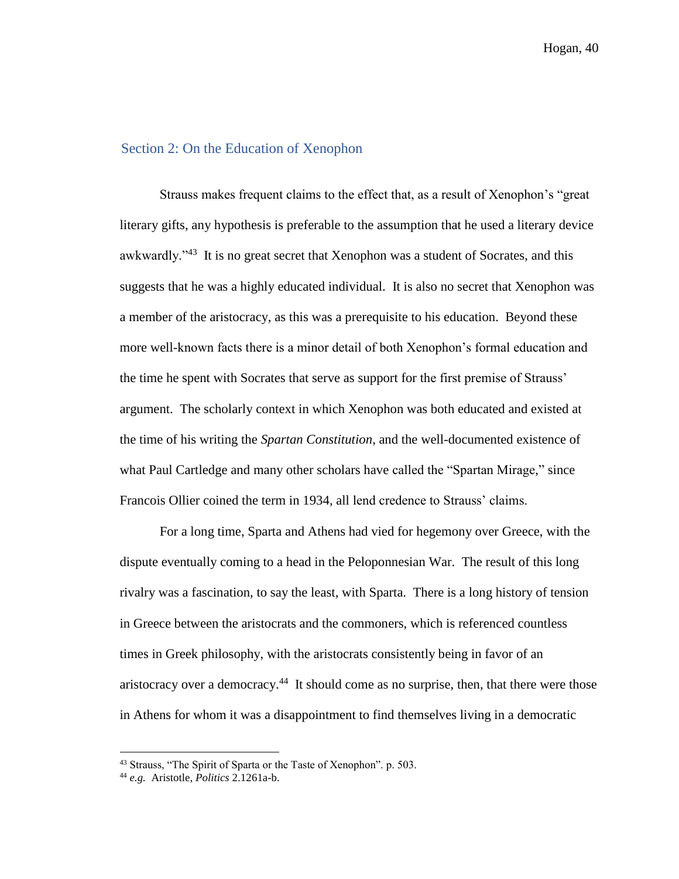## Section 2: On the Education of Xenophon

Strauss makes frequent claims to the effect that, as a result of Xenophon's "great literary gifts, any hypothesis is preferable to the assumption that he used a literary device awkwardly."[43] It is no great secret that Xenophon was a student of Socrates, and this suggests that he was a highly educated individual. It is also no secret that Xenophon was a member of the aristocracy, as this was a prerequisite to his education. Beyond these more well-known facts there is a minor detail of both Xenophon's formal education and the time he spent with Socrates that serve as support for the first premise of Strauss' argument. The scholarly context in which Xenophon was both educated and existed at the time of his writing the *Spartan Constitution*, and the well-documented existence of what Paul Cartledge and many other scholars have called the "Spartan Mirage," since Francois Ollier coined the term in 1934, all lend credence to Strauss' claims.

For a long time, Sparta and Athens had vied for hegemony over Greece, with the dispute eventually coming to a head in the Peloponnesian War. The result of this long rivalry was a fascination, to say the least, with Sparta. There is a long history of tension in Greece between the aristocrats and the commoners, which is referenced countless times in Greek philosophy, with the aristocrats consistently being in favor of an aristocracy over a democracy.[44] It should come as no surprise, then, that there were those in Athens for whom it was a disappointment to find themselves living in a democratic

---

[43] Strauss, "The Spirit of Sparta or the Taste of Xenophon". p. 503.

[44] *e.g.* Aristotle, *Politics* 2.1261a-b.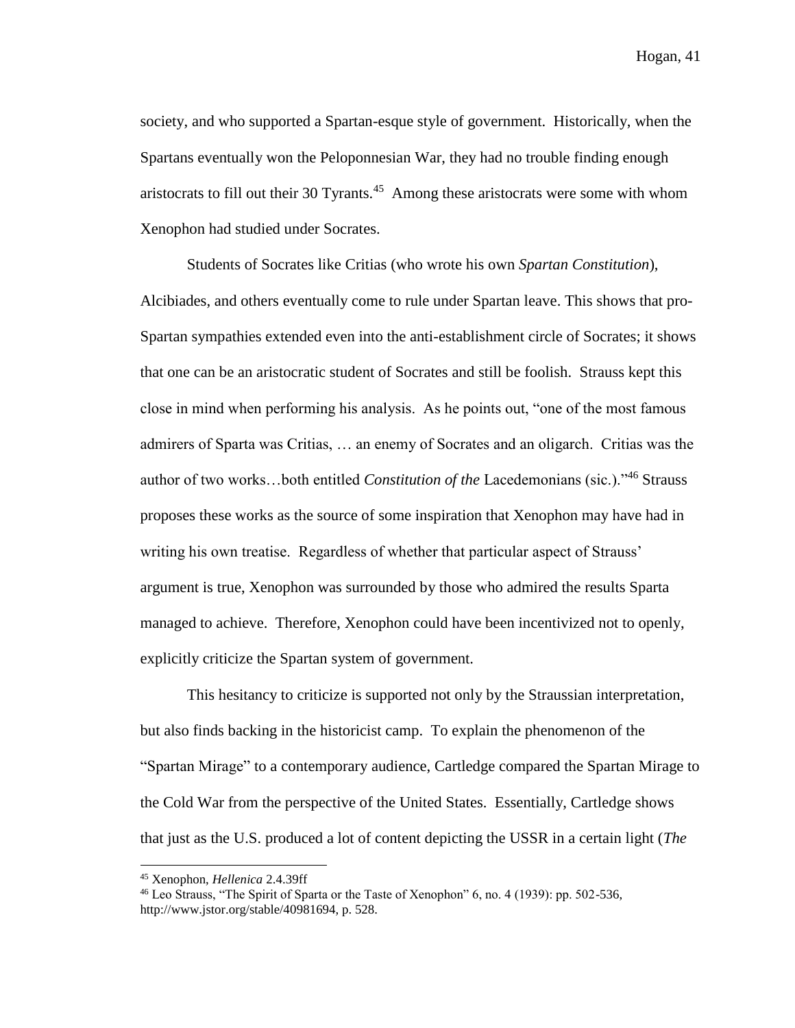society, and who supported a Spartan-esque style of government. Historically, when the Spartans eventually won the Peloponnesian War, they had no trouble finding enough aristocrats to fill out their 30 Tyrants.[45] Among these aristocrats were some with whom Xenophon had studied under Socrates.

Students of Socrates like Critias (who wrote his own *Spartan Constitution*), Alcibiades, and others eventually come to rule under Spartan leave. This shows that pro-Spartan sympathies extended even into the anti-establishment circle of Socrates; it shows that one can be an aristocratic student of Socrates and still be foolish. Strauss kept this close in mind when performing his analysis. As he points out, "one of the most famous admirers of Sparta was Critias, … an enemy of Socrates and an oligarch. Critias was the author of two works…both entitled *Constitution of the* Lacedemonians (sic.)."[46] Strauss proposes these works as the source of some inspiration that Xenophon may have had in writing his own treatise. Regardless of whether that particular aspect of Strauss' argument is true, Xenophon was surrounded by those who admired the results Sparta managed to achieve. Therefore, Xenophon could have been incentivized not to openly, explicitly criticize the Spartan system of government.

This hesitancy to criticize is supported not only by the Straussian interpretation, but also finds backing in the historicist camp. To explain the phenomenon of the "Spartan Mirage" to a contemporary audience, Cartledge compared the Spartan Mirage to the Cold War from the perspective of the United States. Essentially, Cartledge shows that just as the U.S. produced a lot of content depicting the USSR in a certain light (*The*

---

[45] Xenophon, *Hellenica* 2.4.39ff

[46] Leo Strauss, "The Spirit of Sparta or the Taste of Xenophon" 6, no. 4 (1939): pp. 502-536, http://www.jstor.org/stable/40981694, p. 528.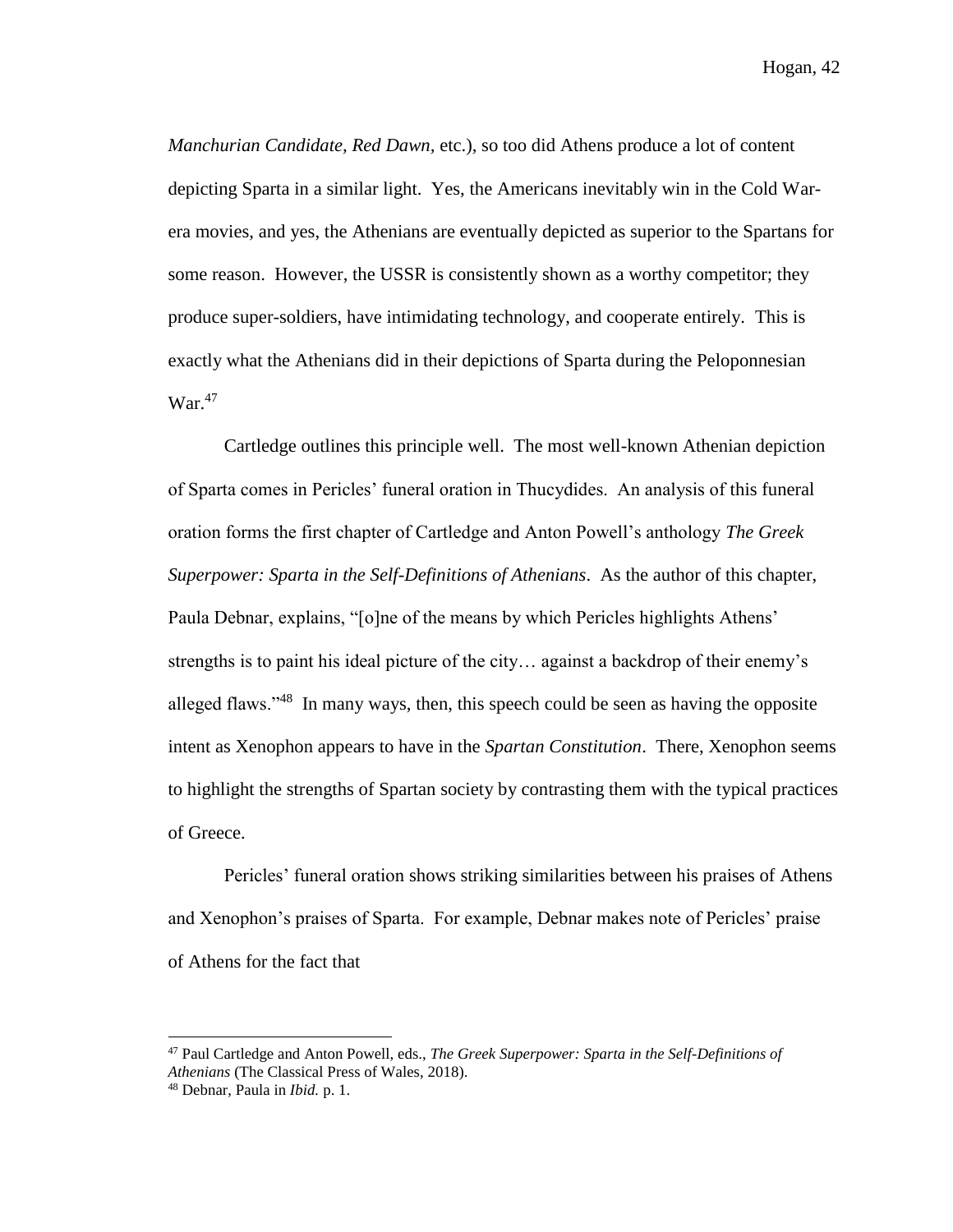*Manchurian Candidate, Red Dawn*, etc.), so too did Athens produce a lot of content depicting Sparta in a similar light. Yes, the Americans inevitably win in the Cold War-era movies, and yes, the Athenians are eventually depicted as superior to the Spartans for some reason. However, the USSR is consistently shown as a worthy competitor; they produce super-soldiers, have intimidating technology, and cooperate entirely. This is exactly what the Athenians did in their depictions of Sparta during the Peloponnesian War.[47]

Cartledge outlines this principle well. The most well-known Athenian depiction of Sparta comes in Pericles' funeral oration in Thucydides. An analysis of this funeral oration forms the first chapter of Cartledge and Anton Powell's anthology *The Greek Superpower: Sparta in the Self-Definitions of Athenians*. As the author of this chapter, Paula Debnar, explains, "[o]ne of the means by which Pericles highlights Athens' strengths is to paint his ideal picture of the city… against a backdrop of their enemy's alleged flaws."[48] In many ways, then, this speech could be seen as having the opposite intent as Xenophon appears to have in the *Spartan Constitution*. There, Xenophon seems to highlight the strengths of Spartan society by contrasting them with the typical practices of Greece.

Pericles' funeral oration shows striking similarities between his praises of Athens and Xenophon's praises of Sparta. For example, Debnar makes note of Pericles' praise of Athens for the fact that

---

[47] Paul Cartledge and Anton Powell, eds., *The Greek Superpower: Sparta in the Self-Definitions of Athenians* (The Classical Press of Wales, 2018).

[48] Debnar, Paula in *Ibid.* p. 1.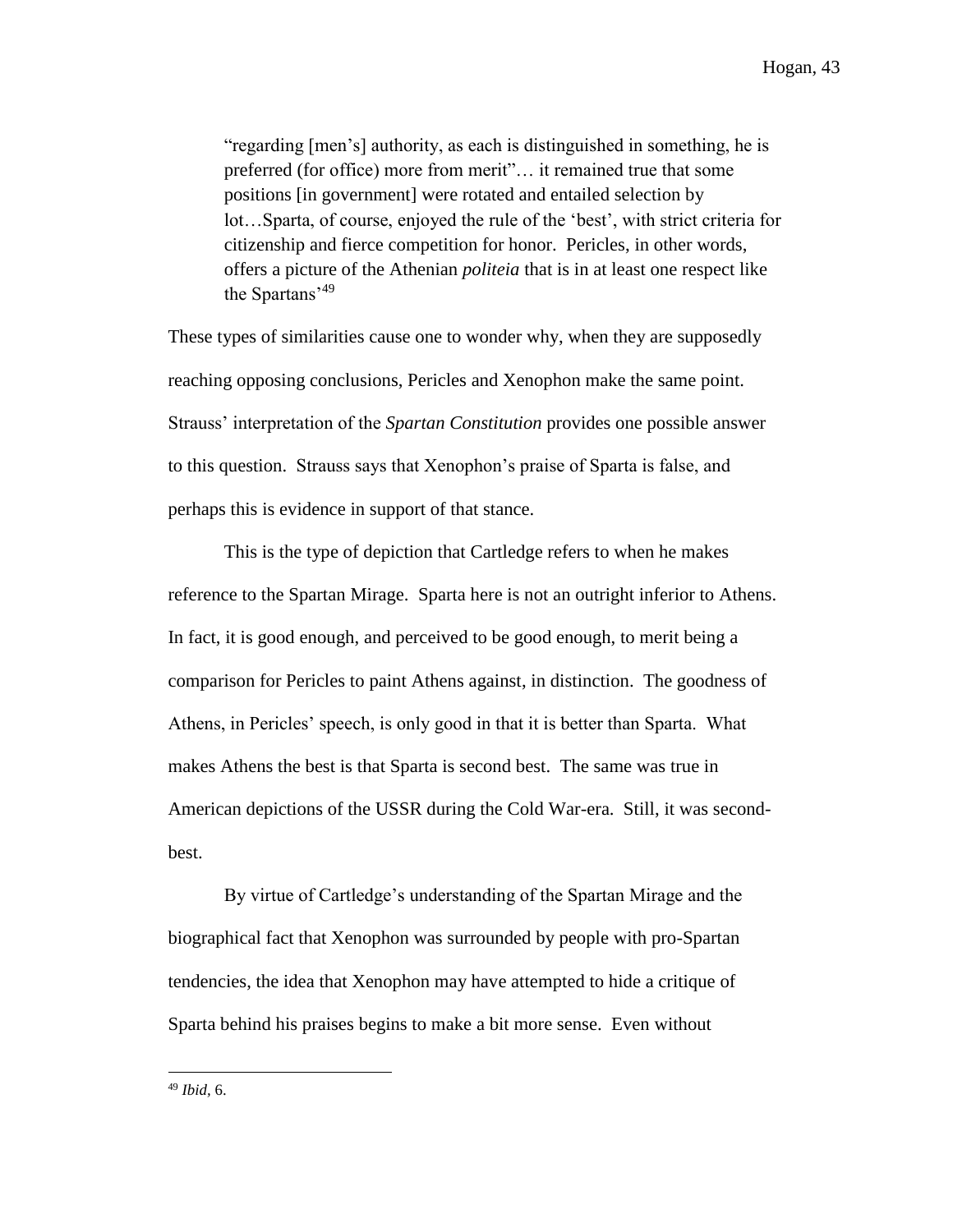> "regarding [men's] authority, as each is distinguished in something, he is preferred (for office) more from merit"… it remained true that some positions [in government] were rotated and entailed selection by lot…Sparta, of course, enjoyed the rule of the 'best', with strict criteria for citizenship and fierce competition for honor. Pericles, in other words, offers a picture of the Athenian *politeia* that is in at least one respect like the Spartans'[49]

These types of similarities cause one to wonder why, when they are supposedly reaching opposing conclusions, Pericles and Xenophon make the same point. Strauss' interpretation of the *Spartan Constitution* provides one possible answer to this question. Strauss says that Xenophon's praise of Sparta is false, and perhaps this is evidence in support of that stance.

This is the type of depiction that Cartledge refers to when he makes reference to the Spartan Mirage. Sparta here is not an outright inferior to Athens. In fact, it is good enough, and perceived to be good enough, to merit being a comparison for Pericles to paint Athens against, in distinction. The goodness of Athens, in Pericles' speech, is only good in that it is better than Sparta. What makes Athens the best is that Sparta is second best. The same was true in American depictions of the USSR during the Cold War-era. Still, it was second-best.

By virtue of Cartledge's understanding of the Spartan Mirage and the biographical fact that Xenophon was surrounded by people with pro-Spartan tendencies, the idea that Xenophon may have attempted to hide a critique of Sparta behind his praises begins to make a bit more sense. Even without

---

[49] *Ibid*, 6.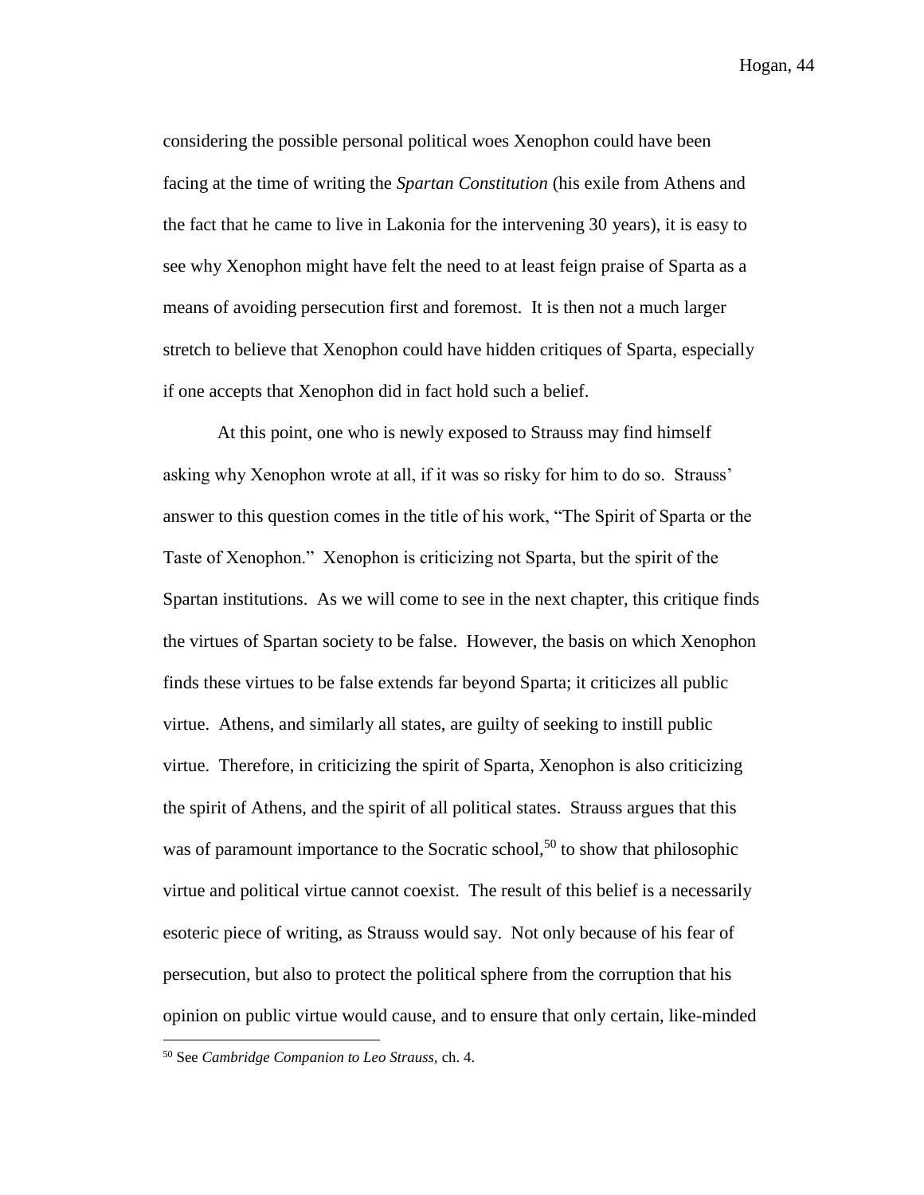considering the possible personal political woes Xenophon could have been facing at the time of writing the *Spartan Constitution* (his exile from Athens and the fact that he came to live in Lakonia for the intervening 30 years), it is easy to see why Xenophon might have felt the need to at least feign praise of Sparta as a means of avoiding persecution first and foremost. It is then not a much larger stretch to believe that Xenophon could have hidden critiques of Sparta, especially if one accepts that Xenophon did in fact hold such a belief.

At this point, one who is newly exposed to Strauss may find himself asking why Xenophon wrote at all, if it was so risky for him to do so. Strauss' answer to this question comes in the title of his work, "The Spirit of Sparta or the Taste of Xenophon." Xenophon is criticizing not Sparta, but the spirit of the Spartan institutions. As we will come to see in the next chapter, this critique finds the virtues of Spartan society to be false. However, the basis on which Xenophon finds these virtues to be false extends far beyond Sparta; it criticizes all public virtue. Athens, and similarly all states, are guilty of seeking to instill public virtue. Therefore, in criticizing the spirit of Sparta, Xenophon is also criticizing the spirit of Athens, and the spirit of all political states. Strauss argues that this was of paramount importance to the Socratic school,[50] to show that philosophic virtue and political virtue cannot coexist. The result of this belief is a necessarily esoteric piece of writing, as Strauss would say. Not only because of his fear of persecution, but also to protect the political sphere from the corruption that his opinion on public virtue would cause, and to ensure that only certain, like-minded

[50] See *Cambridge Companion to Leo Strauss*, ch. 4.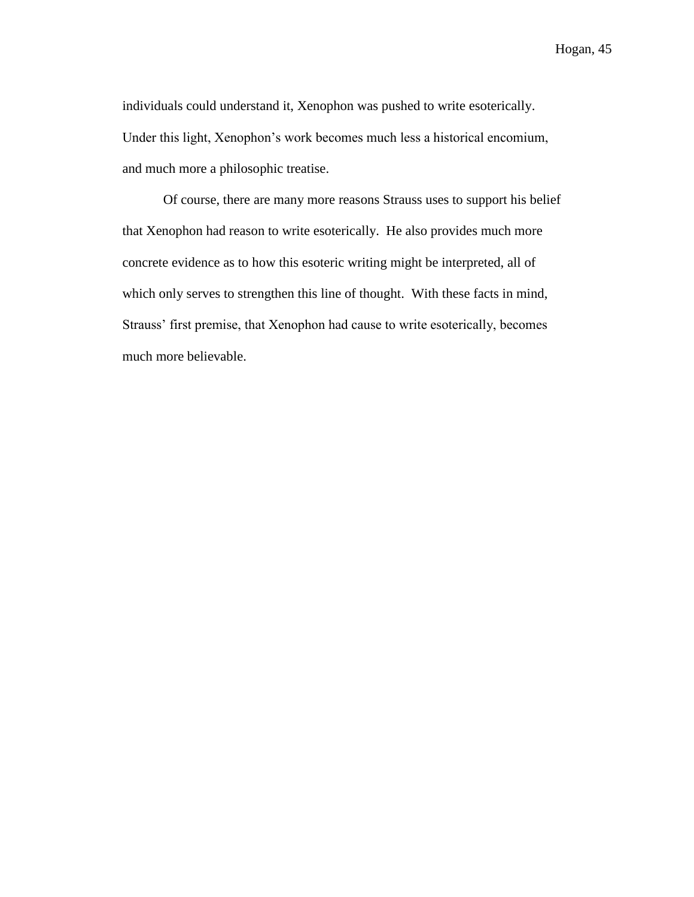individuals could understand it, Xenophon was pushed to write esoterically. Under this light, Xenophon's work becomes much less a historical encomium, and much more a philosophic treatise.

Of course, there are many more reasons Strauss uses to support his belief that Xenophon had reason to write esoterically. He also provides much more concrete evidence as to how this esoteric writing might be interpreted, all of which only serves to strengthen this line of thought. With these facts in mind, Strauss' first premise, that Xenophon had cause to write esoterically, becomes much more believable.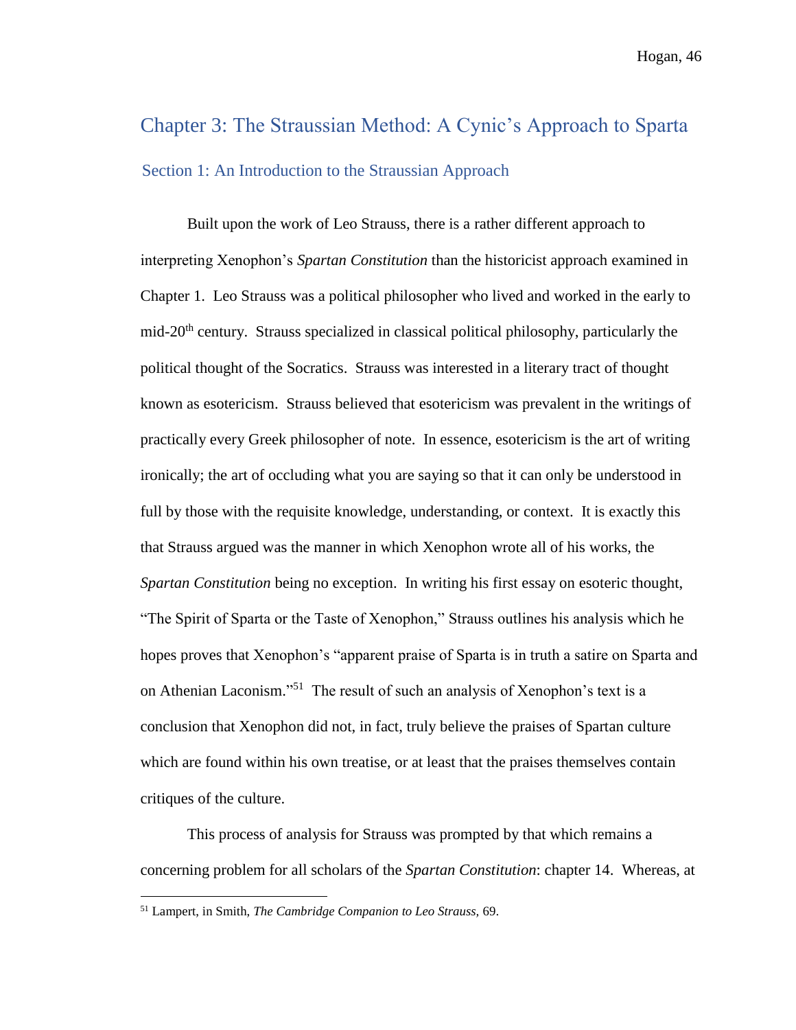## Chapter 3: The Straussian Method: A Cynic's Approach to Sparta

### Section 1: An Introduction to the Straussian Approach

Built upon the work of Leo Strauss, there is a rather different approach to interpreting Xenophon's *Spartan Constitution* than the historicist approach examined in Chapter 1. Leo Strauss was a political philosopher who lived and worked in the early to mid-20th century. Strauss specialized in classical political philosophy, particularly the political thought of the Socratics. Strauss was interested in a literary tract of thought known as esotericism. Strauss believed that esotericism was prevalent in the writings of practically every Greek philosopher of note. In essence, esotericism is the art of writing ironically; the art of occluding what you are saying so that it can only be understood in full by those with the requisite knowledge, understanding, or context. It is exactly this that Strauss argued was the manner in which Xenophon wrote all of his works, the *Spartan Constitution* being no exception. In writing his first essay on esoteric thought, "The Spirit of Sparta or the Taste of Xenophon," Strauss outlines his analysis which he hopes proves that Xenophon's "apparent praise of Sparta is in truth a satire on Sparta and on Athenian Laconism."[51] The result of such an analysis of Xenophon's text is a conclusion that Xenophon did not, in fact, truly believe the praises of Spartan culture which are found within his own treatise, or at least that the praises themselves contain critiques of the culture.

This process of analysis for Strauss was prompted by that which remains a concerning problem for all scholars of the *Spartan Constitution*: chapter 14. Whereas, at

[51] Lampert, in Smith, *The Cambridge Companion to Leo Strauss,* 69.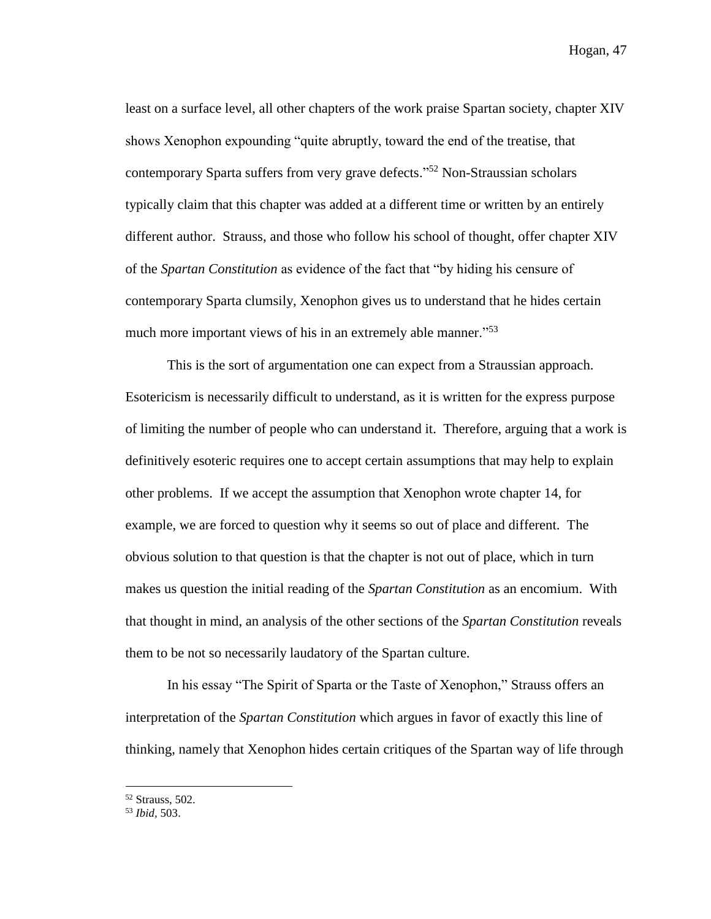least on a surface level, all other chapters of the work praise Spartan society, chapter XIV shows Xenophon expounding "quite abruptly, toward the end of the treatise, that contemporary Sparta suffers from very grave defects."[52] Non-Straussian scholars typically claim that this chapter was added at a different time or written by an entirely different author. Strauss, and those who follow his school of thought, offer chapter XIV of the *Spartan Constitution* as evidence of the fact that "by hiding his censure of contemporary Sparta clumsily, Xenophon gives us to understand that he hides certain much more important views of his in an extremely able manner."[53]

This is the sort of argumentation one can expect from a Straussian approach. Esotericism is necessarily difficult to understand, as it is written for the express purpose of limiting the number of people who can understand it. Therefore, arguing that a work is definitively esoteric requires one to accept certain assumptions that may help to explain other problems. If we accept the assumption that Xenophon wrote chapter 14, for example, we are forced to question why it seems so out of place and different. The obvious solution to that question is that the chapter is not out of place, which in turn makes us question the initial reading of the *Spartan Constitution* as an encomium. With that thought in mind, an analysis of the other sections of the *Spartan Constitution* reveals them to be not so necessarily laudatory of the Spartan culture.

In his essay "The Spirit of Sparta or the Taste of Xenophon," Strauss offers an interpretation of the *Spartan Constitution* which argues in favor of exactly this line of thinking, namely that Xenophon hides certain critiques of the Spartan way of life through

[52] Strauss, 502.

[53] *Ibid*, 503.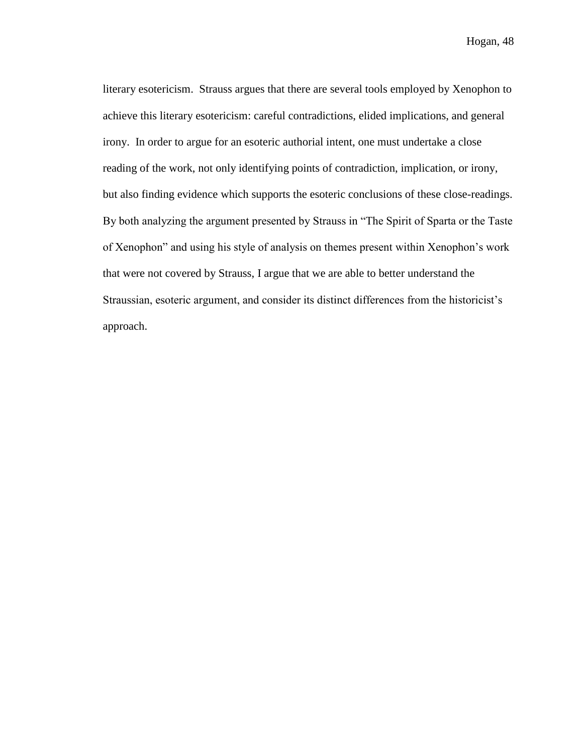literary esotericism. Strauss argues that there are several tools employed by Xenophon to achieve this literary esotericism: careful contradictions, elided implications, and general irony. In order to argue for an esoteric authorial intent, one must undertake a close reading of the work, not only identifying points of contradiction, implication, or irony, but also finding evidence which supports the esoteric conclusions of these close-readings. By both analyzing the argument presented by Strauss in "The Spirit of Sparta or the Taste of Xenophon" and using his style of analysis on themes present within Xenophon's work that were not covered by Strauss, I argue that we are able to better understand the Straussian, esoteric argument, and consider its distinct differences from the historicist's approach.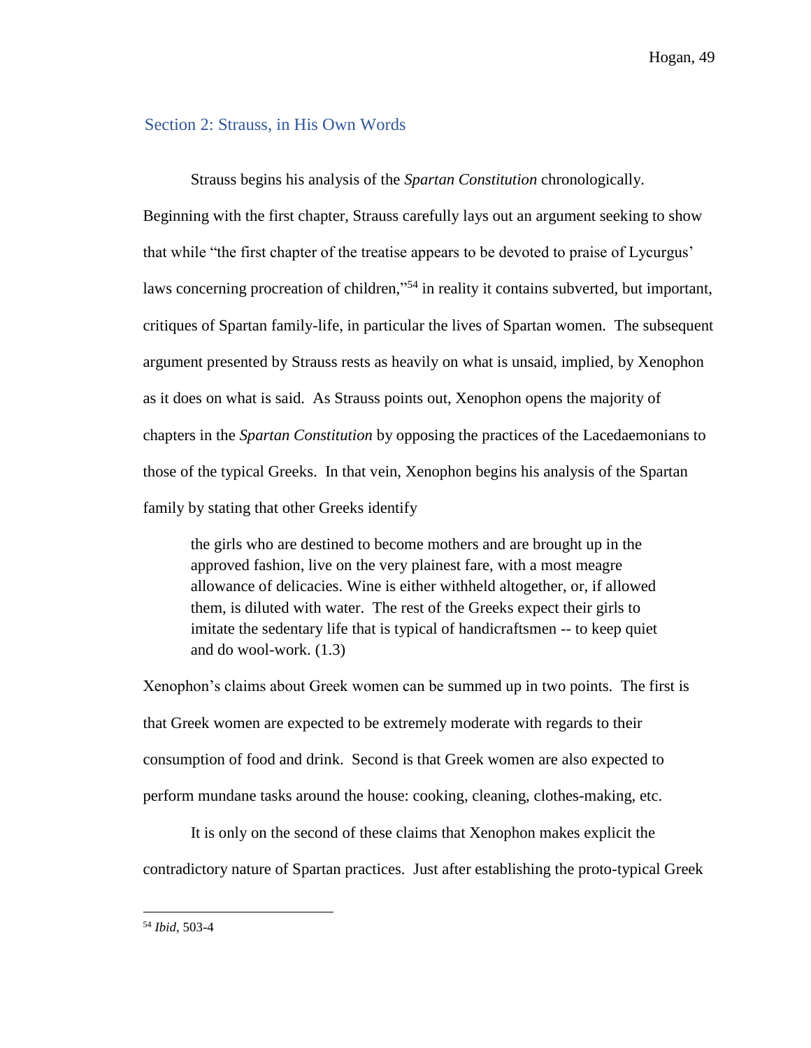## Section 2: Strauss, in His Own Words

Strauss begins his analysis of the *Spartan Constitution* chronologically. Beginning with the first chapter, Strauss carefully lays out an argument seeking to show that while "the first chapter of the treatise appears to be devoted to praise of Lycurgus' laws concerning procreation of children,"[54] in reality it contains subverted, but important, critiques of Spartan family-life, in particular the lives of Spartan women. The subsequent argument presented by Strauss rests as heavily on what is unsaid, implied, by Xenophon as it does on what is said. As Strauss points out, Xenophon opens the majority of chapters in the *Spartan Constitution* by opposing the practices of the Lacedaemonians to those of the typical Greeks. In that vein, Xenophon begins his analysis of the Spartan family by stating that other Greeks identify

> the girls who are destined to become mothers and are brought up in the approved fashion, live on the very plainest fare, with a most meagre allowance of delicacies. Wine is either withheld altogether, or, if allowed them, is diluted with water. The rest of the Greeks expect their girls to imitate the sedentary life that is typical of handicraftsmen -- to keep quiet and do wool-work. (1.3)

Xenophon's claims about Greek women can be summed up in two points. The first is that Greek women are expected to be extremely moderate with regards to their consumption of food and drink. Second is that Greek women are also expected to perform mundane tasks around the house: cooking, cleaning, clothes-making, etc.

It is only on the second of these claims that Xenophon makes explicit the contradictory nature of Spartan practices. Just after establishing the proto-typical Greek

---

[54] *Ibid*, 503-4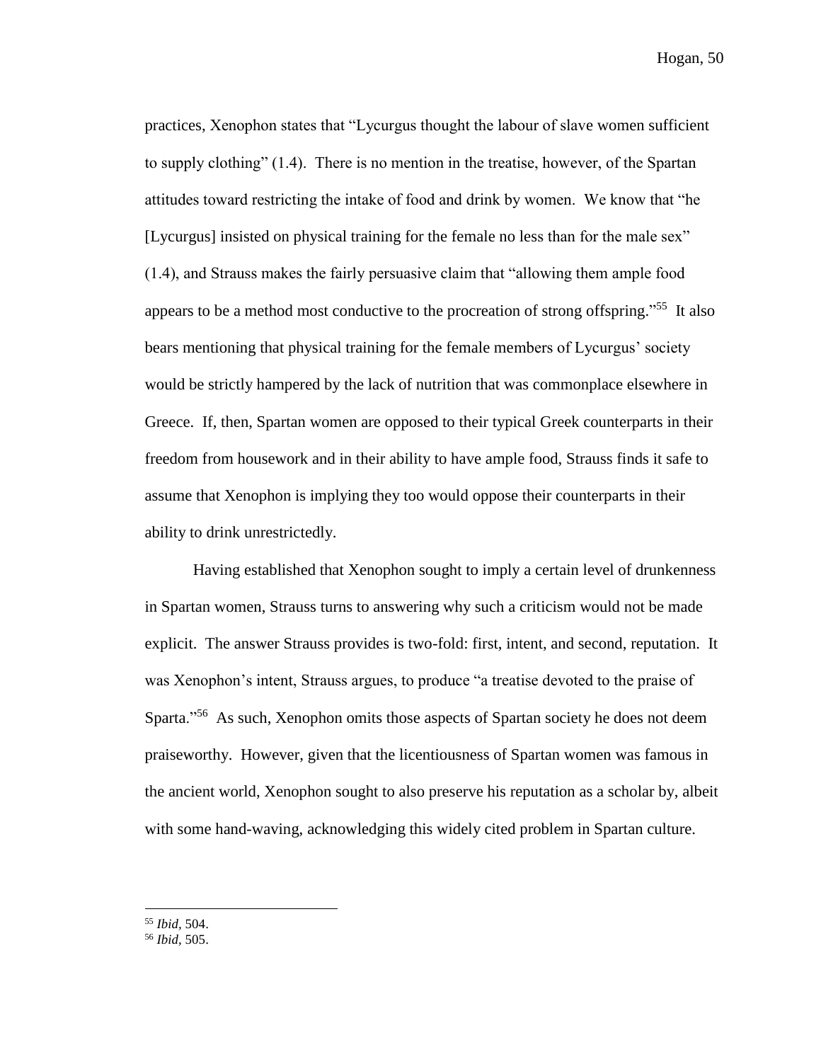practices, Xenophon states that "Lycurgus thought the labour of slave women sufficient to supply clothing" (1.4). There is no mention in the treatise, however, of the Spartan attitudes toward restricting the intake of food and drink by women. We know that "he [Lycurgus] insisted on physical training for the female no less than for the male sex" (1.4), and Strauss makes the fairly persuasive claim that "allowing them ample food appears to be a method most conductive to the procreation of strong offspring."[55] It also bears mentioning that physical training for the female members of Lycurgus' society would be strictly hampered by the lack of nutrition that was commonplace elsewhere in Greece. If, then, Spartan women are opposed to their typical Greek counterparts in their freedom from housework and in their ability to have ample food, Strauss finds it safe to assume that Xenophon is implying they too would oppose their counterparts in their ability to drink unrestrictedly.

Having established that Xenophon sought to imply a certain level of drunkenness in Spartan women, Strauss turns to answering why such a criticism would not be made explicit. The answer Strauss provides is two-fold: first, intent, and second, reputation. It was Xenophon's intent, Strauss argues, to produce "a treatise devoted to the praise of Sparta."[56] As such, Xenophon omits those aspects of Spartan society he does not deem praiseworthy. However, given that the licentiousness of Spartan women was famous in the ancient world, Xenophon sought to also preserve his reputation as a scholar by, albeit with some hand-waving, acknowledging this widely cited problem in Spartan culture.

---

[55] *Ibid*, 504.

[56] *Ibid*, 505.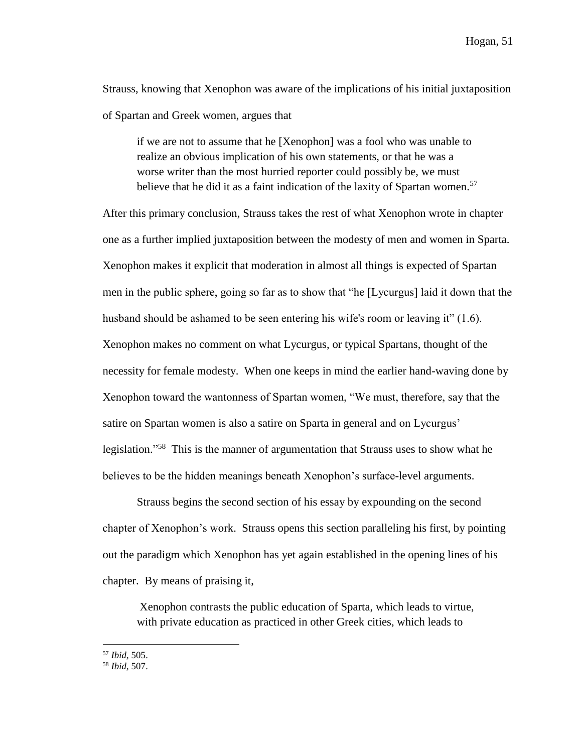Strauss, knowing that Xenophon was aware of the implications of his initial juxtaposition of Spartan and Greek women, argues that

> if we are not to assume that he [Xenophon] was a fool who was unable to realize an obvious implication of his own statements, or that he was a worse writer than the most hurried reporter could possibly be, we must believe that he did it as a faint indication of the laxity of Spartan women.[57]

After this primary conclusion, Strauss takes the rest of what Xenophon wrote in chapter one as a further implied juxtaposition between the modesty of men and women in Sparta. Xenophon makes it explicit that moderation in almost all things is expected of Spartan men in the public sphere, going so far as to show that "he [Lycurgus] laid it down that the husband should be ashamed to be seen entering his wife's room or leaving it" (1.6). Xenophon makes no comment on what Lycurgus, or typical Spartans, thought of the necessity for female modesty. When one keeps in mind the earlier hand-waving done by Xenophon toward the wantonness of Spartan women, "We must, therefore, say that the satire on Spartan women is also a satire on Sparta in general and on Lycurgus' legislation."[58] This is the manner of argumentation that Strauss uses to show what he believes to be the hidden meanings beneath Xenophon's surface-level arguments.

Strauss begins the second section of his essay by expounding on the second chapter of Xenophon's work. Strauss opens this section paralleling his first, by pointing out the paradigm which Xenophon has yet again established in the opening lines of his chapter. By means of praising it,

> Xenophon contrasts the public education of Sparta, which leads to virtue, with private education as practiced in other Greek cities, which leads to

[57] *Ibid*, 505.

[58] *Ibid*, 507.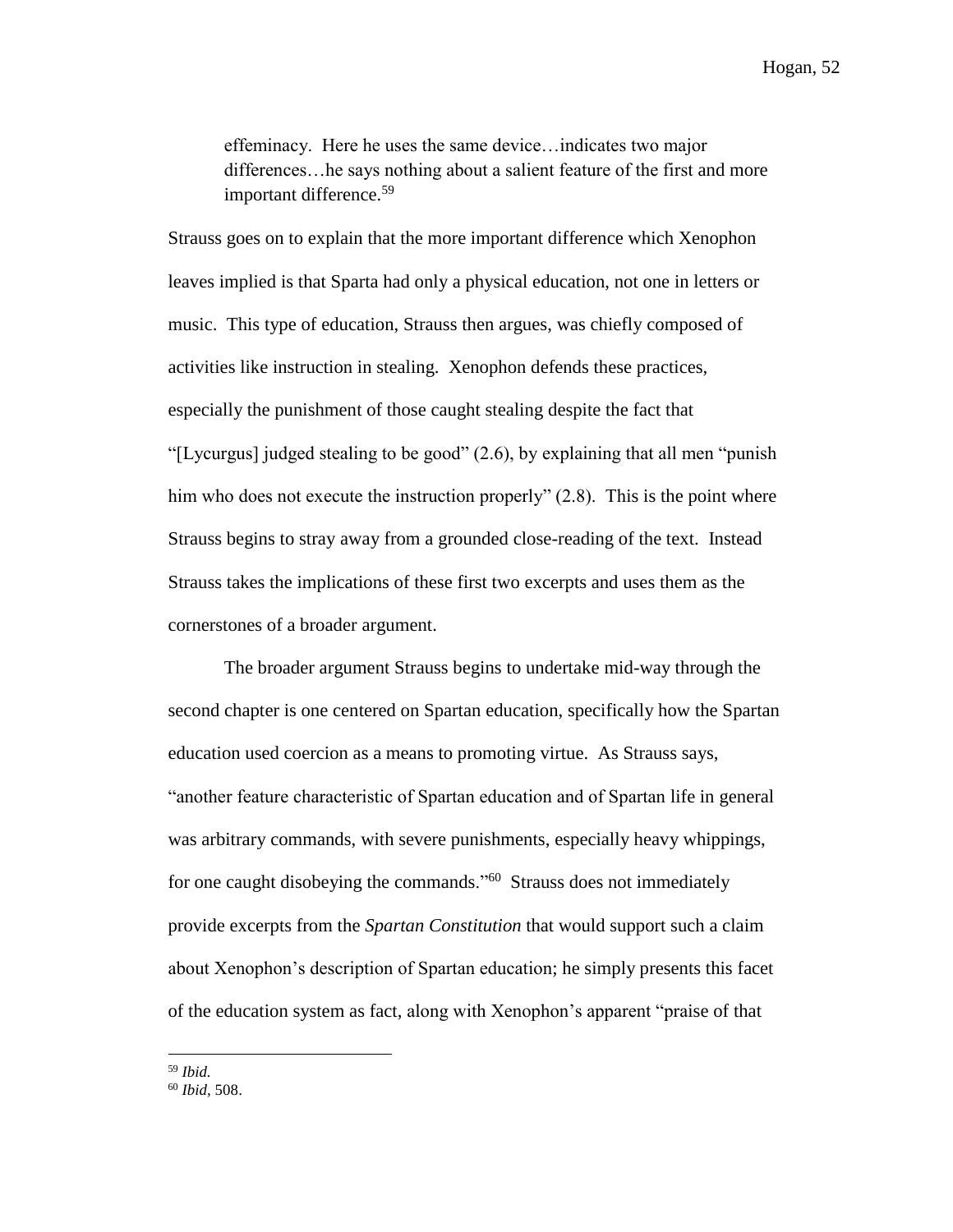> effeminacy. Here he uses the same device…indicates two major differences…he says nothing about a salient feature of the first and more important difference.[59]

Strauss goes on to explain that the more important difference which Xenophon leaves implied is that Sparta had only a physical education, not one in letters or music. This type of education, Strauss then argues, was chiefly composed of activities like instruction in stealing. Xenophon defends these practices, especially the punishment of those caught stealing despite the fact that "[Lycurgus] judged stealing to be good" (2.6), by explaining that all men "punish him who does not execute the instruction properly" (2.8). This is the point where Strauss begins to stray away from a grounded close-reading of the text. Instead Strauss takes the implications of these first two excerpts and uses them as the cornerstones of a broader argument.

The broader argument Strauss begins to undertake mid-way through the second chapter is one centered on Spartan education, specifically how the Spartan education used coercion as a means to promoting virtue. As Strauss says, "another feature characteristic of Spartan education and of Spartan life in general was arbitrary commands, with severe punishments, especially heavy whippings, for one caught disobeying the commands."[60] Strauss does not immediately provide excerpts from the *Spartan Constitution* that would support such a claim about Xenophon's description of Spartan education; he simply presents this facet of the education system as fact, along with Xenophon's apparent "praise of that

---

[59] *Ibid.*

[60] *Ibid*, 508.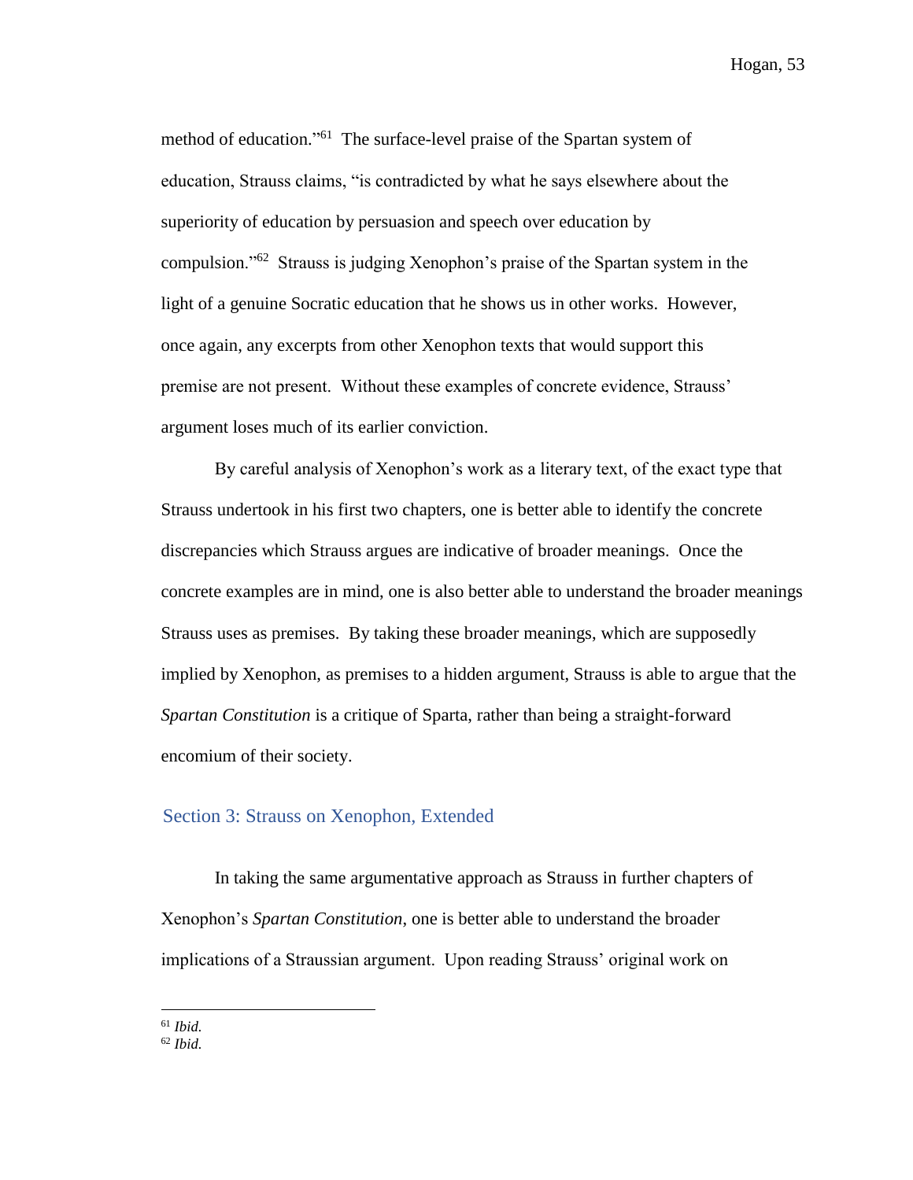method of education."[61] The surface-level praise of the Spartan system of education, Strauss claims, "is contradicted by what he says elsewhere about the superiority of education by persuasion and speech over education by compulsion."[62] Strauss is judging Xenophon's praise of the Spartan system in the light of a genuine Socratic education that he shows us in other works. However, once again, any excerpts from other Xenophon texts that would support this premise are not present. Without these examples of concrete evidence, Strauss' argument loses much of its earlier conviction.

By careful analysis of Xenophon's work as a literary text, of the exact type that Strauss undertook in his first two chapters, one is better able to identify the concrete discrepancies which Strauss argues are indicative of broader meanings. Once the concrete examples are in mind, one is also better able to understand the broader meanings Strauss uses as premises. By taking these broader meanings, which are supposedly implied by Xenophon, as premises to a hidden argument, Strauss is able to argue that the *Spartan Constitution* is a critique of Sparta, rather than being a straight-forward encomium of their society.

## Section 3: Strauss on Xenophon, Extended

In taking the same argumentative approach as Strauss in further chapters of Xenophon's *Spartan Constitution*, one is better able to understand the broader implications of a Straussian argument. Upon reading Strauss' original work on

[61] *Ibid.*
[62] *Ibid.*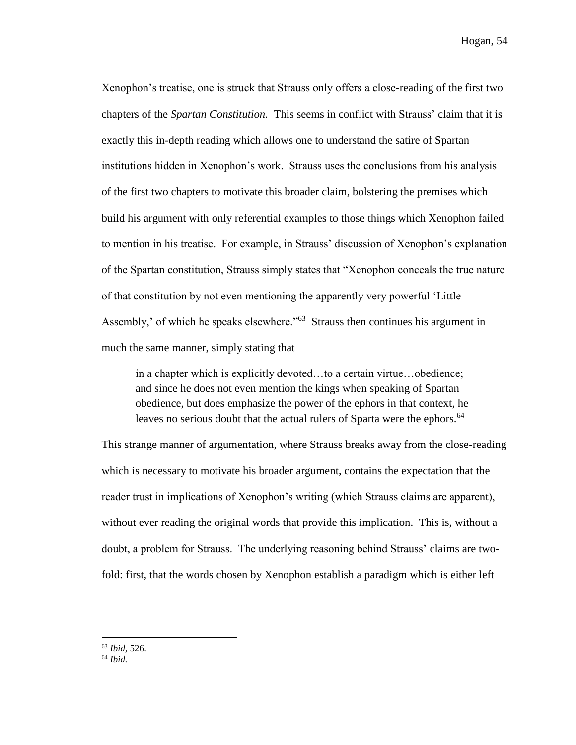Xenophon's treatise, one is struck that Strauss only offers a close-reading of the first two chapters of the *Spartan Constitution.* This seems in conflict with Strauss' claim that it is exactly this in-depth reading which allows one to understand the satire of Spartan institutions hidden in Xenophon's work. Strauss uses the conclusions from his analysis of the first two chapters to motivate this broader claim, bolstering the premises which build his argument with only referential examples to those things which Xenophon failed to mention in his treatise. For example, in Strauss' discussion of Xenophon's explanation of the Spartan constitution, Strauss simply states that "Xenophon conceals the true nature of that constitution by not even mentioning the apparently very powerful 'Little Assembly,' of which he speaks elsewhere."[63] Strauss then continues his argument in much the same manner, simply stating that

> in a chapter which is explicitly devoted…to a certain virtue…obedience; and since he does not even mention the kings when speaking of Spartan obedience, but does emphasize the power of the ephors in that context, he leaves no serious doubt that the actual rulers of Sparta were the ephors.[64]

This strange manner of argumentation, where Strauss breaks away from the close-reading which is necessary to motivate his broader argument, contains the expectation that the reader trust in implications of Xenophon's writing (which Strauss claims are apparent), without ever reading the original words that provide this implication. This is, without a doubt, a problem for Strauss. The underlying reasoning behind Strauss' claims are two-fold: first, that the words chosen by Xenophon establish a paradigm which is either left

---

[63] *Ibid,* 526.

[64] *Ibid.*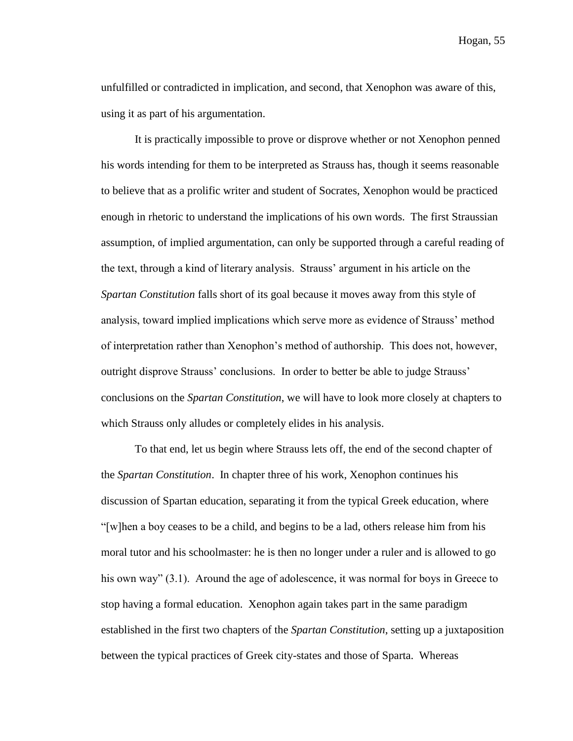unfulfilled or contradicted in implication, and second, that Xenophon was aware of this, using it as part of his argumentation.

It is practically impossible to prove or disprove whether or not Xenophon penned his words intending for them to be interpreted as Strauss has, though it seems reasonable to believe that as a prolific writer and student of Socrates, Xenophon would be practiced enough in rhetoric to understand the implications of his own words. The first Straussian assumption, of implied argumentation, can only be supported through a careful reading of the text, through a kind of literary analysis. Strauss' argument in his article on the *Spartan Constitution* falls short of its goal because it moves away from this style of analysis, toward implied implications which serve more as evidence of Strauss' method of interpretation rather than Xenophon's method of authorship. This does not, however, outright disprove Strauss' conclusions. In order to better be able to judge Strauss' conclusions on the *Spartan Constitution*, we will have to look more closely at chapters to which Strauss only alludes or completely elides in his analysis.

To that end, let us begin where Strauss lets off, the end of the second chapter of the *Spartan Constitution*. In chapter three of his work, Xenophon continues his discussion of Spartan education, separating it from the typical Greek education, where "[w]hen a boy ceases to be a child, and begins to be a lad, others release him from his moral tutor and his schoolmaster: he is then no longer under a ruler and is allowed to go his own way" (3.1). Around the age of adolescence, it was normal for boys in Greece to stop having a formal education. Xenophon again takes part in the same paradigm established in the first two chapters of the *Spartan Constitution*, setting up a juxtaposition between the typical practices of Greek city-states and those of Sparta. Whereas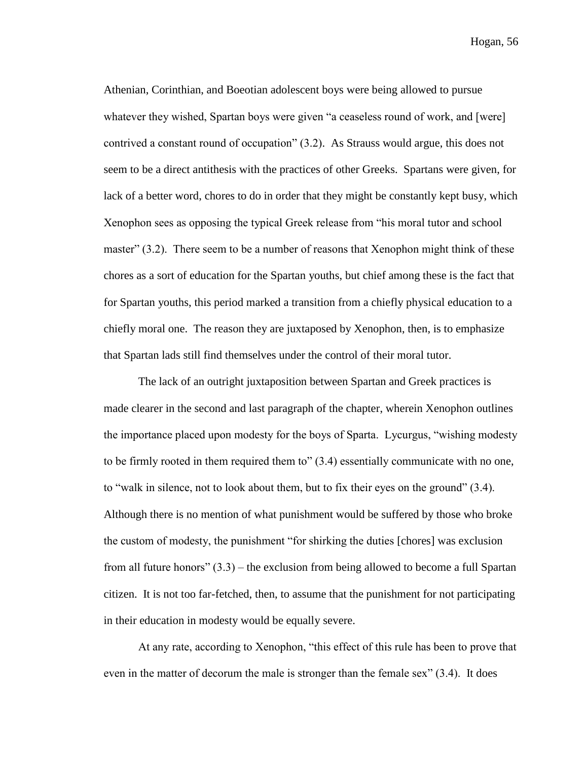Athenian, Corinthian, and Boeotian adolescent boys were being allowed to pursue whatever they wished, Spartan boys were given "a ceaseless round of work, and [were] contrived a constant round of occupation" (3.2). As Strauss would argue, this does not seem to be a direct antithesis with the practices of other Greeks. Spartans were given, for lack of a better word, chores to do in order that they might be constantly kept busy, which Xenophon sees as opposing the typical Greek release from "his moral tutor and school master" (3.2). There seem to be a number of reasons that Xenophon might think of these chores as a sort of education for the Spartan youths, but chief among these is the fact that for Spartan youths, this period marked a transition from a chiefly physical education to a chiefly moral one. The reason they are juxtaposed by Xenophon, then, is to emphasize that Spartan lads still find themselves under the control of their moral tutor.

The lack of an outright juxtaposition between Spartan and Greek practices is made clearer in the second and last paragraph of the chapter, wherein Xenophon outlines the importance placed upon modesty for the boys of Sparta. Lycurgus, "wishing modesty to be firmly rooted in them required them to" (3.4) essentially communicate with no one, to "walk in silence, not to look about them, but to fix their eyes on the ground" (3.4). Although there is no mention of what punishment would be suffered by those who broke the custom of modesty, the punishment "for shirking the duties [chores] was exclusion from all future honors" (3.3) – the exclusion from being allowed to become a full Spartan citizen. It is not too far-fetched, then, to assume that the punishment for not participating in their education in modesty would be equally severe.

At any rate, according to Xenophon, "this effect of this rule has been to prove that even in the matter of decorum the male is stronger than the female sex" (3.4). It does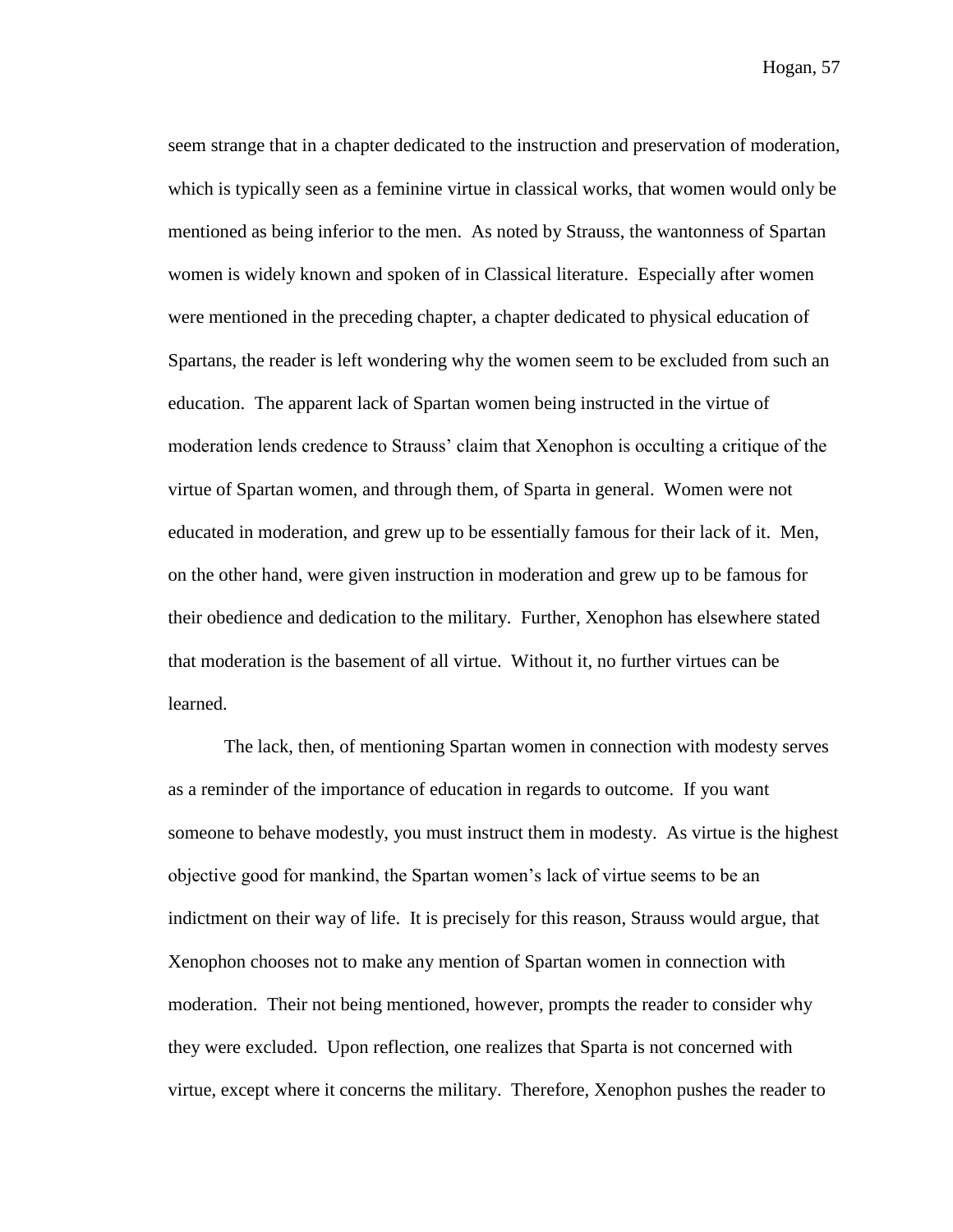seem strange that in a chapter dedicated to the instruction and preservation of moderation, which is typically seen as a feminine virtue in classical works, that women would only be mentioned as being inferior to the men. As noted by Strauss, the wantonness of Spartan women is widely known and spoken of in Classical literature. Especially after women were mentioned in the preceding chapter, a chapter dedicated to physical education of Spartans, the reader is left wondering why the women seem to be excluded from such an education. The apparent lack of Spartan women being instructed in the virtue of moderation lends credence to Strauss' claim that Xenophon is occulting a critique of the virtue of Spartan women, and through them, of Sparta in general. Women were not educated in moderation, and grew up to be essentially famous for their lack of it. Men, on the other hand, were given instruction in moderation and grew up to be famous for their obedience and dedication to the military. Further, Xenophon has elsewhere stated that moderation is the basement of all virtue. Without it, no further virtues can be learned.

The lack, then, of mentioning Spartan women in connection with modesty serves as a reminder of the importance of education in regards to outcome. If you want someone to behave modestly, you must instruct them in modesty. As virtue is the highest objective good for mankind, the Spartan women's lack of virtue seems to be an indictment on their way of life. It is precisely for this reason, Strauss would argue, that Xenophon chooses not to make any mention of Spartan women in connection with moderation. Their not being mentioned, however, prompts the reader to consider why they were excluded. Upon reflection, one realizes that Sparta is not concerned with virtue, except where it concerns the military. Therefore, Xenophon pushes the reader to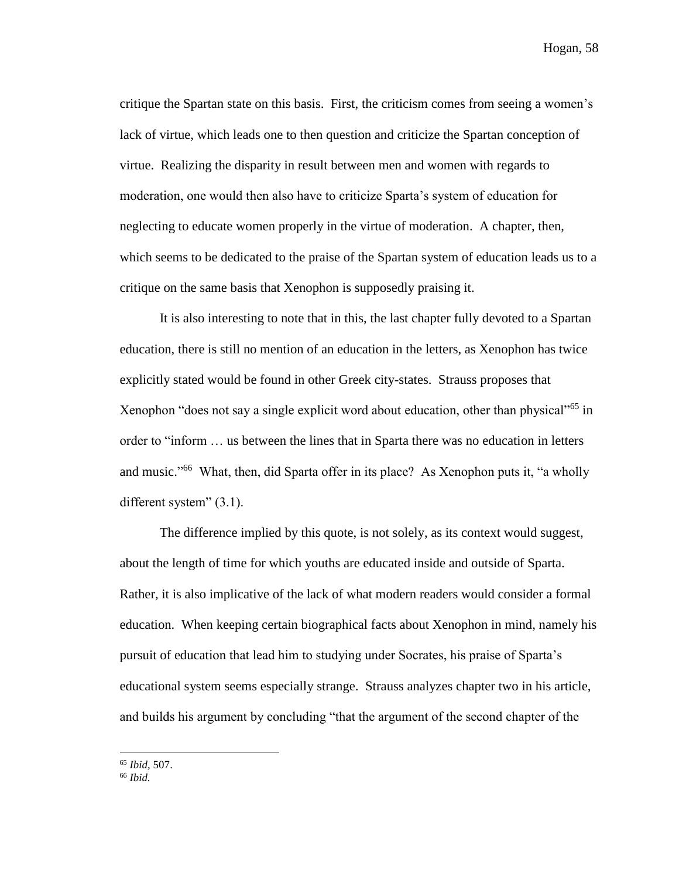critique the Spartan state on this basis. First, the criticism comes from seeing a women's lack of virtue, which leads one to then question and criticize the Spartan conception of virtue. Realizing the disparity in result between men and women with regards to moderation, one would then also have to criticize Sparta's system of education for neglecting to educate women properly in the virtue of moderation. A chapter, then, which seems to be dedicated to the praise of the Spartan system of education leads us to a critique on the same basis that Xenophon is supposedly praising it.

It is also interesting to note that in this, the last chapter fully devoted to a Spartan education, there is still no mention of an education in the letters, as Xenophon has twice explicitly stated would be found in other Greek city-states. Strauss proposes that Xenophon "does not say a single explicit word about education, other than physical"[65] in order to "inform … us between the lines that in Sparta there was no education in letters and music."[66] What, then, did Sparta offer in its place? As Xenophon puts it, "a wholly different system" (3.1).

The difference implied by this quote, is not solely, as its context would suggest, about the length of time for which youths are educated inside and outside of Sparta. Rather, it is also implicative of the lack of what modern readers would consider a formal education. When keeping certain biographical facts about Xenophon in mind, namely his pursuit of education that lead him to studying under Socrates, his praise of Sparta's educational system seems especially strange. Strauss analyzes chapter two in his article, and builds his argument by concluding "that the argument of the second chapter of the

---

[65] *Ibid*, 507.

[66] *Ibid.*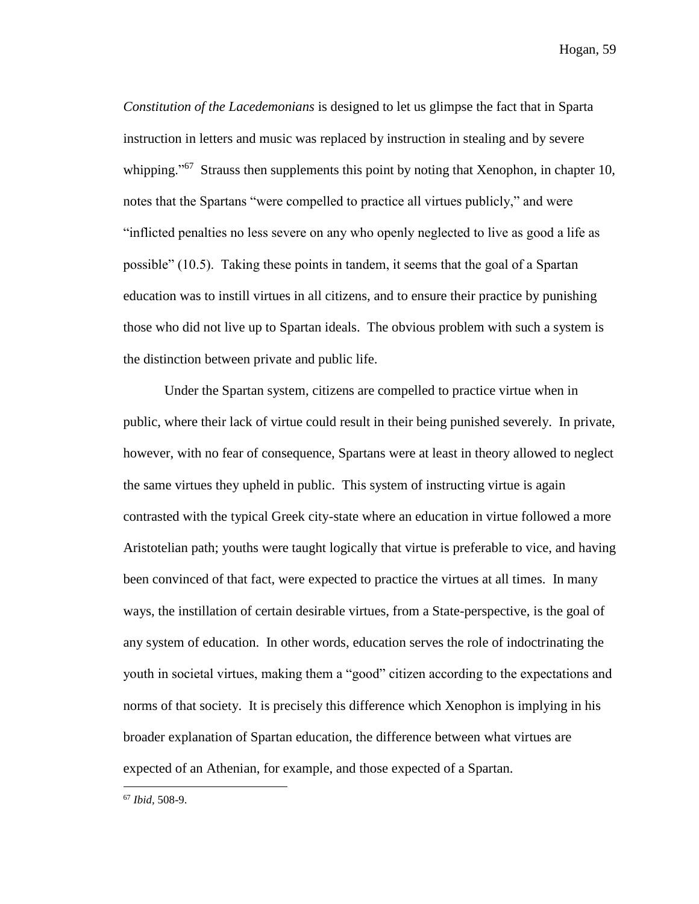*Constitution of the Lacedemonians* is designed to let us glimpse the fact that in Sparta instruction in letters and music was replaced by instruction in stealing and by severe whipping."[67] Strauss then supplements this point by noting that Xenophon, in chapter 10, notes that the Spartans "were compelled to practice all virtues publicly," and were "inflicted penalties no less severe on any who openly neglected to live as good a life as possible" (10.5). Taking these points in tandem, it seems that the goal of a Spartan education was to instill virtues in all citizens, and to ensure their practice by punishing those who did not live up to Spartan ideals. The obvious problem with such a system is the distinction between private and public life.

Under the Spartan system, citizens are compelled to practice virtue when in public, where their lack of virtue could result in their being punished severely. In private, however, with no fear of consequence, Spartans were at least in theory allowed to neglect the same virtues they upheld in public. This system of instructing virtue is again contrasted with the typical Greek city-state where an education in virtue followed a more Aristotelian path; youths were taught logically that virtue is preferable to vice, and having been convinced of that fact, were expected to practice the virtues at all times. In many ways, the instillation of certain desirable virtues, from a State-perspective, is the goal of any system of education. In other words, education serves the role of indoctrinating the youth in societal virtues, making them a "good" citizen according to the expectations and norms of that society. It is precisely this difference which Xenophon is implying in his broader explanation of Spartan education, the difference between what virtues are expected of an Athenian, for example, and those expected of a Spartan.

[67] *Ibid*, 508-9.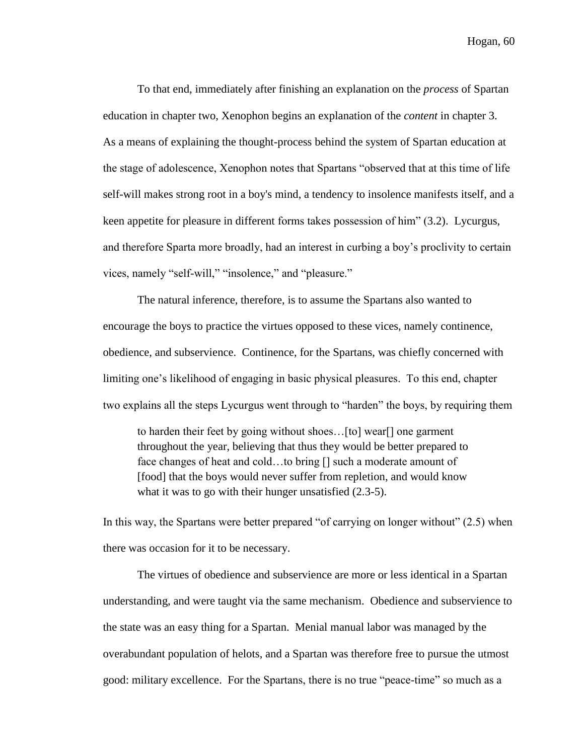To that end, immediately after finishing an explanation on the *process* of Spartan education in chapter two, Xenophon begins an explanation of the *content* in chapter 3. As a means of explaining the thought-process behind the system of Spartan education at the stage of adolescence, Xenophon notes that Spartans "observed that at this time of life self-will makes strong root in a boy's mind, a tendency to insolence manifests itself, and a keen appetite for pleasure in different forms takes possession of him" (3.2). Lycurgus, and therefore Sparta more broadly, had an interest in curbing a boy's proclivity to certain vices, namely "self-will," "insolence," and "pleasure."

The natural inference, therefore, is to assume the Spartans also wanted to encourage the boys to practice the virtues opposed to these vices, namely continence, obedience, and subservience. Continence, for the Spartans, was chiefly concerned with limiting one's likelihood of engaging in basic physical pleasures. To this end, chapter two explains all the steps Lycurgus went through to "harden" the boys, by requiring them

> to harden their feet by going without shoes…[to] wear[] one garment throughout the year, believing that thus they would be better prepared to face changes of heat and cold…to bring [] such a moderate amount of [food] that the boys would never suffer from repletion, and would know what it was to go with their hunger unsatisfied (2.3-5).

In this way, the Spartans were better prepared "of carrying on longer without" (2.5) when there was occasion for it to be necessary.

The virtues of obedience and subservience are more or less identical in a Spartan understanding, and were taught via the same mechanism. Obedience and subservience to the state was an easy thing for a Spartan. Menial manual labor was managed by the overabundant population of helots, and a Spartan was therefore free to pursue the utmost good: military excellence. For the Spartans, there is no true "peace-time" so much as a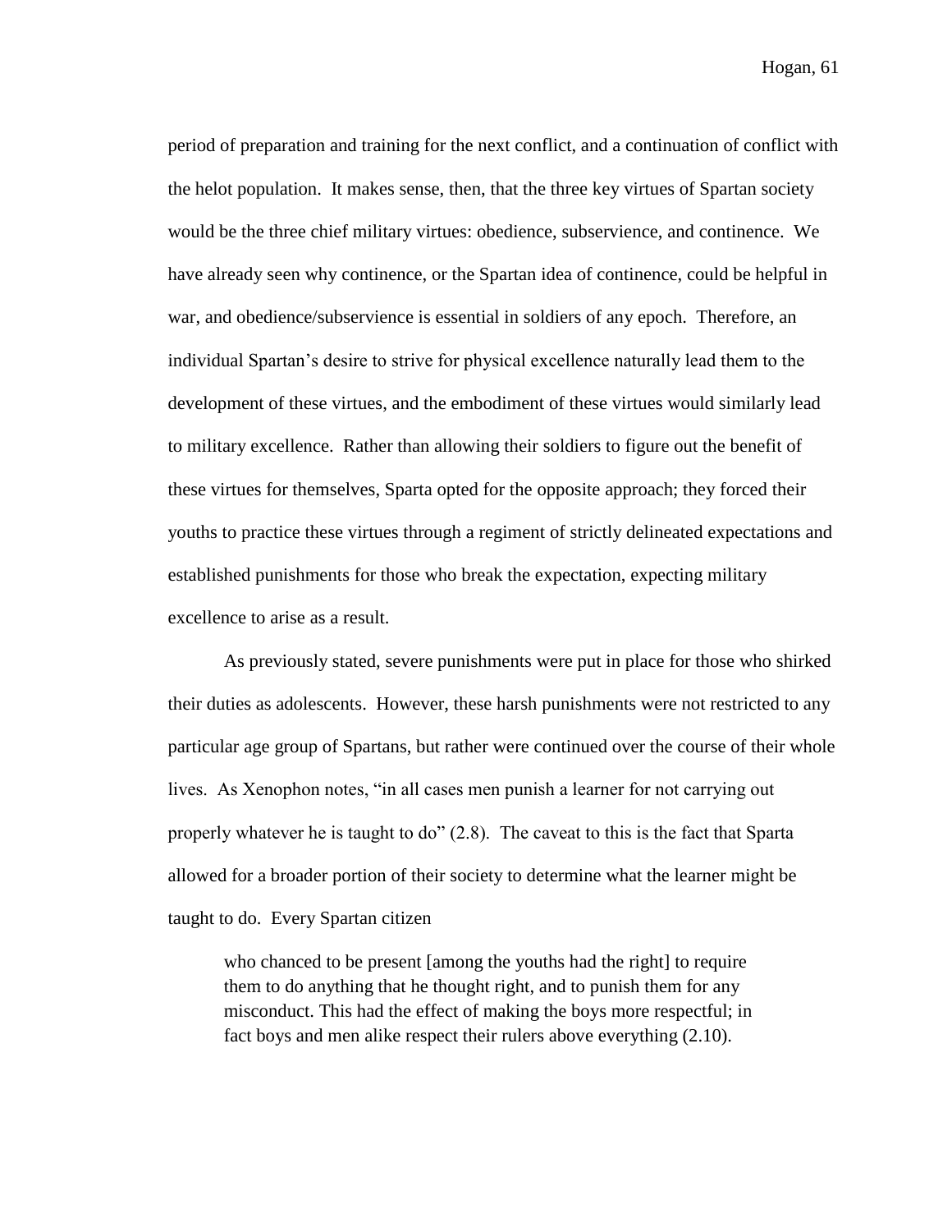period of preparation and training for the next conflict, and a continuation of conflict with the helot population. It makes sense, then, that the three key virtues of Spartan society would be the three chief military virtues: obedience, subservience, and continence. We have already seen why continence, or the Spartan idea of continence, could be helpful in war, and obedience/subservience is essential in soldiers of any epoch. Therefore, an individual Spartan's desire to strive for physical excellence naturally lead them to the development of these virtues, and the embodiment of these virtues would similarly lead to military excellence. Rather than allowing their soldiers to figure out the benefit of these virtues for themselves, Sparta opted for the opposite approach; they forced their youths to practice these virtues through a regiment of strictly delineated expectations and established punishments for those who break the expectation, expecting military excellence to arise as a result.

As previously stated, severe punishments were put in place for those who shirked their duties as adolescents. However, these harsh punishments were not restricted to any particular age group of Spartans, but rather were continued over the course of their whole lives. As Xenophon notes, "in all cases men punish a learner for not carrying out properly whatever he is taught to do" (2.8). The caveat to this is the fact that Sparta allowed for a broader portion of their society to determine what the learner might be taught to do. Every Spartan citizen

> who chanced to be present [among the youths had the right] to require them to do anything that he thought right, and to punish them for any misconduct. This had the effect of making the boys more respectful; in fact boys and men alike respect their rulers above everything (2.10).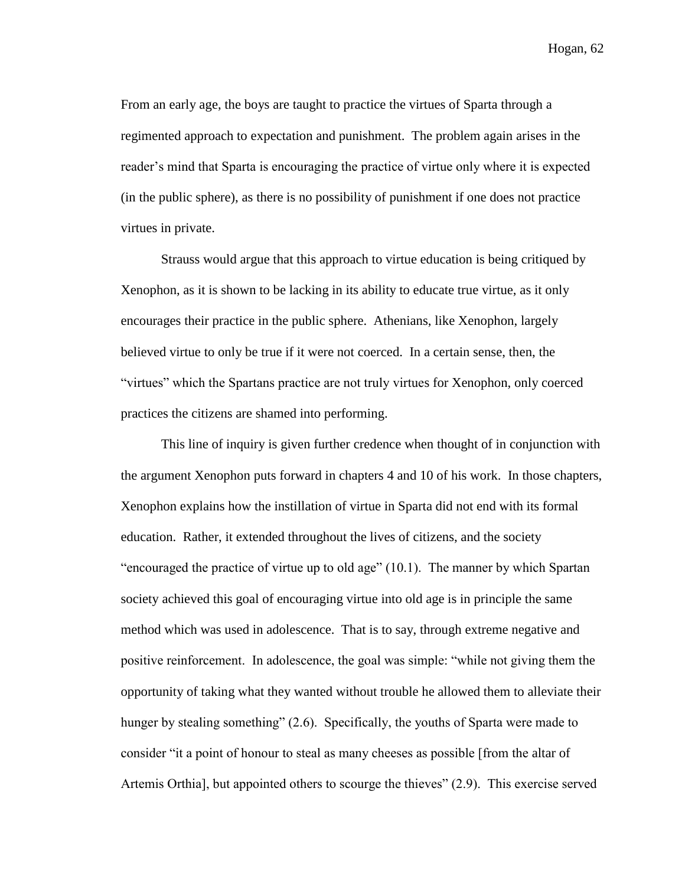From an early age, the boys are taught to practice the virtues of Sparta through a regimented approach to expectation and punishment. The problem again arises in the reader's mind that Sparta is encouraging the practice of virtue only where it is expected (in the public sphere), as there is no possibility of punishment if one does not practice virtues in private.

Strauss would argue that this approach to virtue education is being critiqued by Xenophon, as it is shown to be lacking in its ability to educate true virtue, as it only encourages their practice in the public sphere. Athenians, like Xenophon, largely believed virtue to only be true if it were not coerced. In a certain sense, then, the "virtues" which the Spartans practice are not truly virtues for Xenophon, only coerced practices the citizens are shamed into performing.

This line of inquiry is given further credence when thought of in conjunction with the argument Xenophon puts forward in chapters 4 and 10 of his work. In those chapters, Xenophon explains how the instillation of virtue in Sparta did not end with its formal education. Rather, it extended throughout the lives of citizens, and the society "encouraged the practice of virtue up to old age" (10.1). The manner by which Spartan society achieved this goal of encouraging virtue into old age is in principle the same method which was used in adolescence. That is to say, through extreme negative and positive reinforcement. In adolescence, the goal was simple: "while not giving them the opportunity of taking what they wanted without trouble he allowed them to alleviate their hunger by stealing something" (2.6). Specifically, the youths of Sparta were made to consider "it a point of honour to steal as many cheeses as possible [from the altar of Artemis Orthia], but appointed others to scourge the thieves" (2.9). This exercise served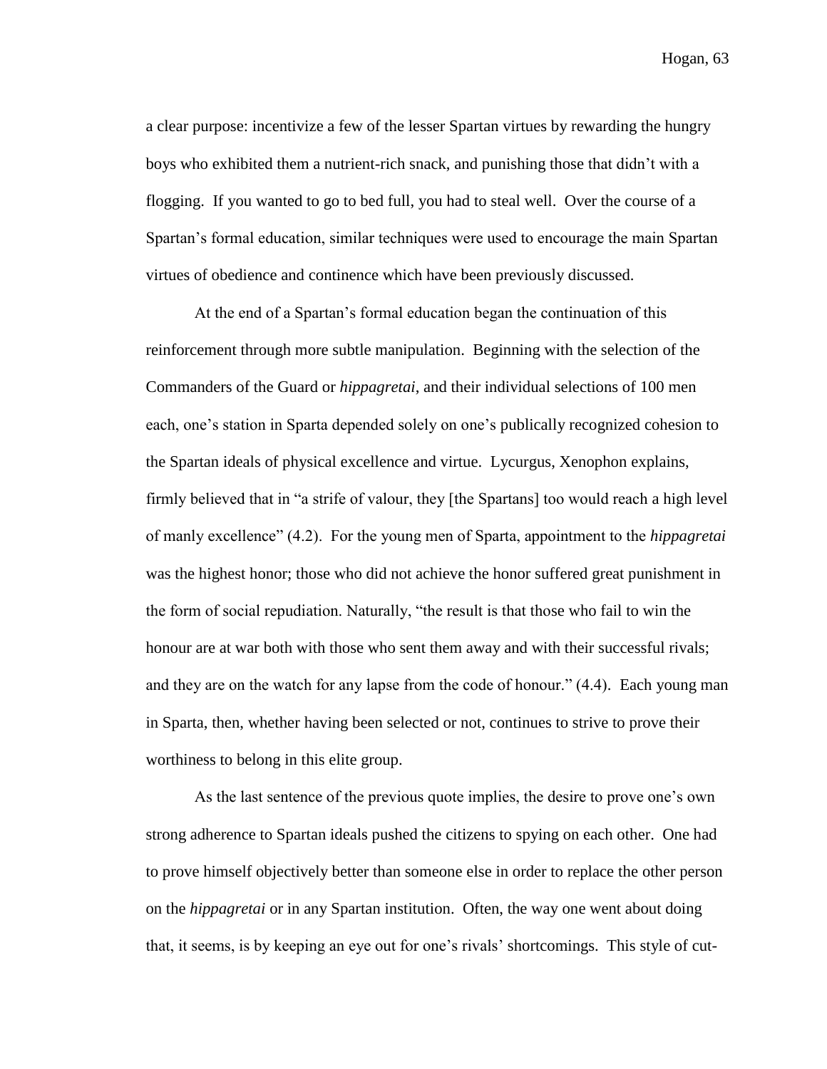a clear purpose: incentivize a few of the lesser Spartan virtues by rewarding the hungry boys who exhibited them a nutrient-rich snack, and punishing those that didn't with a flogging. If you wanted to go to bed full, you had to steal well. Over the course of a Spartan's formal education, similar techniques were used to encourage the main Spartan virtues of obedience and continence which have been previously discussed.

At the end of a Spartan's formal education began the continuation of this reinforcement through more subtle manipulation. Beginning with the selection of the Commanders of the Guard or *hippagretai*, and their individual selections of 100 men each, one's station in Sparta depended solely on one's publically recognized cohesion to the Spartan ideals of physical excellence and virtue. Lycurgus, Xenophon explains, firmly believed that in "a strife of valour, they [the Spartans] too would reach a high level of manly excellence" (4.2). For the young men of Sparta, appointment to the *hippagretai* was the highest honor; those who did not achieve the honor suffered great punishment in the form of social repudiation. Naturally, "the result is that those who fail to win the honour are at war both with those who sent them away and with their successful rivals; and they are on the watch for any lapse from the code of honour." (4.4). Each young man in Sparta, then, whether having been selected or not, continues to strive to prove their worthiness to belong in this elite group.

As the last sentence of the previous quote implies, the desire to prove one's own strong adherence to Spartan ideals pushed the citizens to spying on each other. One had to prove himself objectively better than someone else in order to replace the other person on the *hippagretai* or in any Spartan institution. Often, the way one went about doing that, it seems, is by keeping an eye out for one's rivals' shortcomings. This style of cut-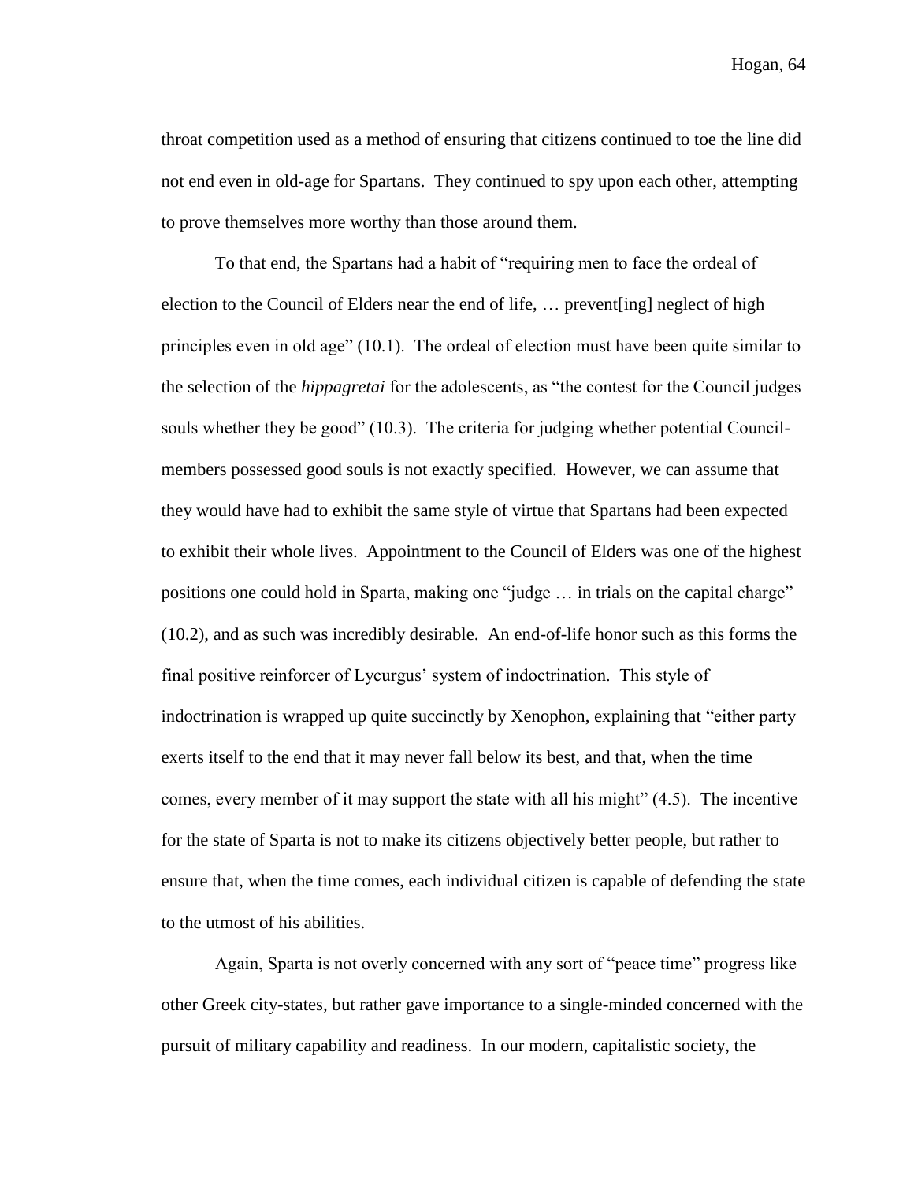throat competition used as a method of ensuring that citizens continued to toe the line did not end even in old-age for Spartans. They continued to spy upon each other, attempting to prove themselves more worthy than those around them.

To that end, the Spartans had a habit of "requiring men to face the ordeal of election to the Council of Elders near the end of life, … prevent[ing] neglect of high principles even in old age" (10.1). The ordeal of election must have been quite similar to the selection of the *hippagretai* for the adolescents, as "the contest for the Council judges souls whether they be good" (10.3). The criteria for judging whether potential Council-members possessed good souls is not exactly specified. However, we can assume that they would have had to exhibit the same style of virtue that Spartans had been expected to exhibit their whole lives. Appointment to the Council of Elders was one of the highest positions one could hold in Sparta, making one "judge … in trials on the capital charge" (10.2), and as such was incredibly desirable. An end-of-life honor such as this forms the final positive reinforcer of Lycurgus' system of indoctrination. This style of indoctrination is wrapped up quite succinctly by Xenophon, explaining that "either party exerts itself to the end that it may never fall below its best, and that, when the time comes, every member of it may support the state with all his might" (4.5). The incentive for the state of Sparta is not to make its citizens objectively better people, but rather to ensure that, when the time comes, each individual citizen is capable of defending the state to the utmost of his abilities.

Again, Sparta is not overly concerned with any sort of "peace time" progress like other Greek city-states, but rather gave importance to a single-minded concerned with the pursuit of military capability and readiness. In our modern, capitalistic society, the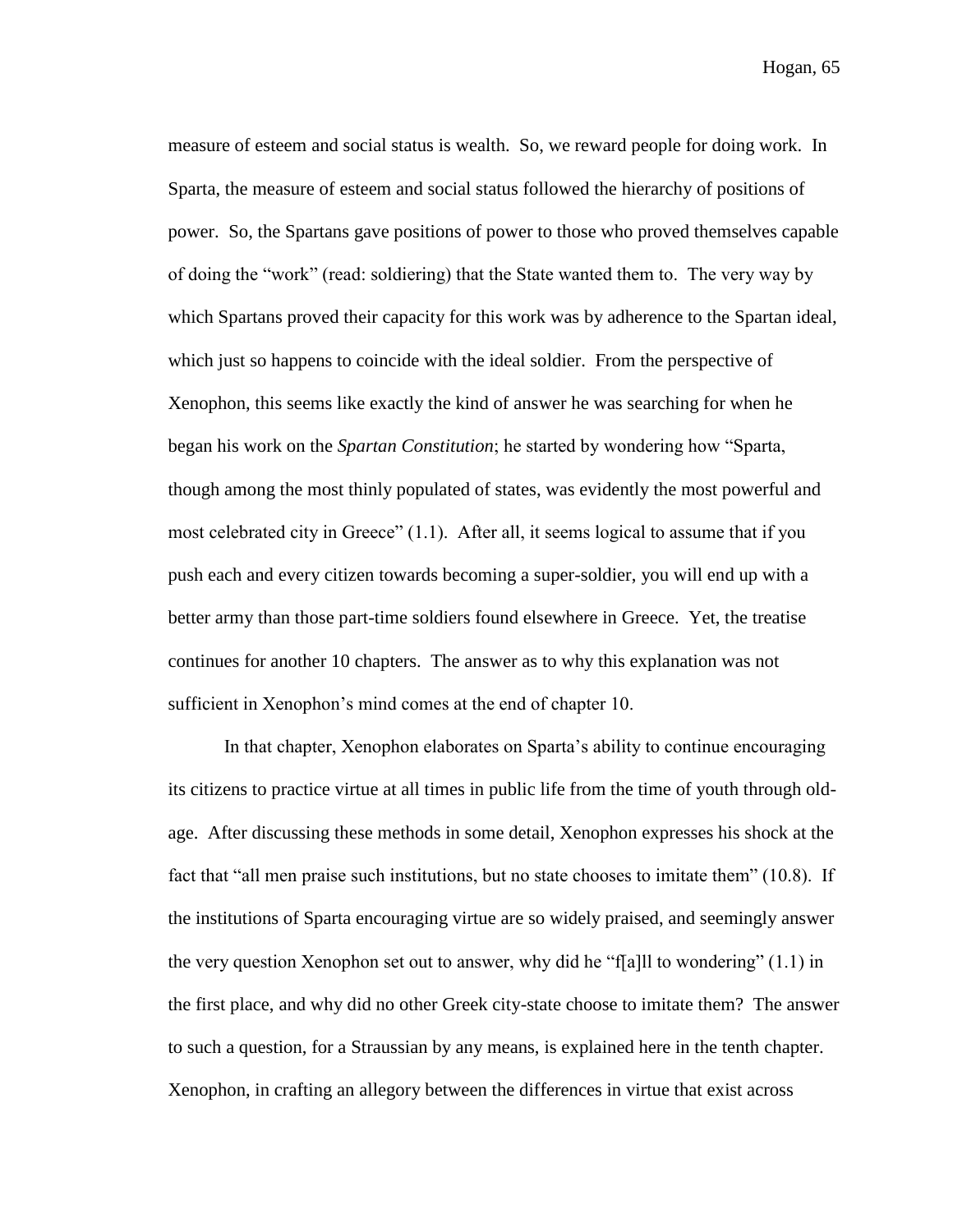measure of esteem and social status is wealth. So, we reward people for doing work. In Sparta, the measure of esteem and social status followed the hierarchy of positions of power. So, the Spartans gave positions of power to those who proved themselves capable of doing the "work" (read: soldiering) that the State wanted them to. The very way by which Spartans proved their capacity for this work was by adherence to the Spartan ideal, which just so happens to coincide with the ideal soldier. From the perspective of Xenophon, this seems like exactly the kind of answer he was searching for when he began his work on the *Spartan Constitution*; he started by wondering how "Sparta, though among the most thinly populated of states, was evidently the most powerful and most celebrated city in Greece" (1.1). After all, it seems logical to assume that if you push each and every citizen towards becoming a super-soldier, you will end up with a better army than those part-time soldiers found elsewhere in Greece. Yet, the treatise continues for another 10 chapters. The answer as to why this explanation was not sufficient in Xenophon's mind comes at the end of chapter 10.

In that chapter, Xenophon elaborates on Sparta's ability to continue encouraging its citizens to practice virtue at all times in public life from the time of youth through old-age. After discussing these methods in some detail, Xenophon expresses his shock at the fact that "all men praise such institutions, but no state chooses to imitate them" (10.8). If the institutions of Sparta encouraging virtue are so widely praised, and seemingly answer the very question Xenophon set out to answer, why did he "f[a]ll to wondering" (1.1) in the first place, and why did no other Greek city-state choose to imitate them? The answer to such a question, for a Straussian by any means, is explained here in the tenth chapter. Xenophon, in crafting an allegory between the differences in virtue that exist across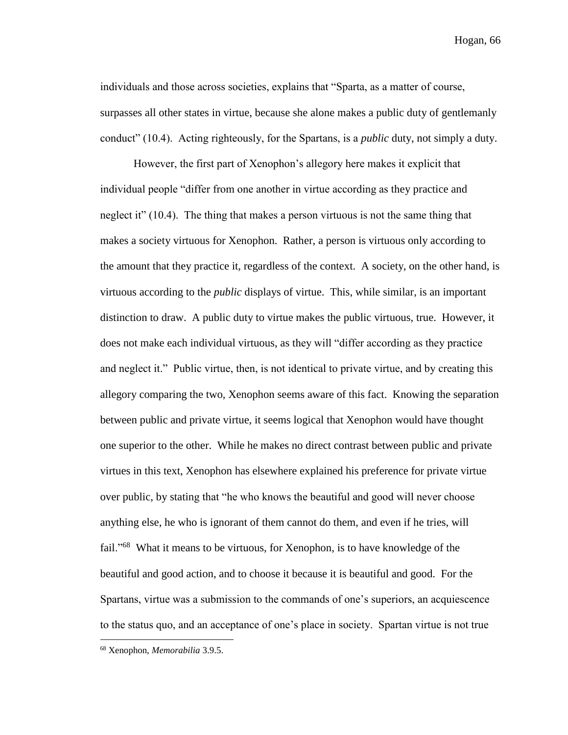individuals and those across societies, explains that "Sparta, as a matter of course, surpasses all other states in virtue, because she alone makes a public duty of gentlemanly conduct" (10.4). Acting righteously, for the Spartans, is a *public* duty, not simply a duty.

However, the first part of Xenophon's allegory here makes it explicit that individual people "differ from one another in virtue according as they practice and neglect it" (10.4). The thing that makes a person virtuous is not the same thing that makes a society virtuous for Xenophon. Rather, a person is virtuous only according to the amount that they practice it, regardless of the context. A society, on the other hand, is virtuous according to the *public* displays of virtue. This, while similar, is an important distinction to draw. A public duty to virtue makes the public virtuous, true. However, it does not make each individual virtuous, as they will "differ according as they practice and neglect it." Public virtue, then, is not identical to private virtue, and by creating this allegory comparing the two, Xenophon seems aware of this fact. Knowing the separation between public and private virtue, it seems logical that Xenophon would have thought one superior to the other. While he makes no direct contrast between public and private virtues in this text, Xenophon has elsewhere explained his preference for private virtue over public, by stating that "he who knows the beautiful and good will never choose anything else, he who is ignorant of them cannot do them, and even if he tries, will fail."[68] What it means to be virtuous, for Xenophon, is to have knowledge of the beautiful and good action, and to choose it because it is beautiful and good. For the Spartans, virtue was a submission to the commands of one's superiors, an acquiescence to the status quo, and an acceptance of one's place in society. Spartan virtue is not true

[68] Xenophon, *Memorabilia* 3.9.5.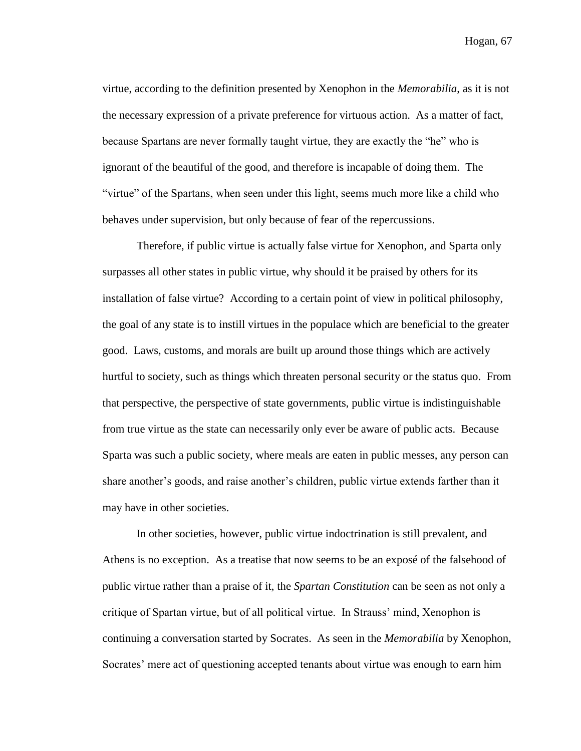virtue, according to the definition presented by Xenophon in the *Memorabilia*, as it is not the necessary expression of a private preference for virtuous action. As a matter of fact, because Spartans are never formally taught virtue, they are exactly the "he" who is ignorant of the beautiful of the good, and therefore is incapable of doing them. The "virtue" of the Spartans, when seen under this light, seems much more like a child who behaves under supervision, but only because of fear of the repercussions.

Therefore, if public virtue is actually false virtue for Xenophon, and Sparta only surpasses all other states in public virtue, why should it be praised by others for its installation of false virtue? According to a certain point of view in political philosophy, the goal of any state is to instill virtues in the populace which are beneficial to the greater good. Laws, customs, and morals are built up around those things which are actively hurtful to society, such as things which threaten personal security or the status quo. From that perspective, the perspective of state governments, public virtue is indistinguishable from true virtue as the state can necessarily only ever be aware of public acts. Because Sparta was such a public society, where meals are eaten in public messes, any person can share another's goods, and raise another's children, public virtue extends farther than it may have in other societies.

In other societies, however, public virtue indoctrination is still prevalent, and Athens is no exception. As a treatise that now seems to be an exposé of the falsehood of public virtue rather than a praise of it, the *Spartan Constitution* can be seen as not only a critique of Spartan virtue, but of all political virtue. In Strauss' mind, Xenophon is continuing a conversation started by Socrates. As seen in the *Memorabilia* by Xenophon, Socrates' mere act of questioning accepted tenants about virtue was enough to earn him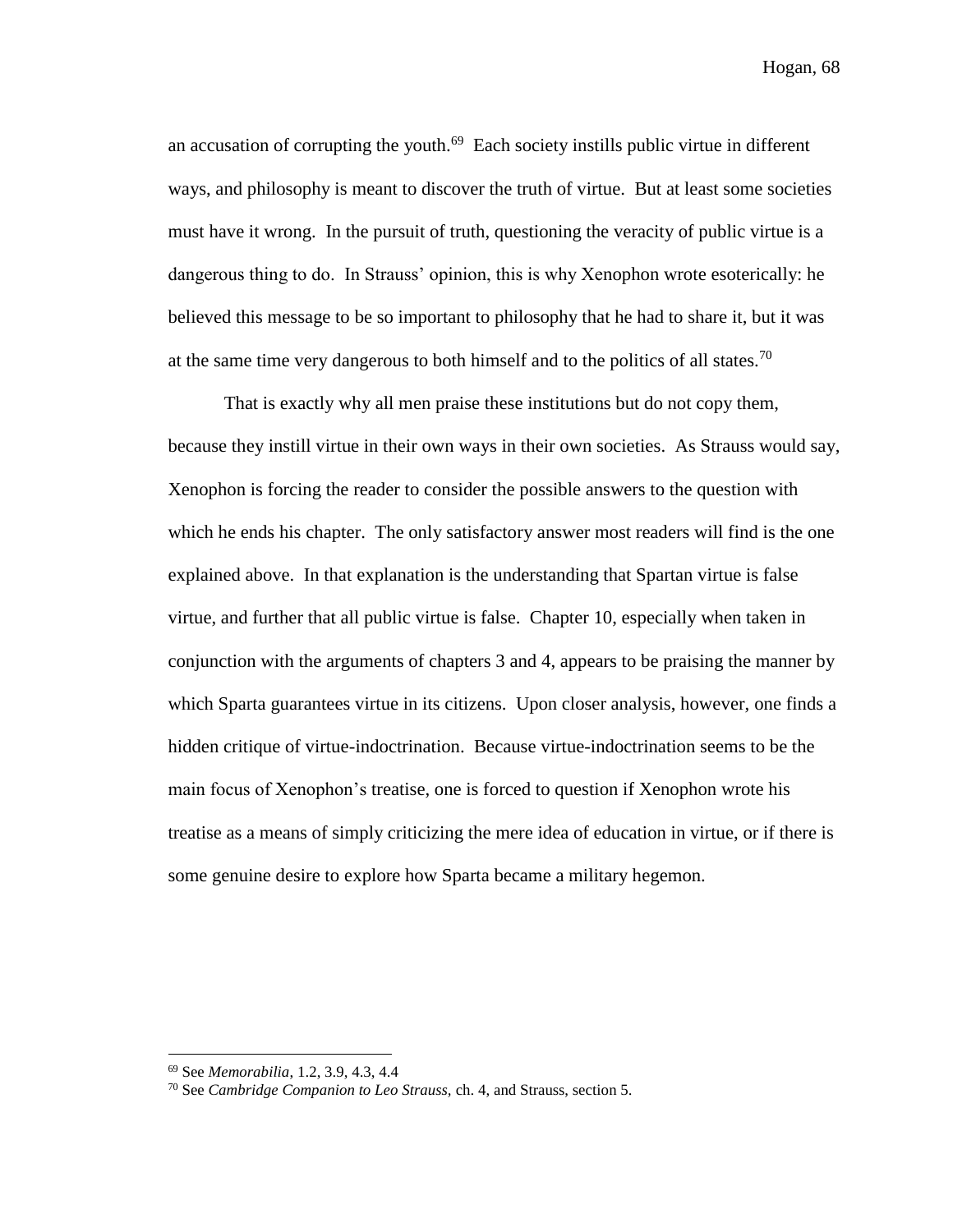an accusation of corrupting the youth.[69] Each society instills public virtue in different ways, and philosophy is meant to discover the truth of virtue. But at least some societies must have it wrong. In the pursuit of truth, questioning the veracity of public virtue is a dangerous thing to do. In Strauss' opinion, this is why Xenophon wrote esoterically: he believed this message to be so important to philosophy that he had to share it, but it was at the same time very dangerous to both himself and to the politics of all states.[70]

That is exactly why all men praise these institutions but do not copy them, because they instill virtue in their own ways in their own societies. As Strauss would say, Xenophon is forcing the reader to consider the possible answers to the question with which he ends his chapter. The only satisfactory answer most readers will find is the one explained above. In that explanation is the understanding that Spartan virtue is false virtue, and further that all public virtue is false. Chapter 10, especially when taken in conjunction with the arguments of chapters 3 and 4, appears to be praising the manner by which Sparta guarantees virtue in its citizens. Upon closer analysis, however, one finds a hidden critique of virtue-indoctrination. Because virtue-indoctrination seems to be the main focus of Xenophon's treatise, one is forced to question if Xenophon wrote his treatise as a means of simply criticizing the mere idea of education in virtue, or if there is some genuine desire to explore how Sparta became a military hegemon.

---

[69] See *Memorabilia*, 1.2, 3.9, 4.3, 4.4

[70] See *Cambridge Companion to Leo Strauss*, ch. 4, and Strauss, section 5.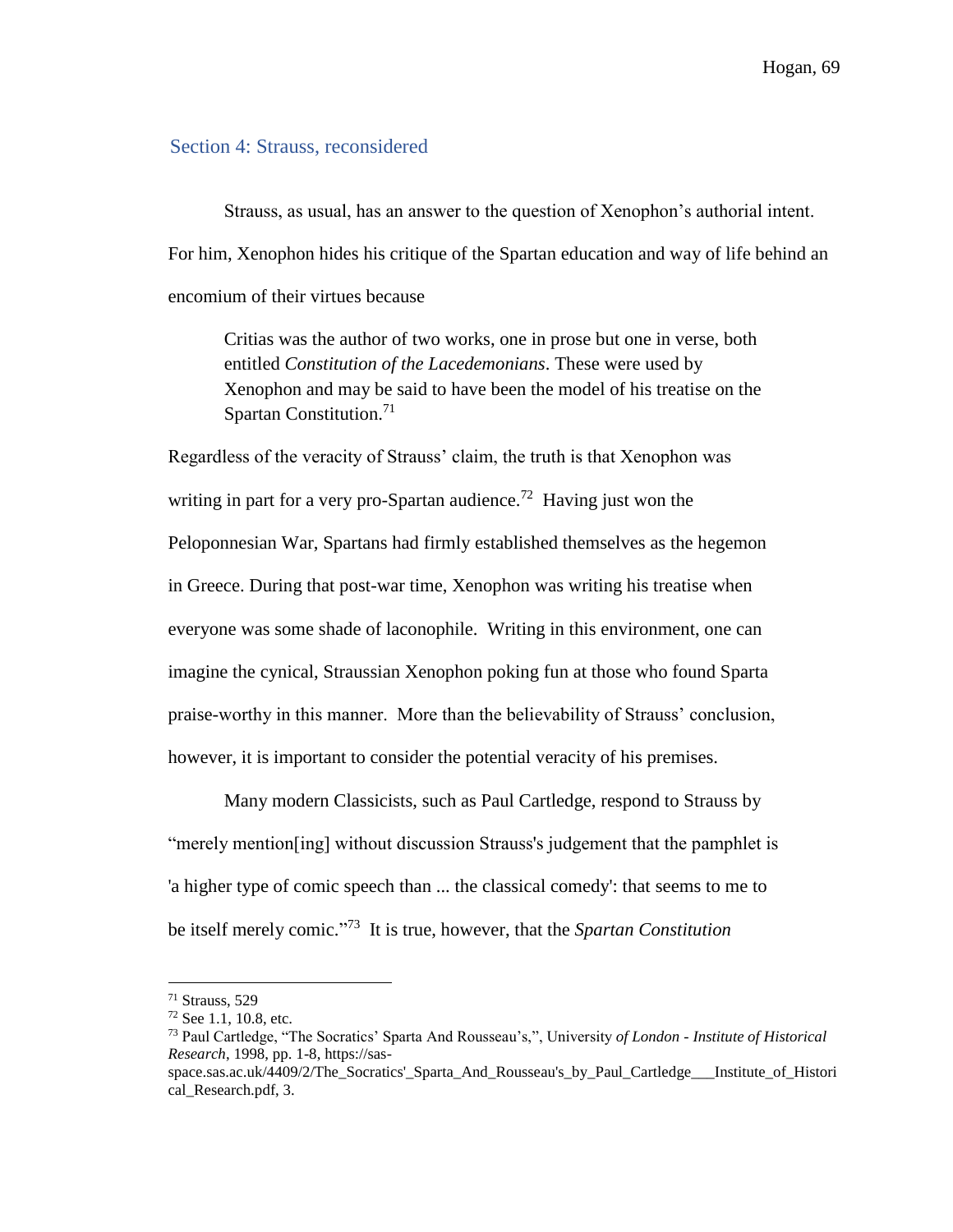## Section 4: Strauss, reconsidered

Strauss, as usual, has an answer to the question of Xenophon's authorial intent. For him, Xenophon hides his critique of the Spartan education and way of life behind an encomium of their virtues because

> Critias was the author of two works, one in prose but one in verse, both entitled *Constitution of the Lacedemonians*. These were used by Xenophon and may be said to have been the model of his treatise on the Spartan Constitution.[71]

Regardless of the veracity of Strauss' claim, the truth is that Xenophon was writing in part for a very pro-Spartan audience.[72] Having just won the Peloponnesian War, Spartans had firmly established themselves as the hegemon in Greece. During that post-war time, Xenophon was writing his treatise when everyone was some shade of laconophile. Writing in this environment, one can imagine the cynical, Straussian Xenophon poking fun at those who found Sparta praise-worthy in this manner. More than the believability of Strauss' conclusion, however, it is important to consider the potential veracity of his premises.

Many modern Classicists, such as Paul Cartledge, respond to Strauss by "merely mention[ing] without discussion Strauss's judgement that the pamphlet is 'a higher type of comic speech than ... the classical comedy': that seems to me to be itself merely comic."[73] It is true, however, that the *Spartan Constitution*

---

[71] Strauss, 529

[72] See 1.1, 10.8, etc.

[73] Paul Cartledge, "The Socratics' Sparta And Rousseau's,", University *of London - Institute of Historical Research*, 1998, pp. 1-8, https://sas-space.sas.ac.uk/4409/2/The_Socratics'_Sparta_And_Rousseau's_by_Paul_Cartledge___Institute_of_Historical_Research.pdf, 3.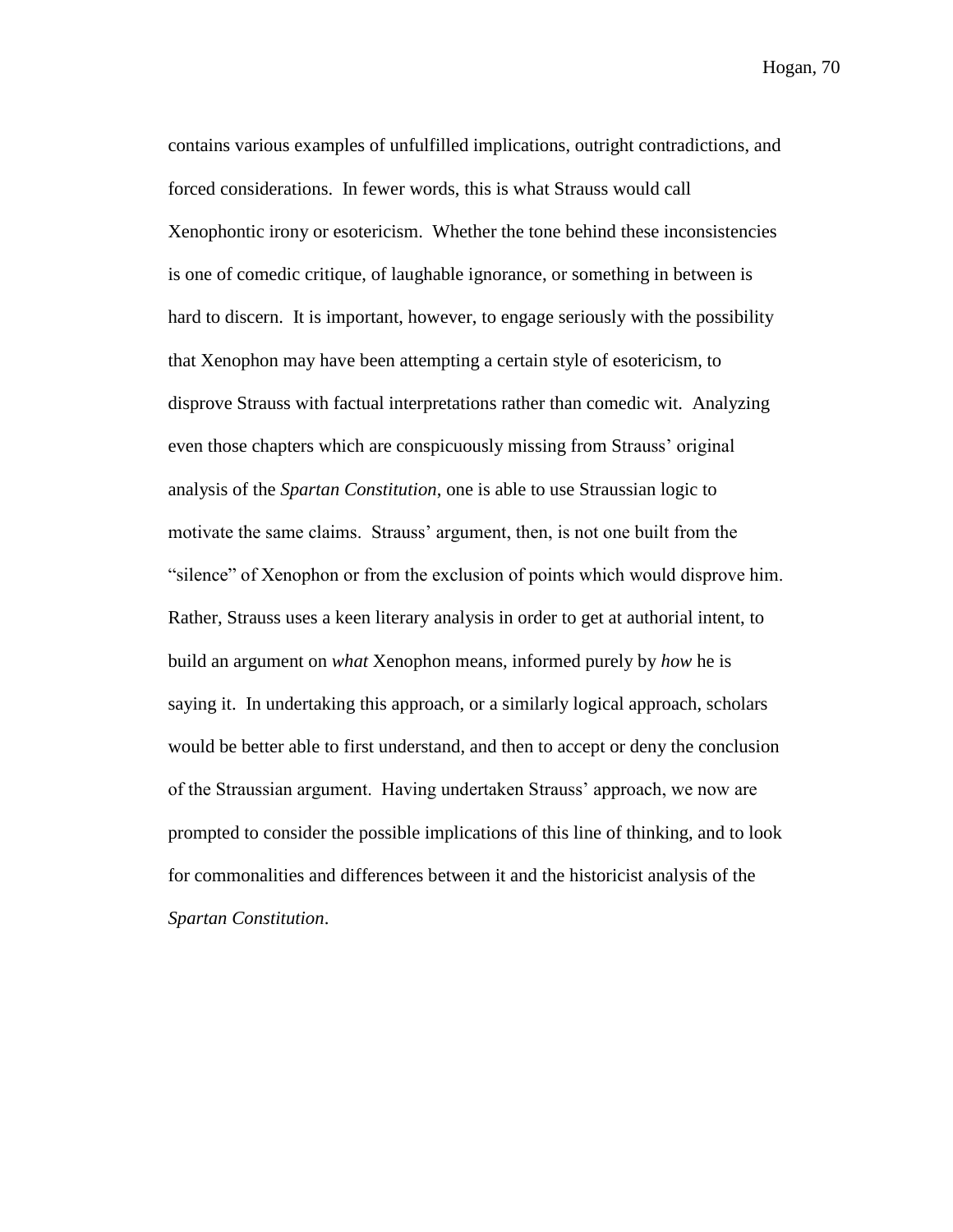contains various examples of unfulfilled implications, outright contradictions, and forced considerations. In fewer words, this is what Strauss would call Xenophontic irony or esotericism. Whether the tone behind these inconsistencies is one of comedic critique, of laughable ignorance, or something in between is hard to discern. It is important, however, to engage seriously with the possibility that Xenophon may have been attempting a certain style of esotericism, to disprove Strauss with factual interpretations rather than comedic wit. Analyzing even those chapters which are conspicuously missing from Strauss' original analysis of the *Spartan Constitution*, one is able to use Straussian logic to motivate the same claims. Strauss' argument, then, is not one built from the "silence" of Xenophon or from the exclusion of points which would disprove him. Rather, Strauss uses a keen literary analysis in order to get at authorial intent, to build an argument on *what* Xenophon means, informed purely by *how* he is saying it. In undertaking this approach, or a similarly logical approach, scholars would be better able to first understand, and then to accept or deny the conclusion of the Straussian argument. Having undertaken Strauss' approach, we now are prompted to consider the possible implications of this line of thinking, and to look for commonalities and differences between it and the historicist analysis of the *Spartan Constitution*.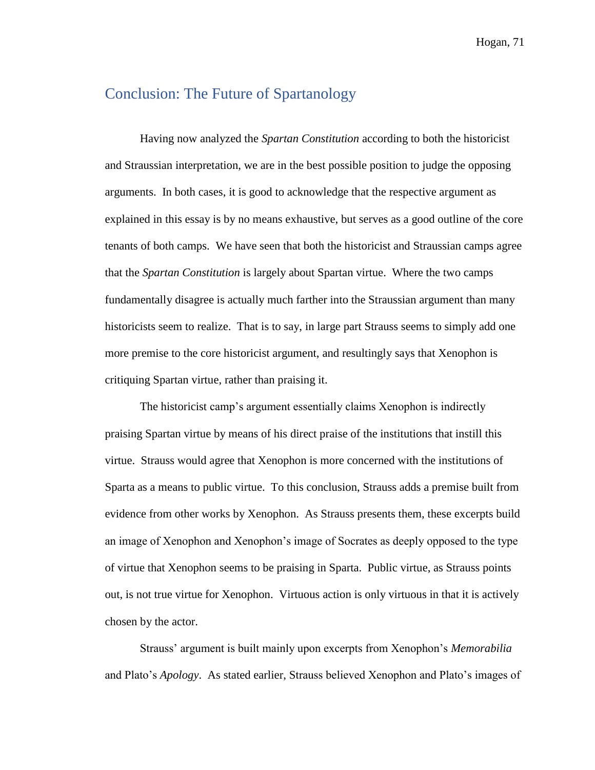## Conclusion: The Future of Spartanology

Having now analyzed the *Spartan Constitution* according to both the historicist and Straussian interpretation, we are in the best possible position to judge the opposing arguments. In both cases, it is good to acknowledge that the respective argument as explained in this essay is by no means exhaustive, but serves as a good outline of the core tenants of both camps. We have seen that both the historicist and Straussian camps agree that the *Spartan Constitution* is largely about Spartan virtue. Where the two camps fundamentally disagree is actually much farther into the Straussian argument than many historicists seem to realize. That is to say, in large part Strauss seems to simply add one more premise to the core historicist argument, and resultingly says that Xenophon is critiquing Spartan virtue, rather than praising it.

The historicist camp's argument essentially claims Xenophon is indirectly praising Spartan virtue by means of his direct praise of the institutions that instill this virtue. Strauss would agree that Xenophon is more concerned with the institutions of Sparta as a means to public virtue. To this conclusion, Strauss adds a premise built from evidence from other works by Xenophon. As Strauss presents them, these excerpts build an image of Xenophon and Xenophon's image of Socrates as deeply opposed to the type of virtue that Xenophon seems to be praising in Sparta. Public virtue, as Strauss points out, is not true virtue for Xenophon. Virtuous action is only virtuous in that it is actively chosen by the actor.

Strauss' argument is built mainly upon excerpts from Xenophon's *Memorabilia* and Plato's *Apology*. As stated earlier, Strauss believed Xenophon and Plato's images of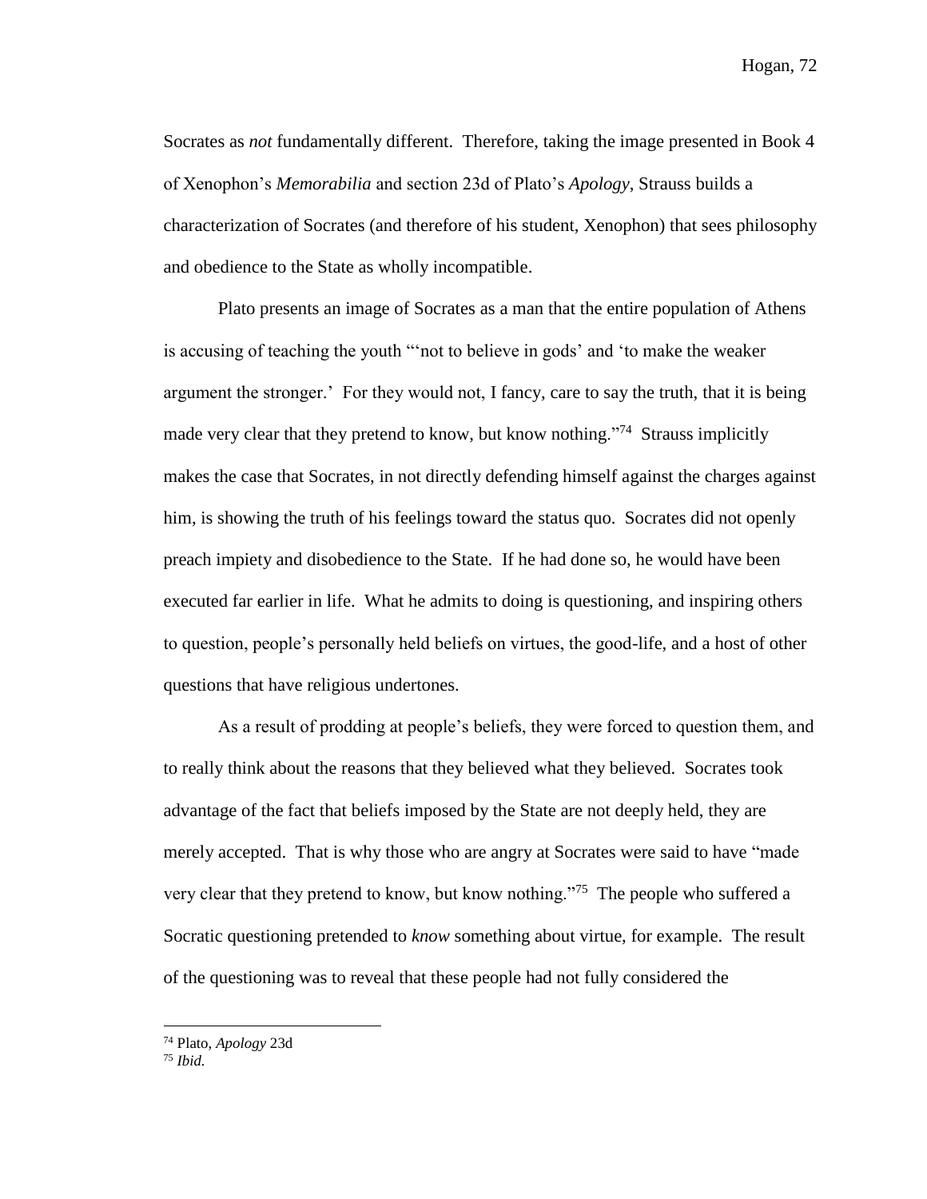Socrates as *not* fundamentally different. Therefore, taking the image presented in Book 4 of Xenophon's *Memorabilia* and section 23d of Plato's *Apology*, Strauss builds a characterization of Socrates (and therefore of his student, Xenophon) that sees philosophy and obedience to the State as wholly incompatible.

Plato presents an image of Socrates as a man that the entire population of Athens is accusing of teaching the youth "'not to believe in gods' and 'to make the weaker argument the stronger.' For they would not, I fancy, care to say the truth, that it is being made very clear that they pretend to know, but know nothing."[74] Strauss implicitly makes the case that Socrates, in not directly defending himself against the charges against him, is showing the truth of his feelings toward the status quo. Socrates did not openly preach impiety and disobedience to the State. If he had done so, he would have been executed far earlier in life. What he admits to doing is questioning, and inspiring others to question, people's personally held beliefs on virtues, the good-life, and a host of other questions that have religious undertones.

As a result of prodding at people's beliefs, they were forced to question them, and to really think about the reasons that they believed what they believed. Socrates took advantage of the fact that beliefs imposed by the State are not deeply held, they are merely accepted. That is why those who are angry at Socrates were said to have "made very clear that they pretend to know, but know nothing."[75] The people who suffered a Socratic questioning pretended to *know* something about virtue, for example. The result of the questioning was to reveal that these people had not fully considered the

---

[74] Plato, *Apology* 23d

[75] *Ibid.*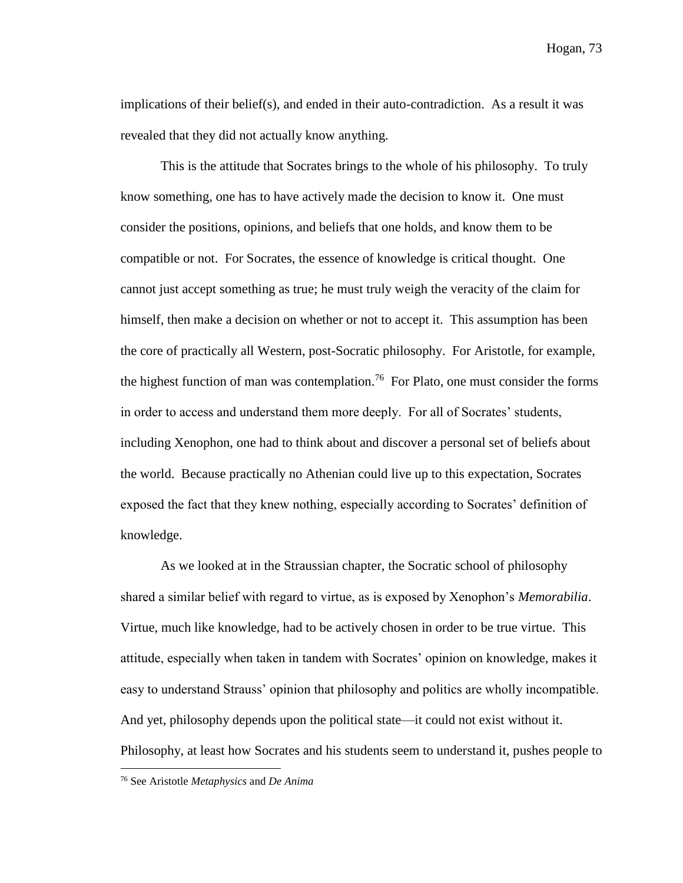implications of their belief(s), and ended in their auto-contradiction. As a result it was revealed that they did not actually know anything.

This is the attitude that Socrates brings to the whole of his philosophy. To truly know something, one has to have actively made the decision to know it. One must consider the positions, opinions, and beliefs that one holds, and know them to be compatible or not. For Socrates, the essence of knowledge is critical thought. One cannot just accept something as true; he must truly weigh the veracity of the claim for himself, then make a decision on whether or not to accept it. This assumption has been the core of practically all Western, post-Socratic philosophy. For Aristotle, for example, the highest function of man was contemplation.[76] For Plato, one must consider the forms in order to access and understand them more deeply. For all of Socrates' students, including Xenophon, one had to think about and discover a personal set of beliefs about the world. Because practically no Athenian could live up to this expectation, Socrates exposed the fact that they knew nothing, especially according to Socrates' definition of knowledge.

As we looked at in the Straussian chapter, the Socratic school of philosophy shared a similar belief with regard to virtue, as is exposed by Xenophon's *Memorabilia*. Virtue, much like knowledge, had to be actively chosen in order to be true virtue. This attitude, especially when taken in tandem with Socrates' opinion on knowledge, makes it easy to understand Strauss' opinion that philosophy and politics are wholly incompatible. And yet, philosophy depends upon the political state—it could not exist without it. Philosophy, at least how Socrates and his students seem to understand it, pushes people to

---

[76] See Aristotle *Metaphysics* and *De Anima*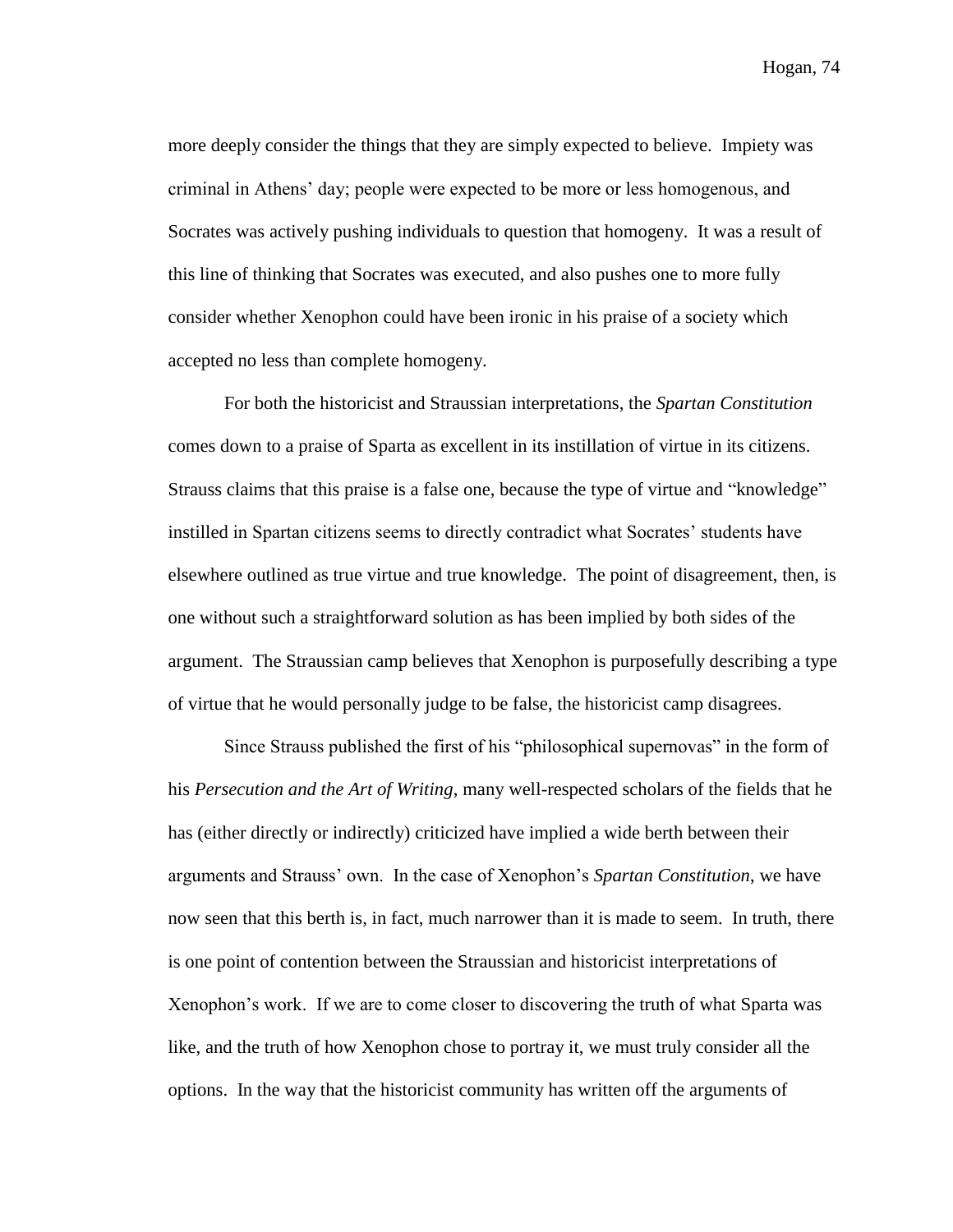more deeply consider the things that they are simply expected to believe. Impiety was criminal in Athens' day; people were expected to be more or less homogenous, and Socrates was actively pushing individuals to question that homogeny. It was a result of this line of thinking that Socrates was executed, and also pushes one to more fully consider whether Xenophon could have been ironic in his praise of a society which accepted no less than complete homogeny.

For both the historicist and Straussian interpretations, the *Spartan Constitution* comes down to a praise of Sparta as excellent in its instillation of virtue in its citizens. Strauss claims that this praise is a false one, because the type of virtue and "knowledge" instilled in Spartan citizens seems to directly contradict what Socrates' students have elsewhere outlined as true virtue and true knowledge. The point of disagreement, then, is one without such a straightforward solution as has been implied by both sides of the argument. The Straussian camp believes that Xenophon is purposefully describing a type of virtue that he would personally judge to be false, the historicist camp disagrees.

Since Strauss published the first of his "philosophical supernovas" in the form of his *Persecution and the Art of Writing*, many well-respected scholars of the fields that he has (either directly or indirectly) criticized have implied a wide berth between their arguments and Strauss' own. In the case of Xenophon's *Spartan Constitution*, we have now seen that this berth is, in fact, much narrower than it is made to seem. In truth, there is one point of contention between the Straussian and historicist interpretations of Xenophon's work. If we are to come closer to discovering the truth of what Sparta was like, and the truth of how Xenophon chose to portray it, we must truly consider all the options. In the way that the historicist community has written off the arguments of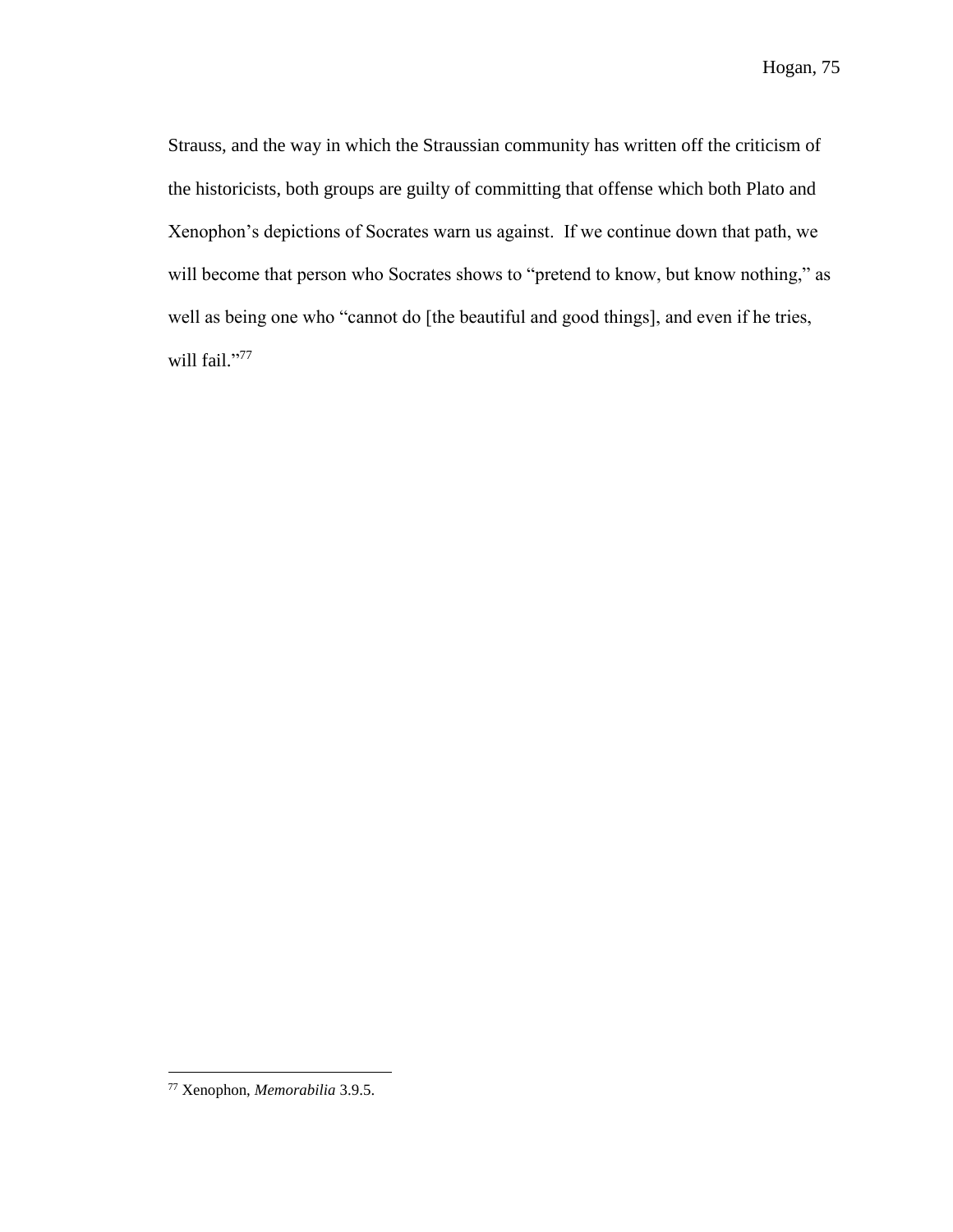Strauss, and the way in which the Straussian community has written off the criticism of the historicists, both groups are guilty of committing that offense which both Plato and Xenophon's depictions of Socrates warn us against. If we continue down that path, we will become that person who Socrates shows to "pretend to know, but know nothing," as well as being one who "cannot do [the beautiful and good things], and even if he tries, will fail."[77]

---

[77] Xenophon, *Memorabilia* 3.9.5.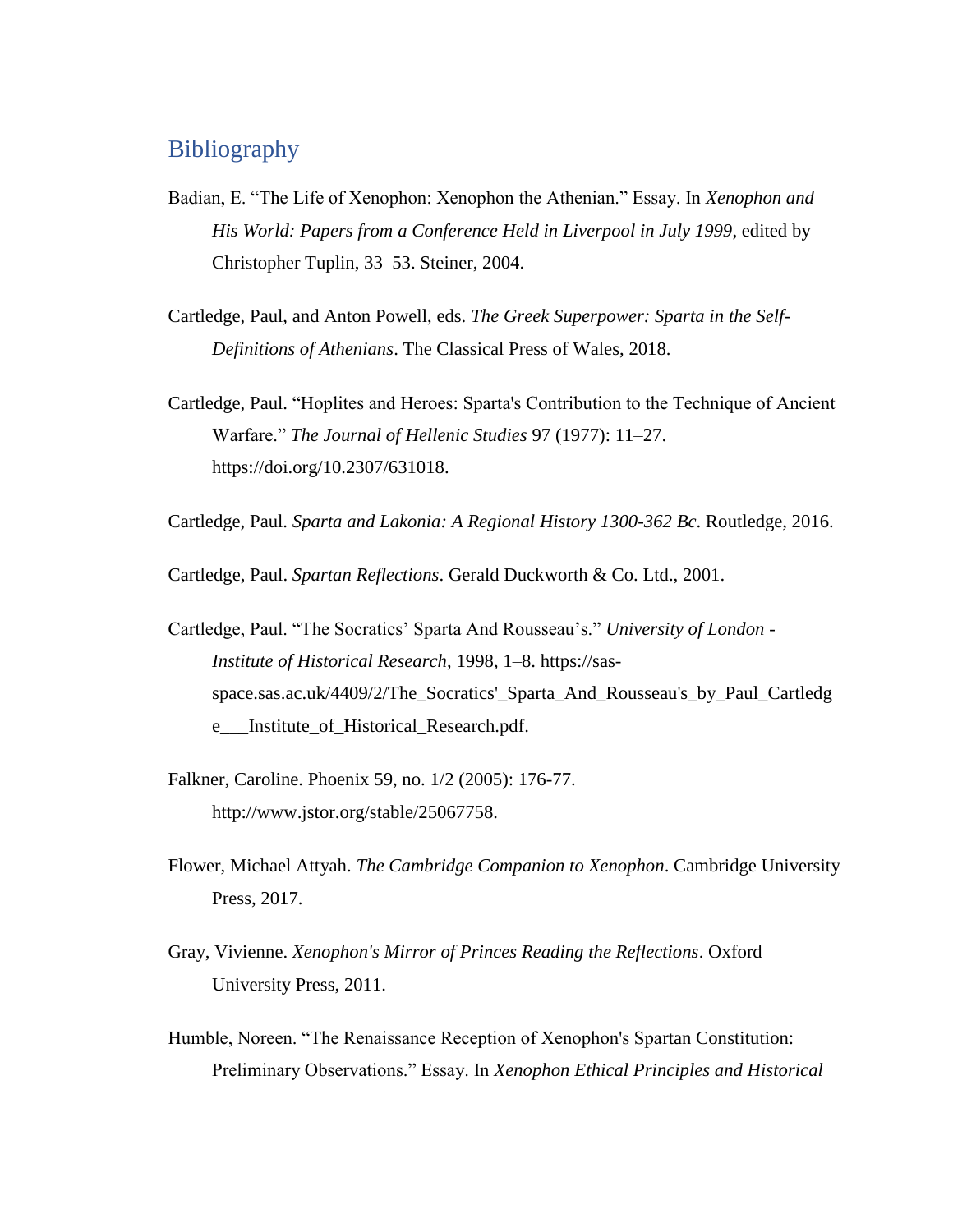## Bibliography

Badian, E. "The Life of Xenophon: Xenophon the Athenian." Essay. In *Xenophon and His World: Papers from a Conference Held in Liverpool in July 1999*, edited by Christopher Tuplin, 33–53. Steiner, 2004.

Cartledge, Paul, and Anton Powell, eds. *The Greek Superpower: Sparta in the Self-Definitions of Athenians*. The Classical Press of Wales, 2018.

Cartledge, Paul. "Hoplites and Heroes: Sparta's Contribution to the Technique of Ancient Warfare." *The Journal of Hellenic Studies* 97 (1977): 11–27. https://doi.org/10.2307/631018.

Cartledge, Paul. *Sparta and Lakonia: A Regional History 1300-362 Bc*. Routledge, 2016.

Cartledge, Paul. *Spartan Reflections*. Gerald Duckworth & Co. Ltd., 2001.

Cartledge, Paul. "The Socratics' Sparta And Rousseau's." *University of London - Institute of Historical Research*, 1998, 1–8. https://sas-space.sas.ac.uk/4409/2/The_Socratics'_Sparta_And_Rousseau's_by_Paul_Cartledge___Institute_of_Historical_Research.pdf.

Falkner, Caroline. Phoenix 59, no. 1/2 (2005): 176-77. http://www.jstor.org/stable/25067758.

Flower, Michael Attyah. *The Cambridge Companion to Xenophon*. Cambridge University Press, 2017.

Gray, Vivienne. *Xenophon's Mirror of Princes Reading the Reflections*. Oxford University Press, 2011.

Humble, Noreen. "The Renaissance Reception of Xenophon's Spartan Constitution: Preliminary Observations." Essay. In *Xenophon Ethical Principles and Historical*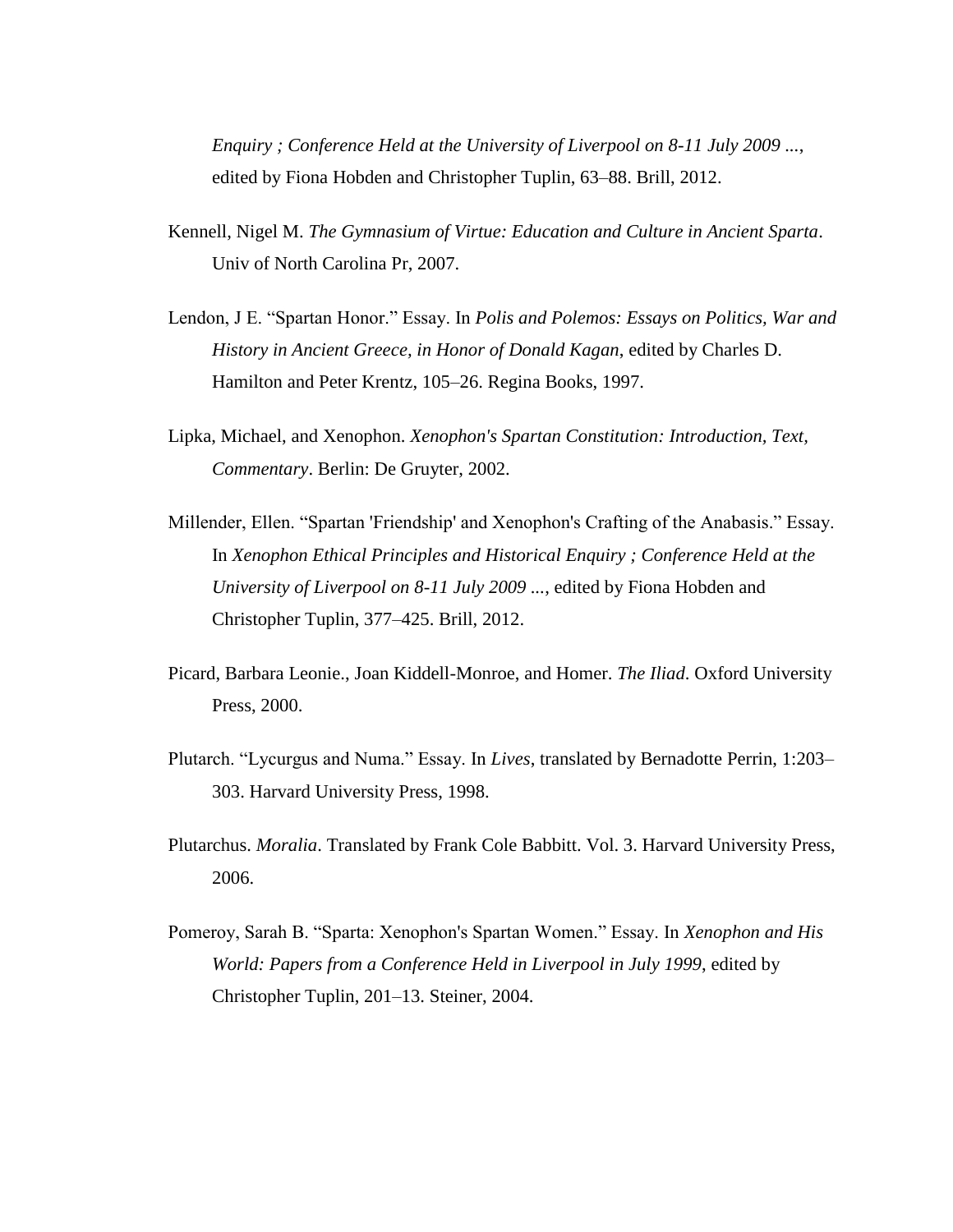*Enquiry ; Conference Held at the University of Liverpool on 8-11 July 2009* ..., edited by Fiona Hobden and Christopher Tuplin, 63–88. Brill, 2012.

Kennell, Nigel M. *The Gymnasium of Virtue: Education and Culture in Ancient Sparta*. Univ of North Carolina Pr, 2007.

Lendon, J E. "Spartan Honor." Essay. In *Polis and Polemos: Essays on Politics, War and History in Ancient Greece, in Honor of Donald Kagan*, edited by Charles D. Hamilton and Peter Krentz, 105–26. Regina Books, 1997.

Lipka, Michael, and Xenophon. *Xenophon's Spartan Constitution: Introduction, Text, Commentary*. Berlin: De Gruyter, 2002.

Millender, Ellen. "Spartan 'Friendship' and Xenophon's Crafting of the Anabasis." Essay. In *Xenophon Ethical Principles and Historical Enquiry ; Conference Held at the University of Liverpool on 8-11 July 2009* ..., edited by Fiona Hobden and Christopher Tuplin, 377–425. Brill, 2012.

Picard, Barbara Leonie., Joan Kiddell-Monroe, and Homer. *The Iliad*. Oxford University Press, 2000.

Plutarch. "Lycurgus and Numa." Essay. In *Lives*, translated by Bernadotte Perrin, 1:203–303. Harvard University Press, 1998.

Plutarchus. *Moralia*. Translated by Frank Cole Babbitt. Vol. 3. Harvard University Press, 2006.

Pomeroy, Sarah B. "Sparta: Xenophon's Spartan Women." Essay. In *Xenophon and His World: Papers from a Conference Held in Liverpool in July 1999*, edited by Christopher Tuplin, 201–13. Steiner, 2004.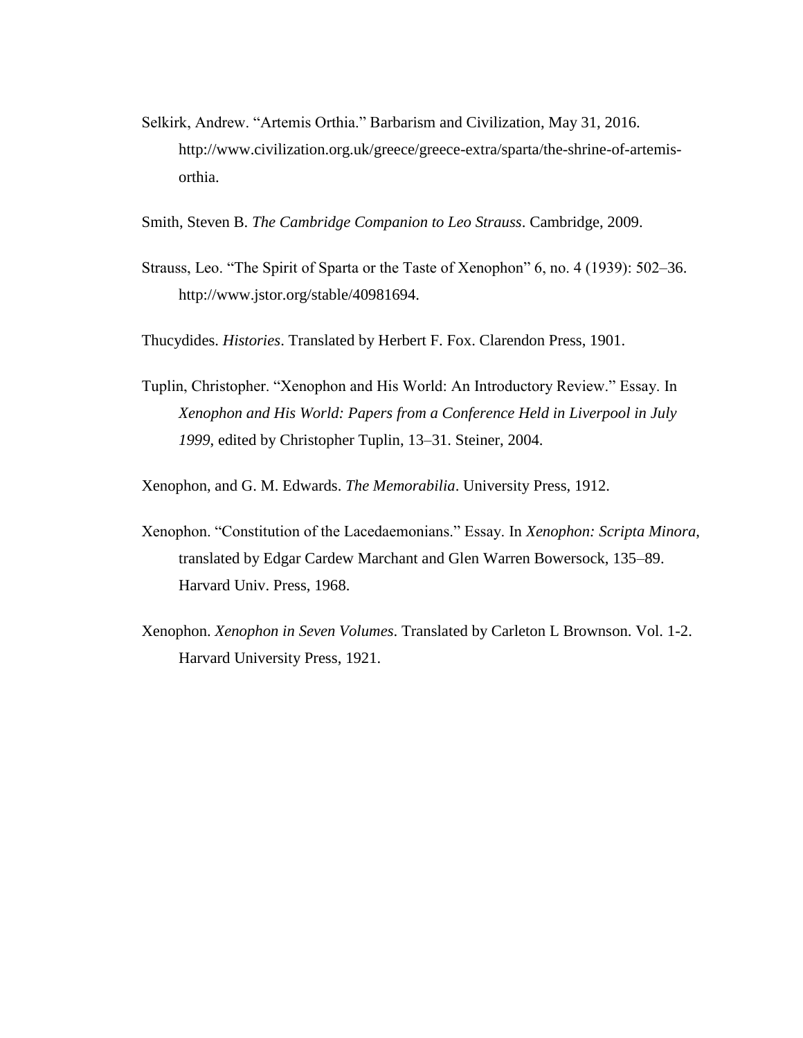Selkirk, Andrew. "Artemis Orthia." Barbarism and Civilization, May 31, 2016. http://www.civilization.org.uk/greece/greece-extra/sparta/the-shrine-of-artemis-orthia.

Smith, Steven B. *The Cambridge Companion to Leo Strauss*. Cambridge, 2009.

Strauss, Leo. "The Spirit of Sparta or the Taste of Xenophon" 6, no. 4 (1939): 502–36. http://www.jstor.org/stable/40981694.

Thucydides. *Histories*. Translated by Herbert F. Fox. Clarendon Press, 1901.

Tuplin, Christopher. "Xenophon and His World: An Introductory Review." Essay. In *Xenophon and His World: Papers from a Conference Held in Liverpool in July 1999*, edited by Christopher Tuplin, 13–31. Steiner, 2004.

Xenophon, and G. M. Edwards. *The Memorabilia*. University Press, 1912.

Xenophon. "Constitution of the Lacedaemonians." Essay. In *Xenophon: Scripta Minora*, translated by Edgar Cardew Marchant and Glen Warren Bowersock, 135–89. Harvard Univ. Press, 1968.

Xenophon. *Xenophon in Seven Volumes*. Translated by Carleton L Brownson. Vol. 1-2. Harvard University Press, 1921.